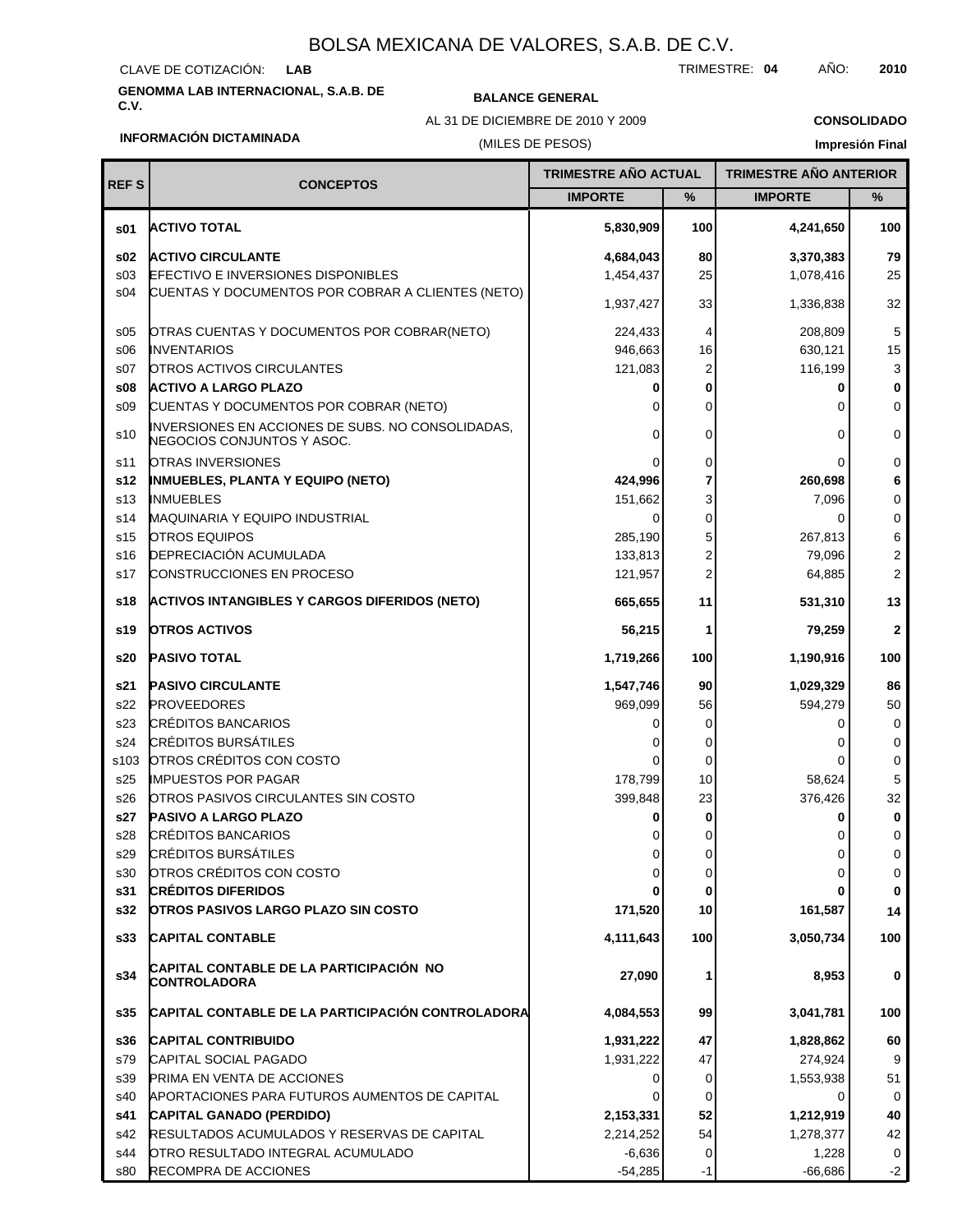# BOLSA MEXICANA DE VALORES, S.A.B. DE C.V.

CLAVE DE COTIZACIÓN: **LAB** TRIMESTRE: **04** AÑO: **2010**

**GENOMMA LAB INTERNACIONAL, S.A.B. DE C.V.**

**BALANCE GENERAL**

AL 31 DE DICIEMBRE DE 2010 Y 2009

**CONSOLIDADO**

**INFORMACIÓN DICTAMINADA**

(MILES DE PESOS)

**Impresión Final**

| REF S | CONCEPTOS | TRIMESTRE AÑO ACTUAL | | TRIMESTRE AÑO ANTERIOR | |
|---|---|---|---|---|---|
| | | IMPORTE | % | IMPORTE | % |
| **s01** | **ACTIVO TOTAL** | **5,830,909** | **100** | **4,241,650** | **100** |
| **s02** | **ACTIVO CIRCULANTE** | **4,684,043** | **80** | **3,370,383** | **79** |
| s03 | EFECTIVO E INVERSIONES DISPONIBLES | 1,454,437 | 25 | 1,078,416 | 25 |
| s04 | CUENTAS Y DOCUMENTOS POR COBRAR A CLIENTES (NETO) | 1,937,427 | 33 | 1,336,838 | 32 |
| s05 | OTRAS CUENTAS Y DOCUMENTOS POR COBRAR(NETO) | 224,433 | 4 | 208,809 | 5 |
| s06 | INVENTARIOS | 946,663 | 16 | 630,121 | 15 |
| s07 | OTROS ACTIVOS CIRCULANTES | 121,083 | 2 | 116,199 | 3 |
| **s08** | **ACTIVO A LARGO PLAZO** | **0** | **0** | **0** | **0** |
| s09 | CUENTAS Y DOCUMENTOS POR COBRAR (NETO) | 0 | 0 | 0 | 0 |
| s10 | INVERSIONES EN ACCIONES DE SUBS. NO CONSOLIDADAS, NEGOCIOS CONJUNTOS Y ASOC. | 0 | 0 | 0 | 0 |
| s11 | OTRAS INVERSIONES | 0 | 0 | 0 | 0 |
| **s12** | **INMUEBLES, PLANTA Y EQUIPO (NETO)** | **424,996** | **7** | **260,698** | **6** |
| s13 | INMUEBLES | 151,662 | 3 | 7,096 | 0 |
| s14 | MAQUINARIA Y EQUIPO INDUSTRIAL | 0 | 0 | 0 | 0 |
| s15 | OTROS EQUIPOS | 285,190 | 5 | 267,813 | 6 |
| s16 | DEPRECIACIÓN ACUMULADA | 133,813 | 2 | 79,096 | 2 |
| s17 | CONSTRUCCIONES EN PROCESO | 121,957 | 2 | 64,885 | 2 |
| **s18** | **ACTIVOS INTANGIBLES Y CARGOS DIFERIDOS (NETO)** | **665,655** | **11** | **531,310** | **13** |
| **s19** | **OTROS ACTIVOS** | **56,215** | **1** | **79,259** | **2** |
| **s20** | **PASIVO TOTAL** | **1,719,266** | **100** | **1,190,916** | **100** |
| **s21** | **PASIVO CIRCULANTE** | **1,547,746** | **90** | **1,029,329** | **86** |
| s22 | PROVEEDORES | 969,099 | 56 | 594,279 | 50 |
| s23 | CRÉDITOS BANCARIOS | 0 | 0 | 0 | 0 |
| s24 | CRÉDITOS BURSÁTILES | 0 | 0 | 0 | 0 |
| s103 | OTROS CRÉDITOS CON COSTO | 0 | 0 | 0 | 0 |
| s25 | IMPUESTOS POR PAGAR | 178,799 | 10 | 58,624 | 5 |
| s26 | OTROS PASIVOS CIRCULANTES SIN COSTO | 399,848 | 23 | 376,426 | 32 |
| **s27** | **PASIVO A LARGO PLAZO** | **0** | **0** | **0** | **0** |
| s28 | CRÉDITOS BANCARIOS | 0 | 0 | 0 | 0 |
| s29 | CRÉDITOS BURSÁTILES | 0 | 0 | 0 | 0 |
| s30 | OTROS CRÉDITOS CON COSTO | 0 | 0 | 0 | 0 |
| **s31** | **CRÉDITOS DIFERIDOS** | **0** | **0** | **0** | **0** |
| **s32** | **OTROS PASIVOS LARGO PLAZO SIN COSTO** | **171,520** | **10** | **161,587** | **14** |
| **s33** | **CAPITAL CONTABLE** | **4,111,643** | **100** | **3,050,734** | **100** |
| **s34** | **CAPITAL CONTABLE DE LA PARTICIPACIÓN NO CONTROLADORA** | **27,090** | **1** | **8,953** | **0** |
| **s35** | **CAPITAL CONTABLE DE LA PARTICIPACIÓN CONTROLADORA** | **4,084,553** | **99** | **3,041,781** | **100** |
| **s36** | **CAPITAL CONTRIBUIDO** | **1,931,222** | **47** | **1,828,862** | **60** |
| s79 | CAPITAL SOCIAL PAGADO | 1,931,222 | 47 | 274,924 | 9 |
| s39 | PRIMA EN VENTA DE ACCIONES | 0 | 0 | 1,553,938 | 51 |
| s40 | APORTACIONES PARA FUTUROS AUMENTOS DE CAPITAL | 0 | 0 | 0 | 0 |
| **s41** | **CAPITAL GANADO (PERDIDO)** | **2,153,331** | **52** | **1,212,919** | **40** |
| s42 | RESULTADOS ACUMULADOS Y RESERVAS DE CAPITAL | 2,214,252 | 54 | 1,278,377 | 42 |
| s44 | OTRO RESULTADO INTEGRAL ACUMULADO | -6,636 | 0 | 1,228 | 0 |
| s80 | RECOMPRA DE ACCIONES | -54,285 | -1 | -66,686 | -2 |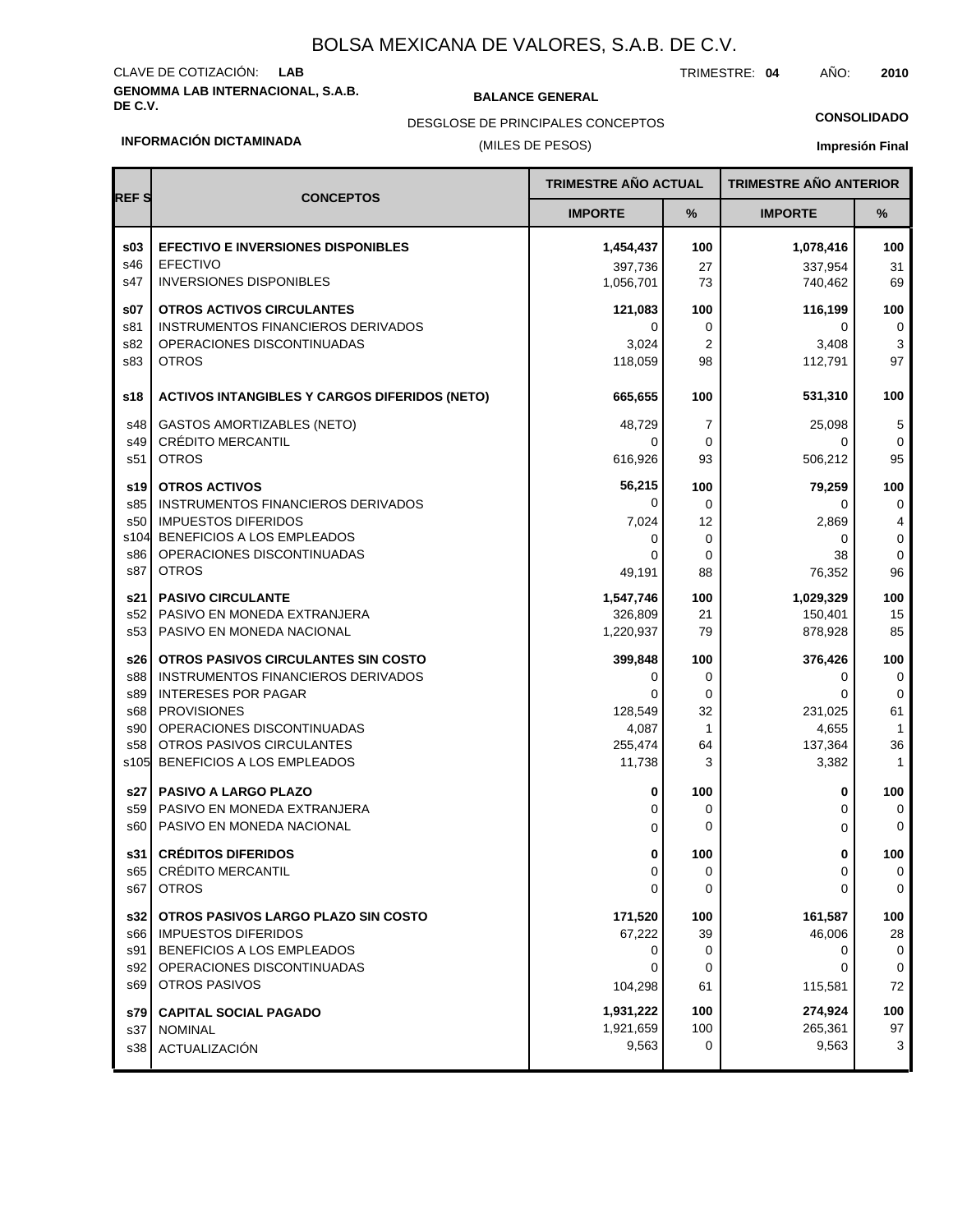# BOLSA MEXICANA DE VALORES, S.A.B. DE C.V.

CLAVE DE COTIZACIÓN: **LAB**

TRIMESTRE: **04** AÑO: **2010**

**GENOMMA LAB INTERNACIONAL, S.A.B. DE C.V.**

**BALANCE GENERAL**

DESGLOSE DE PRINCIPALES CONCEPTOS

(MILES DE PESOS)

**CONSOLIDADO**

**INFORMACIÓN DICTAMINADA**

**Impresión Final**

| REF S | CONCEPTOS | TRIMESTRE AÑO ACTUAL | | TRIMESTRE AÑO ANTERIOR | |
|---|---|---|---|---|---|
| | | IMPORTE | % | IMPORTE | % |
| **s03** | **EFECTIVO E INVERSIONES DISPONIBLES** | **1,454,437** | **100** | **1,078,416** | **100** |
| s46 | EFECTIVO | 397,736 | 27 | 337,954 | 31 |
| s47 | INVERSIONES DISPONIBLES | 1,056,701 | 73 | 740,462 | 69 |
| **s07** | **OTROS ACTIVOS CIRCULANTES** | **121,083** | **100** | **116,199** | **100** |
| s81 | INSTRUMENTOS FINANCIEROS DERIVADOS | 0 | 0 | 0 | 0 |
| s82 | OPERACIONES DISCONTINUADAS | 3,024 | 2 | 3,408 | 3 |
| s83 | OTROS | 118,059 | 98 | 112,791 | 97 |
| **s18** | **ACTIVOS INTANGIBLES Y CARGOS DIFERIDOS (NETO)** | **665,655** | **100** | **531,310** | **100** |
| s48 | GASTOS AMORTIZABLES (NETO) | 48,729 | 7 | 25,098 | 5 |
| s49 | CRÉDITO MERCANTIL | 0 | 0 | 0 | 0 |
| s51 | OTROS | 616,926 | 93 | 506,212 | 95 |
| **s19** | **OTROS ACTIVOS** | **56,215** | **100** | **79,259** | **100** |
| s85 | INSTRUMENTOS FINANCIEROS DERIVADOS | 0 | 0 | 0 | 0 |
| s50 | IMPUESTOS DIFERIDOS | 7,024 | 12 | 2,869 | 4 |
| s104 | BENEFICIOS A LOS EMPLEADOS | 0 | 0 | 0 | 0 |
| s86 | OPERACIONES DISCONTINUADAS | 0 | 0 | 38 | 0 |
| s87 | OTROS | 49,191 | 88 | 76,352 | 96 |
| **s21** | **PASIVO CIRCULANTE** | **1,547,746** | **100** | **1,029,329** | **100** |
| s52 | PASIVO EN MONEDA EXTRANJERA | 326,809 | 21 | 150,401 | 15 |
| s53 | PASIVO EN MONEDA NACIONAL | 1,220,937 | 79 | 878,928 | 85 |
| **s26** | **OTROS PASIVOS CIRCULANTES SIN COSTO** | **399,848** | **100** | **376,426** | **100** |
| s88 | INSTRUMENTOS FINANCIEROS DERIVADOS | 0 | 0 | 0 | 0 |
| s89 | INTERESES POR PAGAR | 0 | 0 | 0 | 0 |
| s68 | PROVISIONES | 128,549 | 32 | 231,025 | 61 |
| s90 | OPERACIONES DISCONTINUADAS | 4,087 | 1 | 4,655 | 1 |
| s58 | OTROS PASIVOS CIRCULANTES | 255,474 | 64 | 137,364 | 36 |
| s105 | BENEFICIOS A LOS EMPLEADOS | 11,738 | 3 | 3,382 | 1 |
| **s27** | **PASIVO A LARGO PLAZO** | **0** | **100** | **0** | **100** |
| s59 | PASIVO EN MONEDA EXTRANJERA | 0 | 0 | 0 | 0 |
| s60 | PASIVO EN MONEDA NACIONAL | 0 | 0 | 0 | 0 |
| **s31** | **CRÉDITOS DIFERIDOS** | **0** | **100** | **0** | **100** |
| s65 | CRÉDITO MERCANTIL | 0 | 0 | 0 | 0 |
| s67 | OTROS | 0 | 0 | 0 | 0 |
| **s32** | **OTROS PASIVOS LARGO PLAZO SIN COSTO** | **171,520** | **100** | **161,587** | **100** |
| s66 | IMPUESTOS DIFERIDOS | 67,222 | 39 | 46,006 | 28 |
| s91 | BENEFICIOS A LOS EMPLEADOS | 0 | 0 | 0 | 0 |
| s92 | OPERACIONES DISCONTINUADAS | 0 | 0 | 0 | 0 |
| s69 | OTROS PASIVOS | 104,298 | 61 | 115,581 | 72 |
| **s79** | **CAPITAL SOCIAL PAGADO** | **1,931,222** | **100** | **274,924** | **100** |
| s37 | NOMINAL | 1,921,659 | 100 | 265,361 | 97 |
| s38 | ACTUALIZACIÓN | 9,563 | 0 | 9,563 | 3 |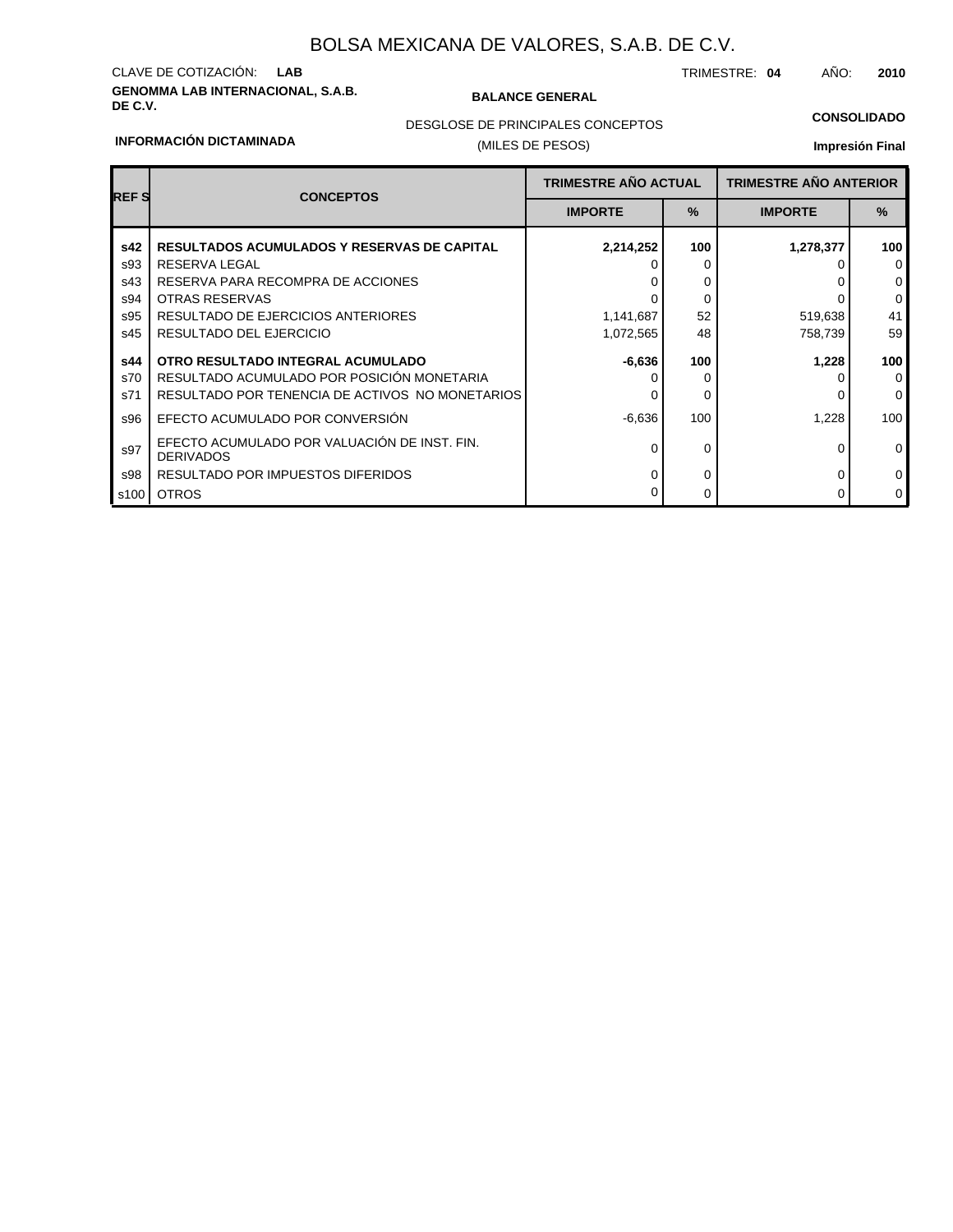# BOLSA MEXICANA DE VALORES, S.A.B. DE C.V.

CLAVE DE COTIZACIÓN: **LAB**

TRIMESTRE: **04** AÑO: **2010**

**GENOMMA LAB INTERNACIONAL, S.A.B. DE C.V.**

**BALANCE GENERAL**

DESGLOSE DE PRINCIPALES CONCEPTOS

(MILES DE PESOS)

**CONSOLIDADO**

**INFORMACIÓN DICTAMINADA**

**Impresión Final**

| REF S | CONCEPTOS | TRIMESTRE AÑO ACTUAL | | TRIMESTRE AÑO ANTERIOR | |
|---|---|---|---|---|---|
| | | IMPORTE | % | IMPORTE | % |
| **s42** | **RESULTADOS ACUMULADOS Y RESERVAS DE CAPITAL** | **2,214,252** | **100** | **1,278,377** | **100** |
| s93 | RESERVA LEGAL | 0 | 0 | 0 | 0 |
| s43 | RESERVA PARA RECOMPRA DE ACCIONES | 0 | 0 | 0 | 0 |
| s94 | OTRAS RESERVAS | 0 | 0 | 0 | 0 |
| s95 | RESULTADO DE EJERCICIOS ANTERIORES | 1,141,687 | 52 | 519,638 | 41 |
| s45 | RESULTADO DEL EJERCICIO | 1,072,565 | 48 | 758,739 | 59 |
| **s44** | **OTRO RESULTADO INTEGRAL ACUMULADO** | **-6,636** | **100** | **1,228** | **100** |
| s70 | RESULTADO ACUMULADO POR POSICIÓN MONETARIA | 0 | 0 | 0 | 0 |
| s71 | RESULTADO POR TENENCIA DE ACTIVOS NO MONETARIOS | 0 | 0 | 0 | 0 |
| s96 | EFECTO ACUMULADO POR CONVERSIÓN | -6,636 | 100 | 1,228 | 100 |
| s97 | EFECTO ACUMULADO POR VALUACIÓN DE INST. FIN. DERIVADOS | 0 | 0 | 0 | 0 |
| s98 | RESULTADO POR IMPUESTOS DIFERIDOS | 0 | 0 | 0 | 0 |
| s100 | OTROS | 0 | 0 | 0 | 0 |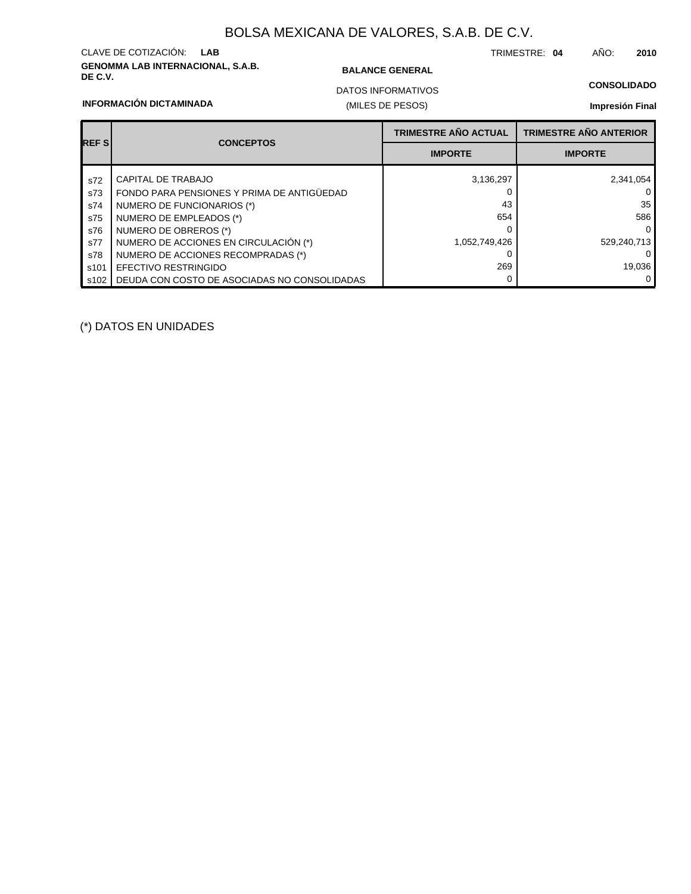# BOLSA MEXICANA DE VALORES, S.A.B. DE C.V.

CLAVE DE COTIZACIÓN: **LAB**

TRIMESTRE: **04** AÑO: **2010**

**GENOMMA LAB INTERNACIONAL, S.A.B. DE C.V.**

**BALANCE GENERAL**

DATOS INFORMATIVOS

(MILES DE PESOS)

**CONSOLIDADO**

**INFORMACIÓN DICTAMINADA**

**Impresión Final**

| REF S | CONCEPTOS | TRIMESTRE AÑO ACTUAL | TRIMESTRE AÑO ANTERIOR |
|---|---|---|---|
| | | IMPORTE | IMPORTE |
| s72 | CAPITAL DE TRABAJO | 3,136,297 | 2,341,054 |
| s73 | FONDO PARA PENSIONES Y PRIMA DE ANTIGÜEDAD | 0 | 0 |
| s74 | NUMERO DE FUNCIONARIOS (*) | 43 | 35 |
| s75 | NUMERO DE EMPLEADOS (*) | 654 | 586 |
| s76 | NUMERO DE OBREROS (*) | 0 | 0 |
| s77 | NUMERO DE ACCIONES EN CIRCULACIÓN (*) | 1,052,749,426 | 529,240,713 |
| s78 | NUMERO DE ACCIONES RECOMPRADAS (*) | 0 | 0 |
| s101 | EFECTIVO RESTRINGIDO | 269 | 19,036 |
| s102 | DEUDA CON COSTO DE ASOCIADAS NO CONSOLIDADAS | 0 | 0 |

(*) DATOS EN UNIDADES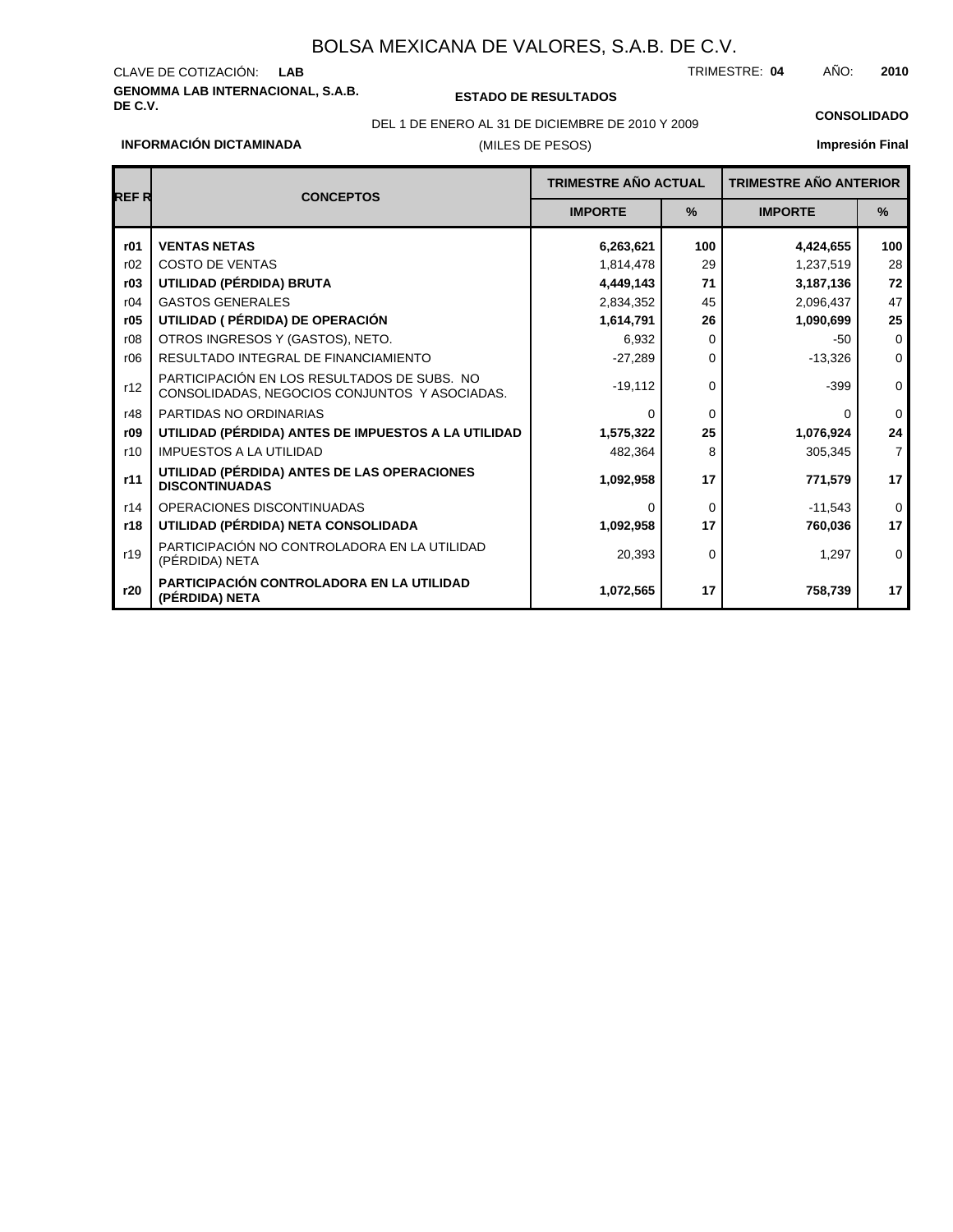# BOLSA MEXICANA DE VALORES, S.A.B. DE C.V.

CLAVE DE COTIZACIÓN: **LAB**

TRIMESTRE: **04** AÑO: **2010**

**GENOMMA LAB INTERNACIONAL, S.A.B. DE C.V.**

**ESTADO DE RESULTADOS**

**CONSOLIDADO**

DEL 1 DE ENERO AL 31 DE DICIEMBRE DE 2010 Y 2009

(MILES DE PESOS)

**INFORMACIÓN DICTAMINADA**

**Impresión Final**

| REF R | CONCEPTOS | TRIMESTRE AÑO ACTUAL | | TRIMESTRE AÑO ANTERIOR | |
|---|---|---|---|---|---|
| | | IMPORTE | % | IMPORTE | % |
| **r01** | **VENTAS NETAS** | **6,263,621** | **100** | **4,424,655** | **100** |
| r02 | COSTO DE VENTAS | 1,814,478 | 29 | 1,237,519 | 28 |
| **r03** | **UTILIDAD (PÉRDIDA) BRUTA** | **4,449,143** | **71** | **3,187,136** | **72** |
| r04 | GASTOS GENERALES | 2,834,352 | 45 | 2,096,437 | 47 |
| **r05** | **UTILIDAD ( PÉRDIDA) DE OPERACIÓN** | **1,614,791** | **26** | **1,090,699** | **25** |
| r08 | OTROS INGRESOS Y (GASTOS), NETO. | 6,932 | 0 | -50 | 0 |
| r06 | RESULTADO INTEGRAL DE FINANCIAMIENTO | -27,289 | 0 | -13,326 | 0 |
| r12 | PARTICIPACIÓN EN LOS RESULTADOS DE SUBS. NO CONSOLIDADAS, NEGOCIOS CONJUNTOS Y ASOCIADAS. | -19,112 | 0 | -399 | 0 |
| r48 | PARTIDAS NO ORDINARIAS | 0 | 0 | 0 | 0 |
| **r09** | **UTILIDAD (PÉRDIDA) ANTES DE IMPUESTOS A LA UTILIDAD** | **1,575,322** | **25** | **1,076,924** | **24** |
| r10 | IMPUESTOS A LA UTILIDAD | 482,364 | 8 | 305,345 | 7 |
| **r11** | **UTILIDAD (PÉRDIDA) ANTES DE LAS OPERACIONES DISCONTINUADAS** | **1,092,958** | **17** | **771,579** | **17** |
| r14 | OPERACIONES DISCONTINUADAS | 0 | 0 | -11,543 | 0 |
| **r18** | **UTILIDAD (PÉRDIDA) NETA CONSOLIDADA** | **1,092,958** | **17** | **760,036** | **17** |
| r19 | PARTICIPACIÓN NO CONTROLADORA EN LA UTILIDAD (PÉRDIDA) NETA | 20,393 | 0 | 1,297 | 0 |
| **r20** | **PARTICIPACIÓN CONTROLADORA EN LA UTILIDAD (PÉRDIDA) NETA** | **1,072,565** | **17** | **758,739** | **17** |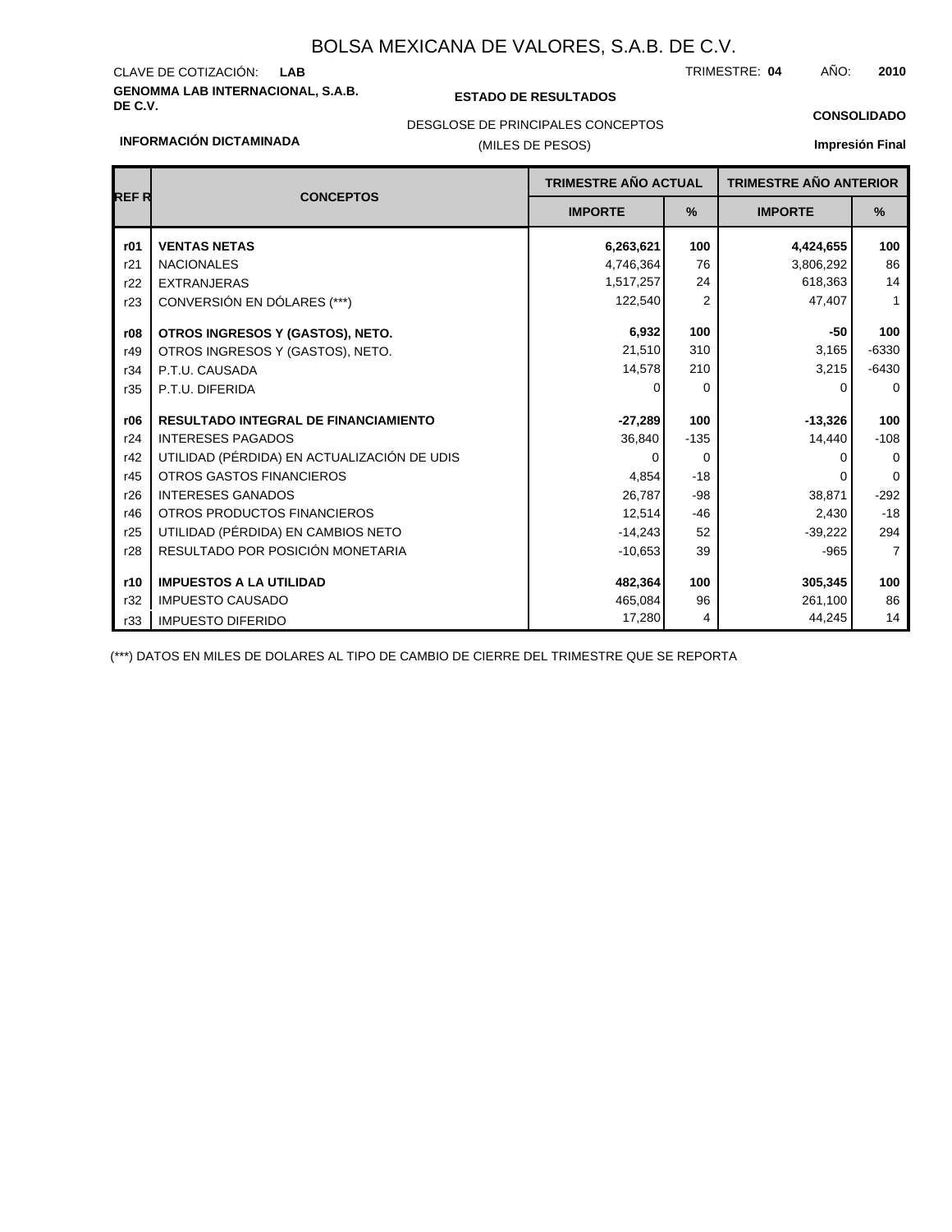# BOLSA MEXICANA DE VALORES, S.A.B. DE C.V.

CLAVE DE COTIZACIÓN: **LAB**

TRIMESTRE: **04** AÑO: **2010**

**GENOMMA LAB INTERNACIONAL, S.A.B. DE C.V.**

**ESTADO DE RESULTADOS**

**CONSOLIDADO**

DESGLOSE DE PRINCIPALES CONCEPTOS

(MILES DE PESOS)

**INFORMACIÓN DICTAMINADA**

**Impresión Final**

| REF R | CONCEPTOS | TRIMESTRE AÑO ACTUAL | | TRIMESTRE AÑO ANTERIOR | |
|---|---|---|---|---|---|
| | | IMPORTE | % | IMPORTE | % |
| **r01** | **VENTAS NETAS** | **6,263,621** | **100** | **4,424,655** | **100** |
| r21 | NACIONALES | 4,746,364 | 76 | 3,806,292 | 86 |
| r22 | EXTRANJERAS | 1,517,257 | 24 | 618,363 | 14 |
| r23 | CONVERSIÓN EN DÓLARES (***) | 122,540 | 2 | 47,407 | 1 |
| **r08** | **OTROS INGRESOS Y (GASTOS), NETO.** | **6,932** | **100** | **-50** | **100** |
| r49 | OTROS INGRESOS Y (GASTOS), NETO. | 21,510 | 310 | 3,165 | -6330 |
| r34 | P.T.U. CAUSADA | 14,578 | 210 | 3,215 | -6430 |
| r35 | P.T.U. DIFERIDA | 0 | 0 | 0 | 0 |
| **r06** | **RESULTADO INTEGRAL DE FINANCIAMIENTO** | **-27,289** | **100** | **-13,326** | **100** |
| r24 | INTERESES PAGADOS | 36,840 | -135 | 14,440 | -108 |
| r42 | UTILIDAD (PÉRDIDA) EN ACTUALIZACIÓN DE UDIS | 0 | 0 | 0 | 0 |
| r45 | OTROS GASTOS FINANCIEROS | 4,854 | -18 | 0 | 0 |
| r26 | INTERESES GANADOS | 26,787 | -98 | 38,871 | -292 |
| r46 | OTROS PRODUCTOS FINANCIEROS | 12,514 | -46 | 2,430 | -18 |
| r25 | UTILIDAD (PÉRDIDA) EN CAMBIOS NETO | -14,243 | 52 | -39,222 | 294 |
| r28 | RESULTADO POR POSICIÓN MONETARIA | -10,653 | 39 | -965 | 7 |
| **r10** | **IMPUESTOS A LA UTILIDAD** | **482,364** | **100** | **305,345** | **100** |
| r32 | IMPUESTO CAUSADO | 465,084 | 96 | 261,100 | 86 |
| r33 | IMPUESTO DIFERIDO | 17,280 | 4 | 44,245 | 14 |

(***) DATOS EN MILES DE DOLARES AL TIPO DE CAMBIO DE CIERRE DEL TRIMESTRE QUE SE REPORTA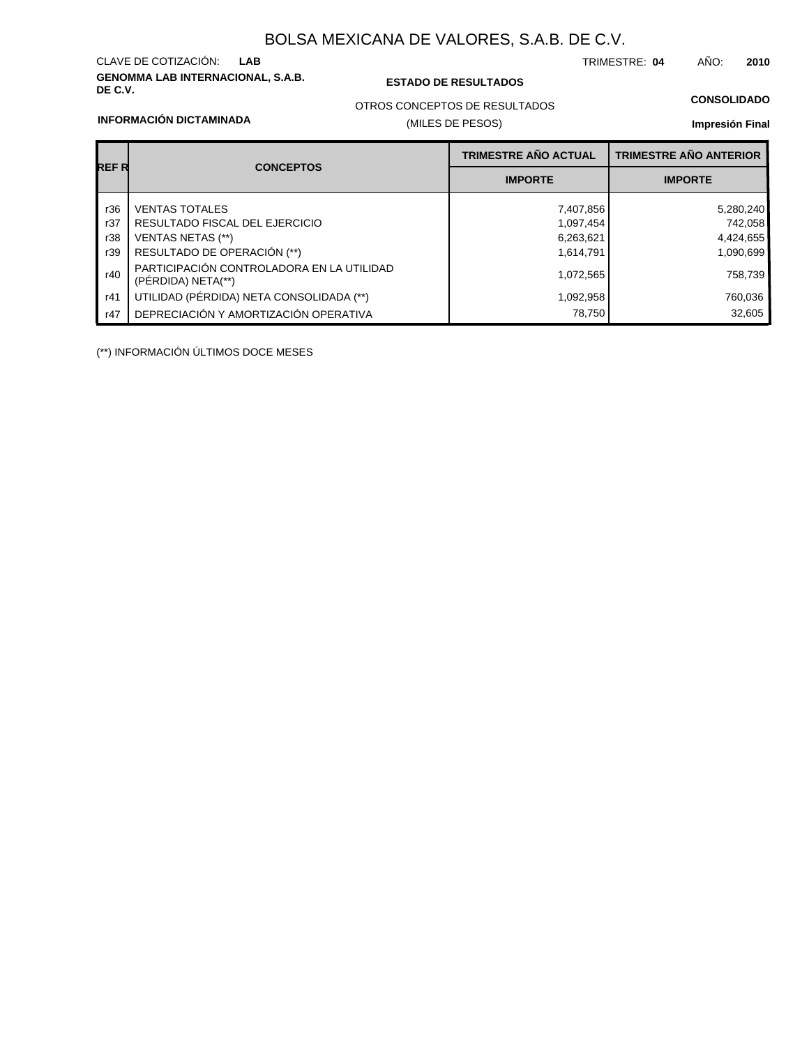# BOLSA MEXICANA DE VALORES, S.A.B. DE C.V.

CLAVE DE COTIZACIÓN: **LAB**

TRIMESTRE: **04** AÑO: **2010**

**GENOMMA LAB INTERNACIONAL, S.A.B. DE C.V.**

**ESTADO DE RESULTADOS**

OTROS CONCEPTOS DE RESULTADOS

(MILES DE PESOS)

**CONSOLIDADO**

**INFORMACIÓN DICTAMINADA**

**Impresión Final**

| REF R | CONCEPTOS | TRIMESTRE AÑO ACTUAL | TRIMESTRE AÑO ANTERIOR |
|---|---|---|---|
| | | IMPORTE | IMPORTE |
| r36 | VENTAS TOTALES | 7,407,856 | 5,280,240 |
| r37 | RESULTADO FISCAL DEL EJERCICIO | 1,097,454 | 742,058 |
| r38 | VENTAS NETAS (**) | 6,263,621 | 4,424,655 |
| r39 | RESULTADO DE OPERACIÓN (**) | 1,614,791 | 1,090,699 |
| r40 | PARTICIPACIÓN CONTROLADORA EN LA UTILIDAD (PÉRDIDA) NETA(**) | 1,072,565 | 758,739 |
| r41 | UTILIDAD (PÉRDIDA) NETA CONSOLIDADA (**) | 1,092,958 | 760,036 |
| r47 | DEPRECIACIÓN Y AMORTIZACIÓN OPERATIVA | 78,750 | 32,605 |

(**) INFORMACIÓN ÚLTIMOS DOCE MESES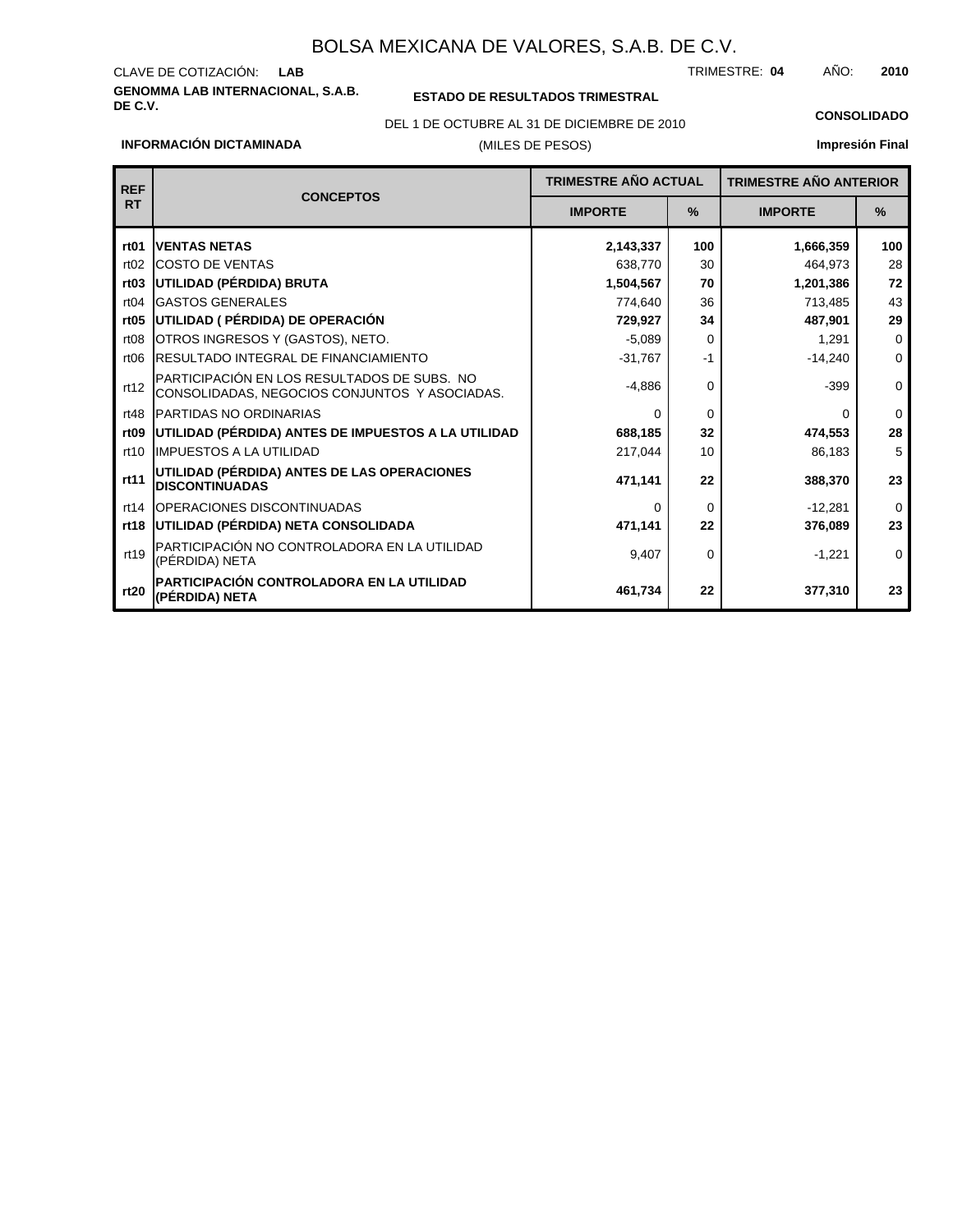# BOLSA MEXICANA DE VALORES, S.A.B. DE C.V.

CLAVE DE COTIZACIÓN: **LAB**

TRIMESTRE: **04** AÑO: **2010**

**GENOMMA LAB INTERNACIONAL, S.A.B. DE C.V.**

**ESTADO DE RESULTADOS TRIMESTRAL**

DEL 1 DE OCTUBRE AL 31 DE DICIEMBRE DE 2010

(MILES DE PESOS)

**CONSOLIDADO**

**INFORMACIÓN DICTAMINADA**

**Impresión Final**

| REF RT | CONCEPTOS | TRIMESTRE AÑO ACTUAL | | TRIMESTRE AÑO ANTERIOR | |
|---|---|---|---|---|---|
| | | IMPORTE | % | IMPORTE | % |
| **rt01** | **VENTAS NETAS** | **2,143,337** | **100** | **1,666,359** | **100** |
| rt02 | COSTO DE VENTAS | 638,770 | 30 | 464,973 | 28 |
| **rt03** | **UTILIDAD (PÉRDIDA) BRUTA** | **1,504,567** | **70** | **1,201,386** | **72** |
| rt04 | GASTOS GENERALES | 774,640 | 36 | 713,485 | 43 |
| **rt05** | **UTILIDAD ( PÉRDIDA) DE OPERACIÓN** | **729,927** | **34** | **487,901** | **29** |
| rt08 | OTROS INGRESOS Y (GASTOS), NETO. | -5,089 | 0 | 1,291 | 0 |
| rt06 | RESULTADO INTEGRAL DE FINANCIAMIENTO | -31,767 | -1 | -14,240 | 0 |
| rt12 | PARTICIPACIÓN EN LOS RESULTADOS DE SUBS. NO CONSOLIDADAS, NEGOCIOS CONJUNTOS Y ASOCIADAS. | -4,886 | 0 | -399 | 0 |
| rt48 | PARTIDAS NO ORDINARIAS | 0 | 0 | 0 | 0 |
| **rt09** | **UTILIDAD (PÉRDIDA) ANTES DE IMPUESTOS A LA UTILIDAD** | **688,185** | **32** | **474,553** | **28** |
| rt10 | IMPUESTOS A LA UTILIDAD | 217,044 | 10 | 86,183 | 5 |
| **rt11** | **UTILIDAD (PÉRDIDA) ANTES DE LAS OPERACIONES DISCONTINUADAS** | **471,141** | **22** | **388,370** | **23** |
| rt14 | OPERACIONES DISCONTINUADAS | 0 | 0 | -12,281 | 0 |
| **rt18** | **UTILIDAD (PÉRDIDA) NETA CONSOLIDADA** | **471,141** | **22** | **376,089** | **23** |
| rt19 | PARTICIPACIÓN NO CONTROLADORA EN LA UTILIDAD (PÉRDIDA) NETA | 9,407 | 0 | -1,221 | 0 |
| **rt20** | **PARTICIPACIÓN CONTROLADORA EN LA UTILIDAD (PÉRDIDA) NETA** | **461,734** | **22** | **377,310** | **23** |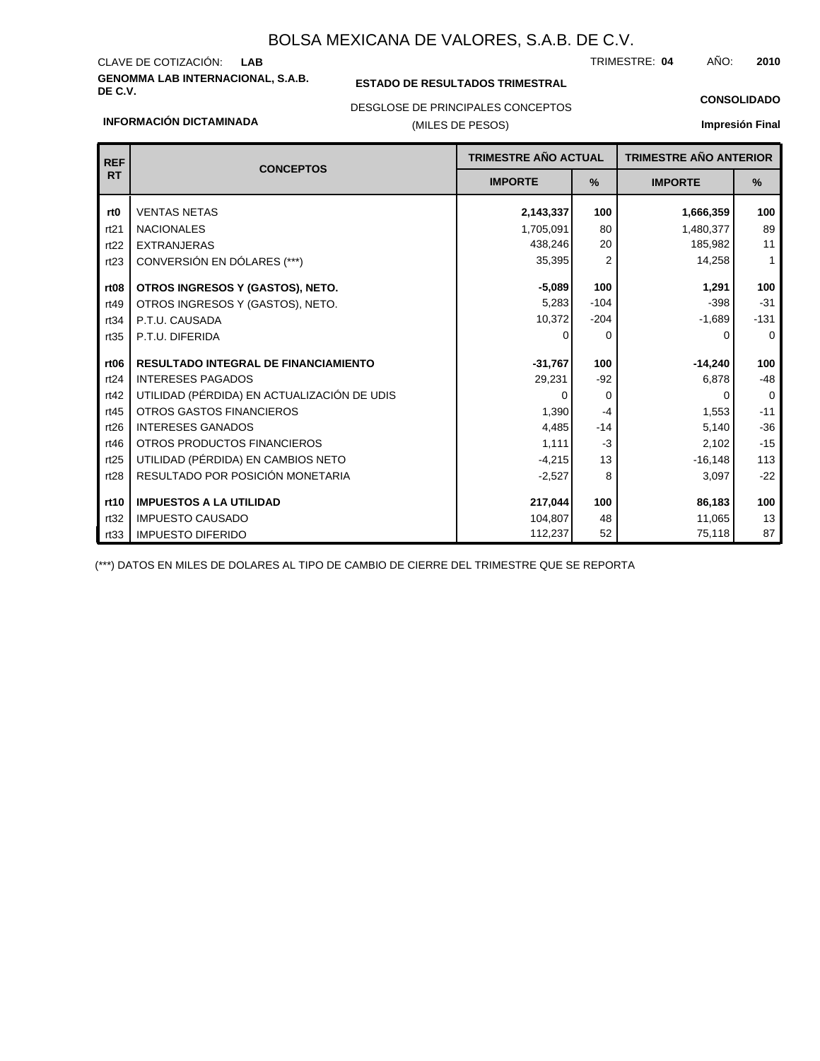# BOLSA MEXICANA DE VALORES, S.A.B. DE C.V.

CLAVE DE COTIZACIÓN: **LAB**

TRIMESTRE: **04** AÑO: **2010**

**GENOMMA LAB INTERNACIONAL, S.A.B. DE C.V.**

**ESTADO DE RESULTADOS TRIMESTRAL**

**CONSOLIDADO**

DESGLOSE DE PRINCIPALES CONCEPTOS

(MILES DE PESOS)

**INFORMACIÓN DICTAMINADA**

**Impresión Final**

| REF RT | CONCEPTOS | TRIMESTRE AÑO ACTUAL | | TRIMESTRE AÑO ANTERIOR | |
|---|---|---|---|---|---|
| | | IMPORTE | % | IMPORTE | % |
| **rt0** | VENTAS NETAS | **2,143,337** | **100** | **1,666,359** | **100** |
| rt21 | NACIONALES | 1,705,091 | 80 | 1,480,377 | 89 |
| rt22 | EXTRANJERAS | 438,246 | 20 | 185,982 | 11 |
| rt23 | CONVERSIÓN EN DÓLARES (***) | 35,395 | 2 | 14,258 | 1 |
| **rt08** | **OTROS INGRESOS Y (GASTOS), NETO.** | **-5,089** | **100** | **1,291** | **100** |
| rt49 | OTROS INGRESOS Y (GASTOS), NETO. | 5,283 | -104 | -398 | -31 |
| rt34 | P.T.U. CAUSADA | 10,372 | -204 | -1,689 | -131 |
| rt35 | P.T.U. DIFERIDA | 0 | 0 | 0 | 0 |
| **rt06** | **RESULTADO INTEGRAL DE FINANCIAMIENTO** | **-31,767** | **100** | **-14,240** | **100** |
| rt24 | INTERESES PAGADOS | 29,231 | -92 | 6,878 | -48 |
| rt42 | UTILIDAD (PÉRDIDA) EN ACTUALIZACIÓN DE UDIS | 0 | 0 | 0 | 0 |
| rt45 | OTROS GASTOS FINANCIEROS | 1,390 | -4 | 1,553 | -11 |
| rt26 | INTERESES GANADOS | 4,485 | -14 | 5,140 | -36 |
| rt46 | OTROS PRODUCTOS FINANCIEROS | 1,111 | -3 | 2,102 | -15 |
| rt25 | UTILIDAD (PÉRDIDA) EN CAMBIOS NETO | -4,215 | 13 | -16,148 | 113 |
| rt28 | RESULTADO POR POSICIÓN MONETARIA | -2,527 | 8 | 3,097 | -22 |
| **rt10** | **IMPUESTOS A LA UTILIDAD** | **217,044** | **100** | **86,183** | **100** |
| rt32 | IMPUESTO CAUSADO | 104,807 | 48 | 11,065 | 13 |
| rt33 | IMPUESTO DIFERIDO | 112,237 | 52 | 75,118 | 87 |

(***) DATOS EN MILES DE DOLARES AL TIPO DE CAMBIO DE CIERRE DEL TRIMESTRE QUE SE REPORTA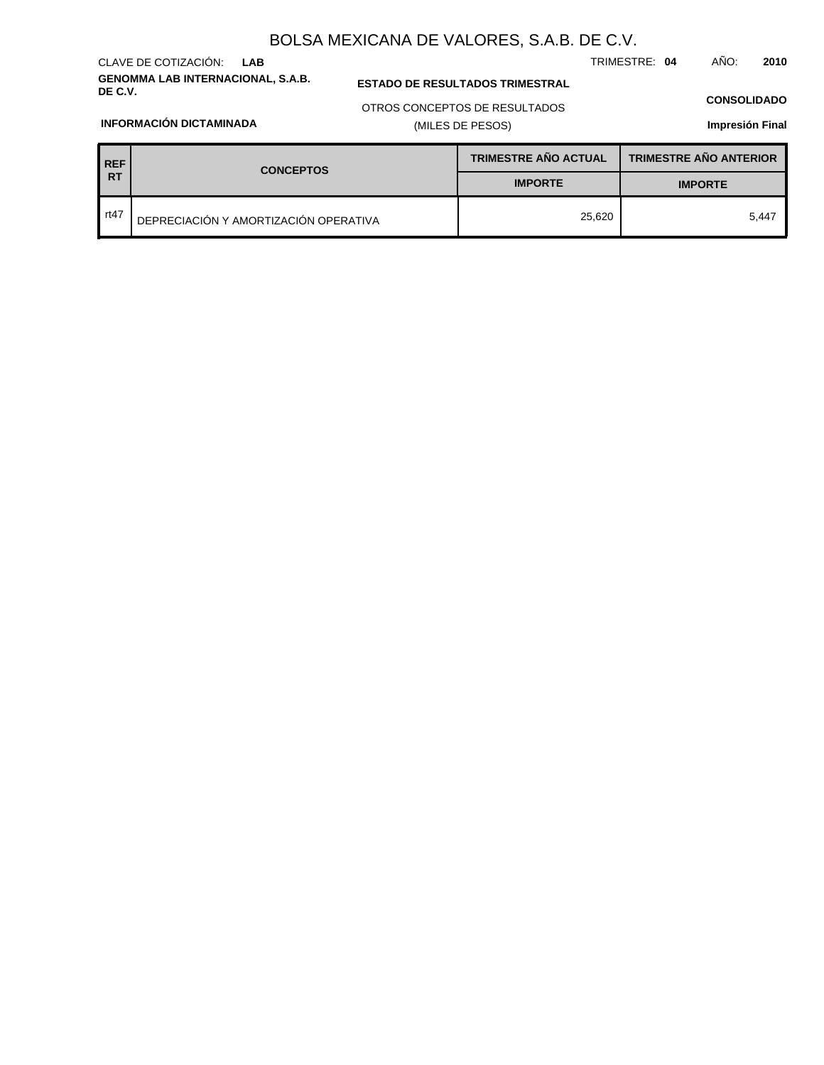# BOLSA MEXICANA DE VALORES, S.A.B. DE C.V.

CLAVE DE COTIZACIÓN: **LAB**

TRIMESTRE: **04** AÑO: **2010**

**GENOMMA LAB INTERNACIONAL, S.A.B. DE C.V.**

**ESTADO DE RESULTADOS TRIMESTRAL**

OTROS CONCEPTOS DE RESULTADOS

(MILES DE PESOS)

**CONSOLIDADO**

**INFORMACIÓN DICTAMINADA**

**Impresión Final**

| REF RT | CONCEPTOS | TRIMESTRE AÑO ACTUAL | TRIMESTRE AÑO ANTERIOR |
|---|---|---|---|
| | | IMPORTE | IMPORTE |
| rt47 | DEPRECIACIÓN Y AMORTIZACIÓN OPERATIVA | 25,620 | 5,447 |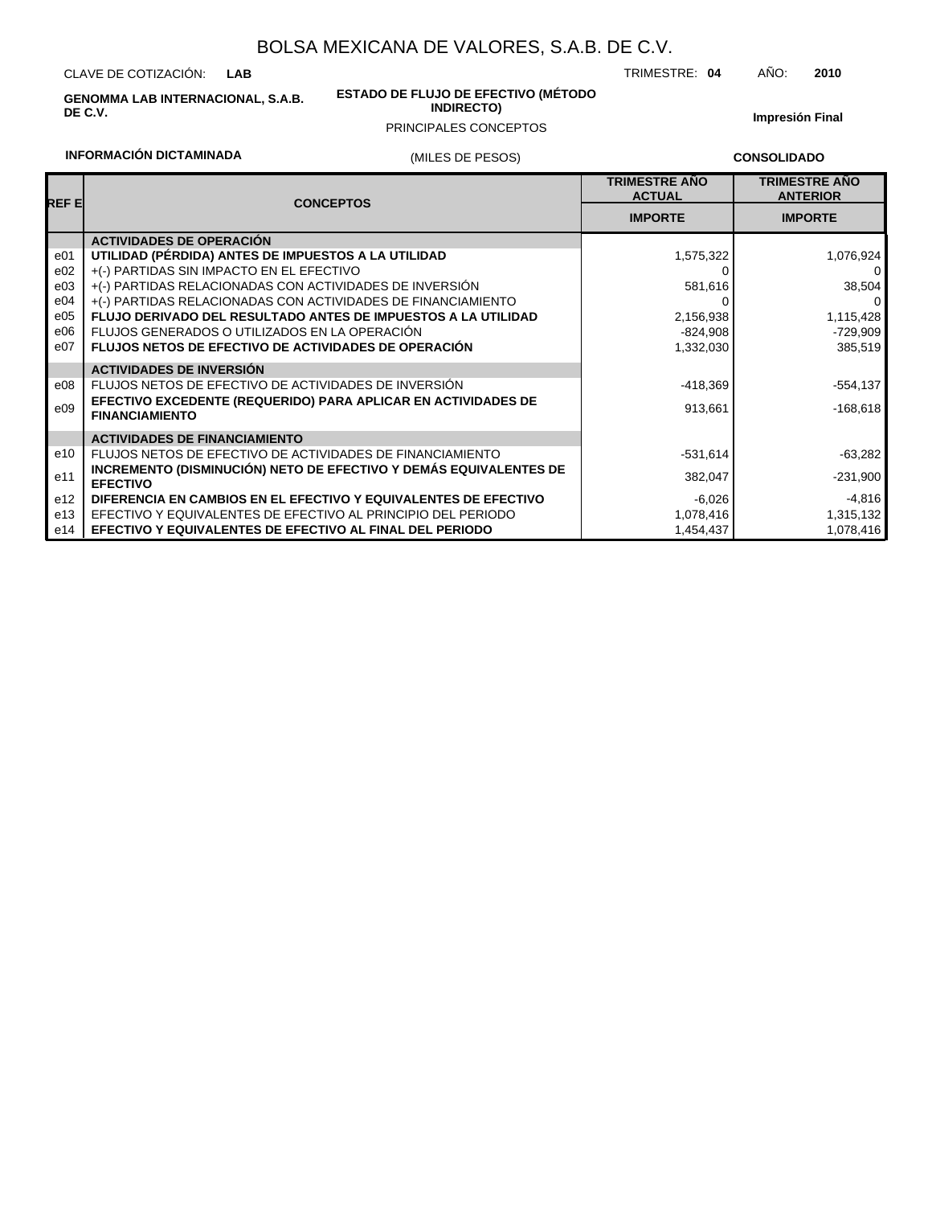# BOLSA MEXICANA DE VALORES, S.A.B. DE C.V.

CLAVE DE COTIZACIÓN: **LAB**

TRIMESTRE: **04** AÑO: **2010**

**GENOMMA LAB INTERNACIONAL, S.A.B. DE C.V.**

**ESTADO DE FLUJO DE EFECTIVO (MÉTODO INDIRECTO)**

PRINCIPALES CONCEPTOS

**Impresión Final**

**INFORMACIÓN DICTAMINADA**

(MILES DE PESOS)

**CONSOLIDADO**

| REF E | CONCEPTOS | TRIMESTRE AÑO ACTUAL | TRIMESTRE AÑO ANTERIOR |
|---|---|---|---|
| | | IMPORTE | IMPORTE |
| | **ACTIVIDADES DE OPERACIÓN** | | |
| e01 | **UTILIDAD (PÉRDIDA) ANTES DE IMPUESTOS A LA UTILIDAD** | 1,575,322 | 1,076,924 |
| e02 | +(-) PARTIDAS SIN IMPACTO EN EL EFECTIVO | 0 | 0 |
| e03 | +(-) PARTIDAS RELACIONADAS CON ACTIVIDADES DE INVERSIÓN | 581,616 | 38,504 |
| e04 | +(-) PARTIDAS RELACIONADAS CON ACTIVIDADES DE FINANCIAMIENTO | 0 | 0 |
| e05 | **FLUJO DERIVADO DEL RESULTADO ANTES DE IMPUESTOS A LA UTILIDAD** | 2,156,938 | 1,115,428 |
| e06 | FLUJOS GENERADOS O UTILIZADOS EN LA OPERACIÓN | -824,908 | -729,909 |
| e07 | **FLUJOS NETOS DE EFECTIVO DE ACTIVIDADES DE OPERACIÓN** | 1,332,030 | 385,519 |
| | **ACTIVIDADES DE INVERSIÓN** | | |
| e08 | FLUJOS NETOS DE EFECTIVO DE ACTIVIDADES DE INVERSIÓN | -418,369 | -554,137 |
| e09 | **EFECTIVO EXCEDENTE (REQUERIDO) PARA APLICAR EN ACTIVIDADES DE FINANCIAMIENTO** | 913,661 | -168,618 |
| | **ACTIVIDADES DE FINANCIAMIENTO** | | |
| e10 | FLUJOS NETOS DE EFECTIVO DE ACTIVIDADES DE FINANCIAMIENTO | -531,614 | -63,282 |
| e11 | **INCREMENTO (DISMINUCIÓN) NETO DE EFECTIVO Y DEMÁS EQUIVALENTES DE EFECTIVO** | 382,047 | -231,900 |
| e12 | **DIFERENCIA EN CAMBIOS EN EL EFECTIVO Y EQUIVALENTES DE EFECTIVO** | -6,026 | -4,816 |
| e13 | EFECTIVO Y EQUIVALENTES DE EFECTIVO AL PRINCIPIO DEL PERIODO | 1,078,416 | 1,315,132 |
| e14 | **EFECTIVO Y EQUIVALENTES DE EFECTIVO AL FINAL DEL PERIODO** | 1,454,437 | 1,078,416 |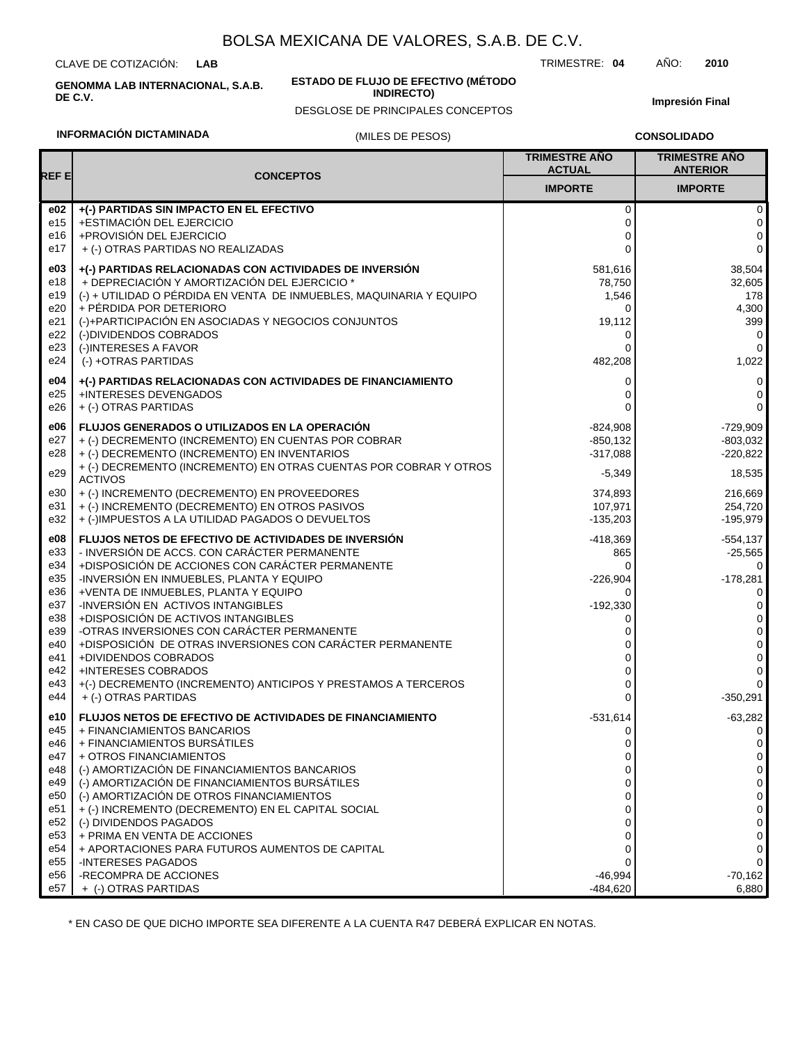# BOLSA MEXICANA DE VALORES, S.A.B. DE C.V.

CLAVE DE COTIZACIÓN: **LAB**

TRIMESTRE: **04** AÑO: **2010**

**GENOMMA LAB INTERNACIONAL, S.A.B. DE C.V.**

**ESTADO DE FLUJO DE EFECTIVO (MÉTODO INDIRECTO)**

DESGLOSE DE PRINCIPALES CONCEPTOS

**Impresión Final**

**INFORMACIÓN DICTAMINADA**

(MILES DE PESOS)

**CONSOLIDADO**

| REF E | CONCEPTOS | TRIMESTRE AÑO ACTUAL | TRIMESTRE AÑO ANTERIOR |
|---|---|---|---|
| | | IMPORTE | IMPORTE |
| **e02** | **+(-) PARTIDAS SIN IMPACTO EN EL EFECTIVO** | 0 | 0 |
| e15 | +ESTIMACIÓN DEL EJERCICIO | 0 | 0 |
| e16 | +PROVISIÓN DEL EJERCICIO | 0 | 0 |
| e17 | + (-) OTRAS PARTIDAS NO REALIZADAS | 0 | 0 |
| **e03** | **+(-) PARTIDAS RELACIONADAS CON ACTIVIDADES DE INVERSIÓN** | 581,616 | 38,504 |
| e18 | + DEPRECIACIÓN Y AMORTIZACIÓN DEL EJERCICIO * | 78,750 | 32,605 |
| e19 | (-) + UTILIDAD O PÉRDIDA EN VENTA DE INMUEBLES, MAQUINARIA Y EQUIPO | 1,546 | 178 |
| e20 | + PÉRDIDA POR DETERIORO | 0 | 4,300 |
| e21 | (-)+PARTICIPACIÓN EN ASOCIADAS Y NEGOCIOS CONJUNTOS | 19,112 | 399 |
| e22 | (-)DIVIDENDOS COBRADOS | 0 | 0 |
| e23 | (-)INTERESES A FAVOR | 0 | 0 |
| e24 | (-) +OTRAS PARTIDAS | 482,208 | 1,022 |
| **e04** | **+(-) PARTIDAS RELACIONADAS CON ACTIVIDADES DE FINANCIAMIENTO** | 0 | 0 |
| e25 | +INTERESES DEVENGADOS | 0 | 0 |
| e26 | + (-) OTRAS PARTIDAS | 0 | 0 |
| **e06** | **FLUJOS GENERADOS O UTILIZADOS EN LA OPERACIÓN** | -824,908 | -729,909 |
| e27 | + (-) DECREMENTO (INCREMENTO) EN CUENTAS POR COBRAR | -850,132 | -803,032 |
| e28 | + (-) DECREMENTO (INCREMENTO) EN INVENTARIOS | -317,088 | -220,822 |
| e29 | + (-) DECREMENTO (INCREMENTO) EN OTRAS CUENTAS POR COBRAR Y OTROS ACTIVOS | -5,349 | 18,535 |
| e30 | + (-) INCREMENTO (DECREMENTO) EN PROVEEDORES | 374,893 | 216,669 |
| e31 | + (-) INCREMENTO (DECREMENTO) EN OTROS PASIVOS | 107,971 | 254,720 |
| e32 | + (-)IMPUESTOS A LA UTILIDAD PAGADOS O DEVUELTOS | -135,203 | -195,979 |
| **e08** | **FLUJOS NETOS DE EFECTIVO DE ACTIVIDADES DE INVERSIÓN** | -418,369 | -554,137 |
| e33 | - INVERSIÓN DE ACCS. CON CARÁCTER PERMANENTE | 865 | -25,565 |
| e34 | +DISPOSICIÓN DE ACCIONES CON CARÁCTER PERMANENTE | 0 | 0 |
| e35 | -INVERSIÓN EN INMUEBLES, PLANTA Y EQUIPO | -226,904 | -178,281 |
| e36 | +VENTA DE INMUEBLES, PLANTA Y EQUIPO | 0 | 0 |
| e37 | -INVERSIÓN EN ACTIVOS INTANGIBLES | -192,330 | 0 |
| e38 | +DISPOSICIÓN DE ACTIVOS INTANGIBLES | 0 | 0 |
| e39 | -OTRAS INVERSIONES CON CARÁCTER PERMANENTE | 0 | 0 |
| e40 | +DISPOSICIÓN DE OTRAS INVERSIONES CON CARÁCTER PERMANENTE | 0 | 0 |
| e41 | +DIVIDENDOS COBRADOS | 0 | 0 |
| e42 | +INTERESES COBRADOS | 0 | 0 |
| e43 | +(-) DECREMENTO (INCREMENTO) ANTICIPOS Y PRESTAMOS A TERCEROS | 0 | 0 |
| e44 | + (-) OTRAS PARTIDAS | 0 | -350,291 |
| **e10** | **FLUJOS NETOS DE EFECTIVO DE ACTIVIDADES DE FINANCIAMIENTO** | -531,614 | -63,282 |
| e45 | + FINANCIAMIENTOS BANCARIOS | 0 | 0 |
| e46 | + FINANCIAMIENTOS BURSÁTILES | 0 | 0 |
| e47 | + OTROS FINANCIAMIENTOS | 0 | 0 |
| e48 | (-) AMORTIZACIÓN DE FINANCIAMIENTOS BANCARIOS | 0 | 0 |
| e49 | (-) AMORTIZACIÓN DE FINANCIAMIENTOS BURSÁTILES | 0 | 0 |
| e50 | (-) AMORTIZACIÓN DE OTROS FINANCIAMIENTOS | 0 | 0 |
| e51 | + (-) INCREMENTO (DECREMENTO) EN EL CAPITAL SOCIAL | 0 | 0 |
| e52 | (-) DIVIDENDOS PAGADOS | 0 | 0 |
| e53 | + PRIMA EN VENTA DE ACCIONES | 0 | 0 |
| e54 | + APORTACIONES PARA FUTUROS AUMENTOS DE CAPITAL | 0 | 0 |
| e55 | -INTERESES PAGADOS | 0 | 0 |
| e56 | -RECOMPRA DE ACCIONES | -46,994 | -70,162 |
| e57 | + (-) OTRAS PARTIDAS | -484,620 | 6,880 |

* EN CASO DE QUE DICHO IMPORTE SEA DIFERENTE A LA CUENTA R47 DEBERÁ EXPLICAR EN NOTAS.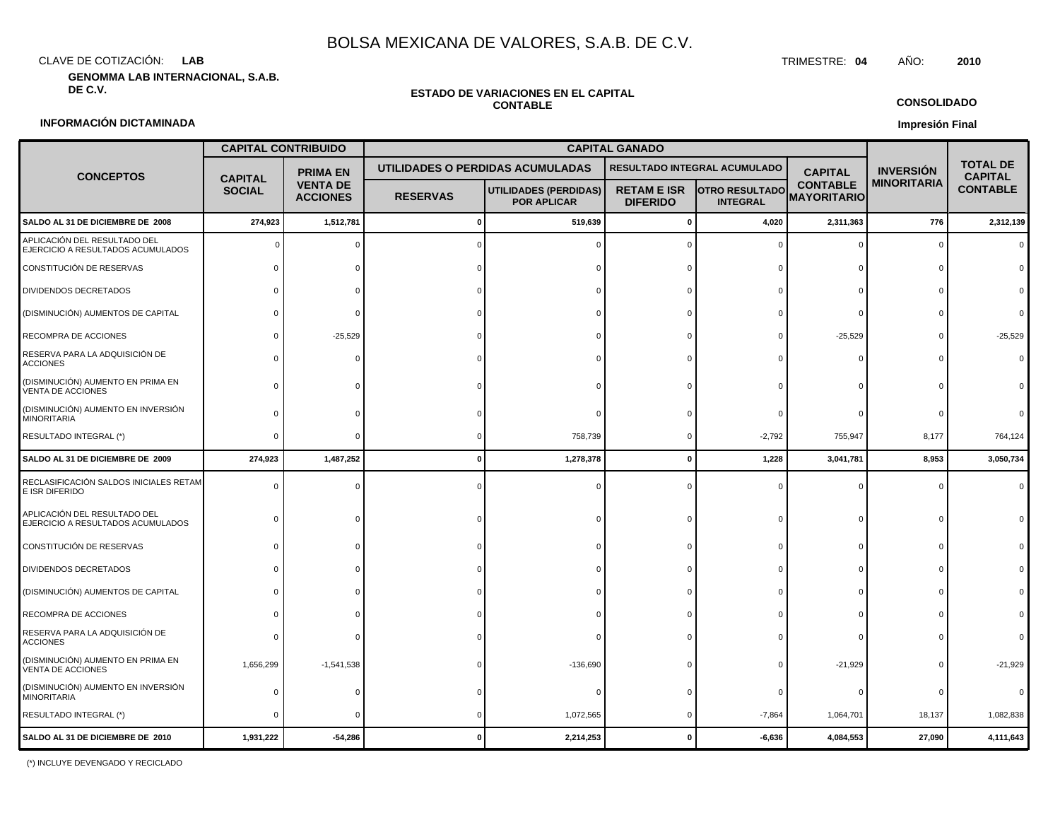# BOLSA MEXICANA DE VALORES, S.A.B. DE C.V.

CLAVE DE COTIZACIÓN: **LAB**

TRIMESTRE: **04** AÑO: **2010**

**GENOMMA LAB INTERNACIONAL, S.A.B. DE C.V.**

**ESTADO DE VARIACIONES EN EL CAPITAL CONTABLE**

**CONSOLIDADO**

**INFORMACIÓN DICTAMINADA**

**Impresión Final**

| CONCEPTOS | CAPITAL CONTRIBUIDO | | CAPITAL GANADO | | | | | INVERSIÓN MINORITARIA | TOTAL DE CAPITAL CONTABLE |
|---|---|---|---|---|---|---|---|---|---|
| | | | UTILIDADES O PERDIDAS ACUMULADAS | | RESULTADO INTEGRAL ACUMULADO | | | | |
| | CAPITAL SOCIAL | PRIMA EN VENTA DE ACCIONES | RESERVAS | UTILIDADES (PERDIDAS) POR APLICAR | RETAM E ISR DIFERIDO | OTRO RESULTADO INTEGRAL | CAPITAL CONTABLE MAYORITARIO | | |
| **SALDO AL 31 DE DICIEMBRE DE 2008** | **274,923** | **1,512,781** | **0** | **519,639** | **0** | **4,020** | **2,311,363** | **776** | **2,312,139** |
| APLICACIÓN DEL RESULTADO DEL EJERCICIO A RESULTADOS ACUMULADOS | 0 | 0 | 0 | 0 | 0 | 0 | 0 | 0 | 0 |
| CONSTITUCIÓN DE RESERVAS | 0 | 0 | 0 | 0 | 0 | 0 | 0 | 0 | 0 |
| DIVIDENDOS DECRETADOS | 0 | 0 | 0 | 0 | 0 | 0 | 0 | 0 | 0 |
| (DISMINUCIÓN) AUMENTOS DE CAPITAL | 0 | 0 | 0 | 0 | 0 | 0 | 0 | 0 | 0 |
| RECOMPRA DE ACCIONES | 0 | -25,529 | 0 | 0 | 0 | 0 | -25,529 | 0 | -25,529 |
| RESERVA PARA LA ADQUISICIÓN DE ACCIONES | 0 | 0 | 0 | 0 | 0 | 0 | 0 | 0 | 0 |
| (DISMINUCIÓN) AUMENTO EN PRIMA EN VENTA DE ACCIONES | 0 | 0 | 0 | 0 | 0 | 0 | 0 | 0 | 0 |
| (DISMINUCIÓN) AUMENTO EN INVERSIÓN MINORITARIA | 0 | 0 | 0 | 0 | 0 | 0 | 0 | 0 | 0 |
| RESULTADO INTEGRAL (*) | 0 | 0 | 0 | 758,739 | 0 | -2,792 | 755,947 | 8,177 | 764,124 |
| **SALDO AL 31 DE DICIEMBRE DE 2009** | **274,923** | **1,487,252** | **0** | **1,278,378** | **0** | **1,228** | **3,041,781** | **8,953** | **3,050,734** |
| RECLASIFICACIÓN SALDOS INICIALES RETAM E ISR DIFERIDO | 0 | 0 | 0 | 0 | 0 | 0 | 0 | 0 | 0 |
| APLICACIÓN DEL RESULTADO DEL EJERCICIO A RESULTADOS ACUMULADOS | 0 | 0 | 0 | 0 | 0 | 0 | 0 | 0 | 0 |
| CONSTITUCIÓN DE RESERVAS | 0 | 0 | 0 | 0 | 0 | 0 | 0 | 0 | 0 |
| DIVIDENDOS DECRETADOS | 0 | 0 | 0 | 0 | 0 | 0 | 0 | 0 | 0 |
| (DISMINUCIÓN) AUMENTOS DE CAPITAL | 0 | 0 | 0 | 0 | 0 | 0 | 0 | 0 | 0 |
| RECOMPRA DE ACCIONES | 0 | 0 | 0 | 0 | 0 | 0 | 0 | 0 | 0 |
| RESERVA PARA LA ADQUISICIÓN DE ACCIONES | 0 | 0 | 0 | 0 | 0 | 0 | 0 | 0 | 0 |
| (DISMINUCIÓN) AUMENTO EN PRIMA EN VENTA DE ACCIONES | 1,656,299 | -1,541,538 | 0 | -136,690 | 0 | 0 | -21,929 | 0 | -21,929 |
| (DISMINUCIÓN) AUMENTO EN INVERSIÓN MINORITARIA | 0 | 0 | 0 | 0 | 0 | 0 | 0 | 0 | 0 |
| RESULTADO INTEGRAL (*) | 0 | 0 | 0 | 1,072,565 | 0 | -7,864 | 1,064,701 | 18,137 | 1,082,838 |
| **SALDO AL 31 DE DICIEMBRE DE 2010** | **1,931,222** | **-54,286** | **0** | **2,214,253** | **0** | **-6,636** | **4,084,553** | **27,090** | **4,111,643** |

(*) INCLUYE DEVENGADO Y RECICLADO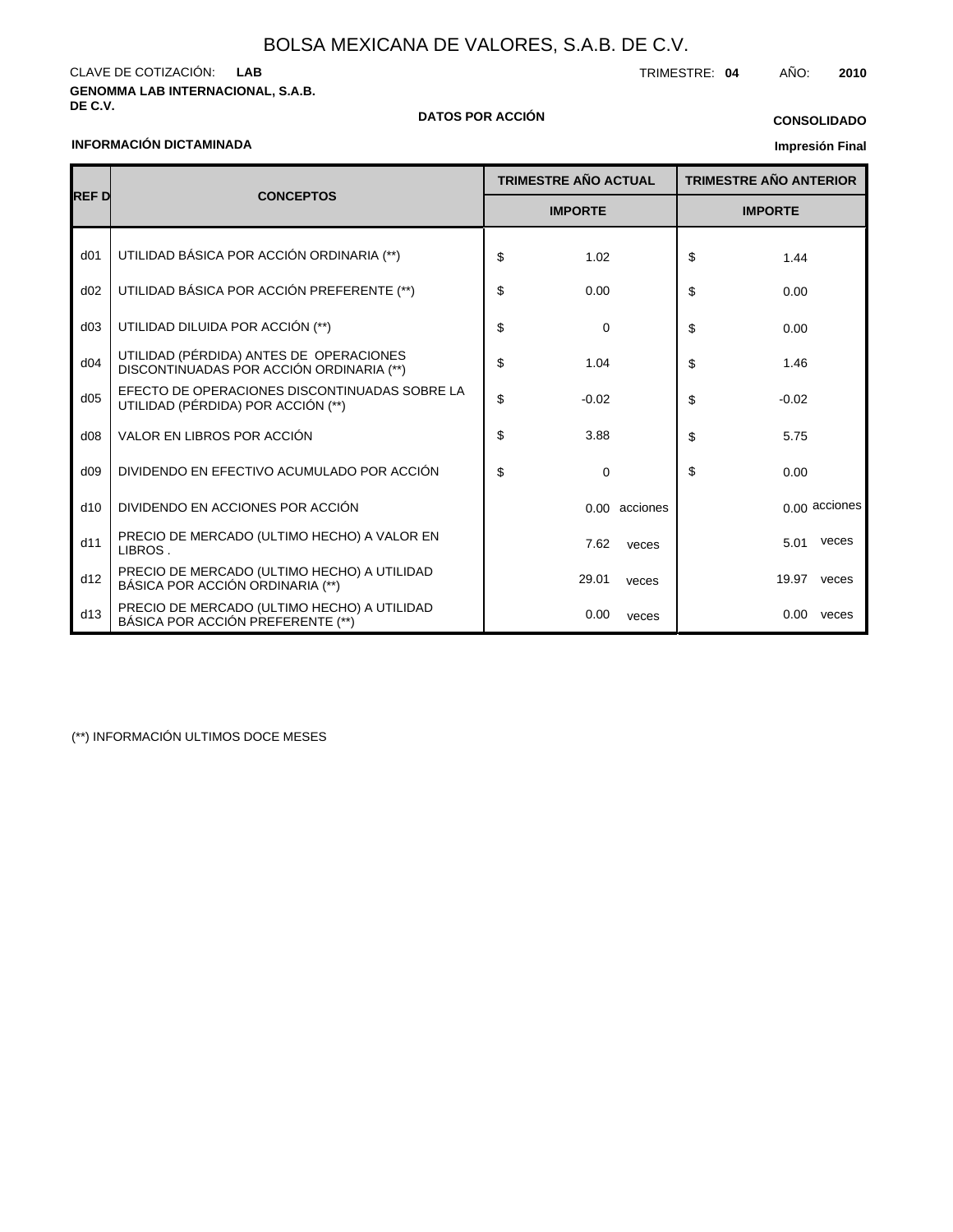# BOLSA MEXICANA DE VALORES, S.A.B. DE C.V.

CLAVE DE COTIZACIÓN: **LAB** TRIMESTRE: **04** AÑO: **2010**

**GENOMMA LAB INTERNACIONAL, S.A.B. DE C.V.**

**DATOS POR ACCIÓN**

**CONSOLIDADO**

**INFORMACIÓN DICTAMINADA**

**Impresión Final**

| REF D | CONCEPTOS | TRIMESTRE AÑO ACTUAL | TRIMESTRE AÑO ANTERIOR |
|---|---|---|---|
| | | IMPORTE | IMPORTE |
| d01 | UTILIDAD BÁSICA POR ACCIÓN ORDINARIA (**) | $ 1.02 | $ 1.44 |
| d02 | UTILIDAD BÁSICA POR ACCIÓN PREFERENTE (**) | $ 0.00 | $ 0.00 |
| d03 | UTILIDAD DILUIDA POR ACCIÓN (**) | $ 0 | $ 0.00 |
| d04 | UTILIDAD (PÉRDIDA) ANTES DE OPERACIONES DISCONTINUADAS POR ACCIÓN ORDINARIA (**) | $ 1.04 | $ 1.46 |
| d05 | EFECTO DE OPERACIONES DISCONTINUADAS SOBRE LA UTILIDAD (PÉRDIDA) POR ACCIÓN (**) | $ -0.02 | $ -0.02 |
| d08 | VALOR EN LIBROS POR ACCIÓN | $ 3.88 | $ 5.75 |
| d09 | DIVIDENDO EN EFECTIVO ACUMULADO POR ACCIÓN | $ 0 | $ 0.00 |
| d10 | DIVIDENDO EN ACCIONES POR ACCIÓN | 0.00 acciones | 0.00 acciones |
| d11 | PRECIO DE MERCADO (ULTIMO HECHO) A VALOR EN LIBROS . | 7.62 veces | 5.01 veces |
| d12 | PRECIO DE MERCADO (ULTIMO HECHO) A UTILIDAD BÁSICA POR ACCIÓN ORDINARIA (**) | 29.01 veces | 19.97 veces |
| d13 | PRECIO DE MERCADO (ULTIMO HECHO) A UTILIDAD BÁSICA POR ACCIÓN PREFERENTE (**) | 0.00 veces | 0.00 veces |

(**) INFORMACIÓN ULTIMOS DOCE MESES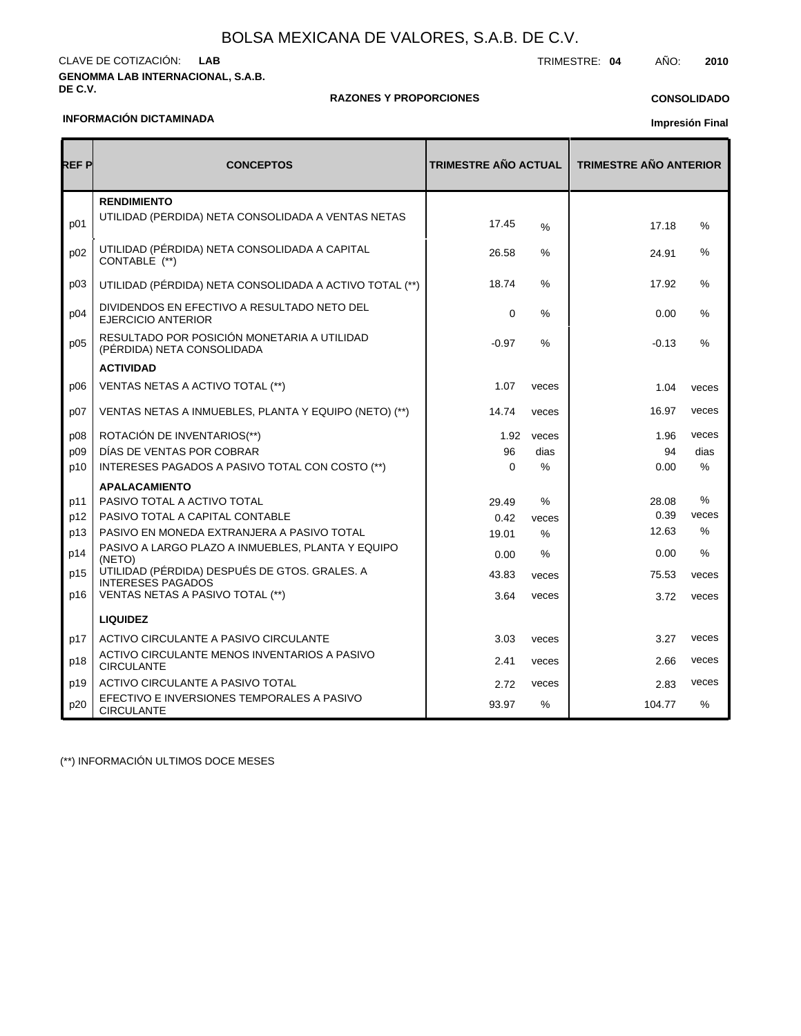# BOLSA MEXICANA DE VALORES, S.A.B. DE C.V.

CLAVE DE COTIZACIÓN: **LAB**

TRIMESTRE: **04** AÑO: **2010**

**GENOMMA LAB INTERNACIONAL, S.A.B. DE C.V.**

**RAZONES Y PROPORCIONES**

**CONSOLIDADO**

**INFORMACIÓN DICTAMINADA**

**Impresión Final**

| REF P | CONCEPTOS | TRIMESTRE AÑO ACTUAL | | TRIMESTRE AÑO ANTERIOR | |
|---|---|---|---|---|---|
| | **RENDIMIENTO** | | | | |
| p01 | UTILIDAD (PÉRDIDA) NETA CONSOLIDADA A VENTAS NETAS | 17.45 | % | 17.18 | % |
| p02 | UTILIDAD (PÉRDIDA) NETA CONSOLIDADA A CAPITAL CONTABLE (**) | 26.58 | % | 24.91 | % |
| p03 | UTILIDAD (PÉRDIDA) NETA CONSOLIDADA A ACTIVO TOTAL (**) | 18.74 | % | 17.92 | % |
| p04 | DIVIDENDOS EN EFECTIVO A RESULTADO NETO DEL EJERCICIO ANTERIOR | 0 | % | 0.00 | % |
| p05 | RESULTADO POR POSICIÓN MONETARIA A UTILIDAD (PÉRDIDA) NETA CONSOLIDADA | -0.97 | % | -0.13 | % |
| | **ACTIVIDAD** | | | | |
| p06 | VENTAS NETAS A ACTIVO TOTAL (**) | 1.07 | veces | 1.04 | veces |
| p07 | VENTAS NETAS A INMUEBLES, PLANTA Y EQUIPO (NETO) (**) | 14.74 | veces | 16.97 | veces |
| p08 | ROTACIÓN DE INVENTARIOS(**) | 1.92 | veces | 1.96 | veces |
| p09 | DÍAS DE VENTAS POR COBRAR | 96 | dias | 94 | dias |
| p10 | INTERESES PAGADOS A PASIVO TOTAL CON COSTO (**) | 0 | % | 0.00 | % |
| | **APALACAMIENTO** | | | | |
| p11 | PASIVO TOTAL A ACTIVO TOTAL | 29.49 | % | 28.08 | % |
| p12 | PASIVO TOTAL A CAPITAL CONTABLE | 0.42 | veces | 0.39 | veces |
| p13 | PASIVO EN MONEDA EXTRANJERA A PASIVO TOTAL | 19.01 | % | 12.63 | % |
| p14 | PASIVO A LARGO PLAZO A INMUEBLES, PLANTA Y EQUIPO (NETO) | 0.00 | % | 0.00 | % |
| p15 | UTILIDAD (PÉRDIDA) DESPUÉS DE GTOS. GRALES. A INTERESES PAGADOS | 43.83 | veces | 75.53 | veces |
| p16 | VENTAS NETAS A PASIVO TOTAL (**) | 3.64 | veces | 3.72 | veces |
| | **LIQUIDEZ** | | | | |
| p17 | ACTIVO CIRCULANTE A PASIVO CIRCULANTE | 3.03 | veces | 3.27 | veces |
| p18 | ACTIVO CIRCULANTE MENOS INVENTARIOS A PASIVO CIRCULANTE | 2.41 | veces | 2.66 | veces |
| p19 | ACTIVO CIRCULANTE A PASIVO TOTAL | 2.72 | veces | 2.83 | veces |
| p20 | EFECTIVO E INVERSIONES TEMPORALES A PASIVO CIRCULANTE | 93.97 | % | 104.77 | % |

(**) INFORMACIÓN ULTIMOS DOCE MESES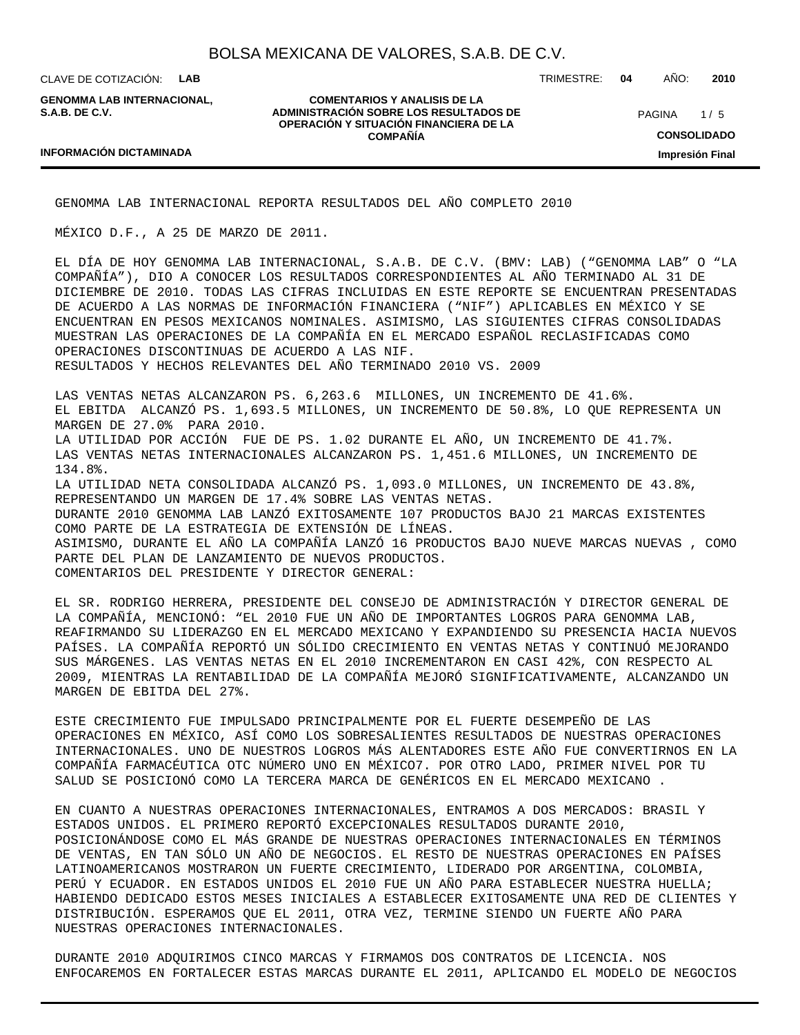GENOMMA LAB INTERNACIONAL REPORTA RESULTADOS DEL AÑO COMPLETO 2010

MÉXICO D.F., A 25 DE MARZO DE 2011.

EL DÍA DE HOY GENOMMA LAB INTERNACIONAL, S.A.B. DE C.V. (BMV: LAB) ("GENOMMA LAB" O "LA COMPAÑÍA"), DIO A CONOCER LOS RESULTADOS CORRESPONDIENTES AL AÑO TERMINADO AL 31 DE DICIEMBRE DE 2010. TODAS LAS CIFRAS INCLUIDAS EN ESTE REPORTE SE ENCUENTRAN PRESENTADAS DE ACUERDO A LAS NORMAS DE INFORMACIÓN FINANCIERA ("NIF") APLICABLES EN MÉXICO Y SE ENCUENTRAN EN PESOS MEXICANOS NOMINALES. ASIMISMO, LAS SIGUIENTES CIFRAS CONSOLIDADAS MUESTRAN LAS OPERACIONES DE LA COMPAÑÍA EN EL MERCADO ESPAÑOL RECLASIFICADAS COMO OPERACIONES DISCONTINUAS DE ACUERDO A LAS NIF.

RESULTADOS Y HECHOS RELEVANTES DEL AÑO TERMINADO 2010 VS. 2009

LAS VENTAS NETAS ALCANZARON PS. 6,263.6 MILLONES, UN INCREMENTO DE 41.6%.
EL EBITDA ALCANZÓ PS. 1,693.5 MILLONES, UN INCREMENTO DE 50.8%, LO QUE REPRESENTA UN MARGEN DE 27.0% PARA 2010.
LA UTILIDAD POR ACCIÓN FUE DE PS. 1.02 DURANTE EL AÑO, UN INCREMENTO DE 41.7%.
LAS VENTAS NETAS INTERNACIONALES ALCANZARON PS. 1,451.6 MILLONES, UN INCREMENTO DE 134.8%.
LA UTILIDAD NETA CONSOLIDADA ALCANZÓ PS. 1,093.0 MILLONES, UN INCREMENTO DE 43.8%, REPRESENTANDO UN MARGEN DE 17.4% SOBRE LAS VENTAS NETAS.
DURANTE 2010 GENOMMA LAB LANZÓ EXITOSAMENTE 107 PRODUCTOS BAJO 21 MARCAS EXISTENTES COMO PARTE DE LA ESTRATEGIA DE EXTENSIÓN DE LÍNEAS.
ASIMISMO, DURANTE EL AÑO LA COMPAÑÍA LANZÓ 16 PRODUCTOS BAJO NUEVE MARCAS NUEVAS , COMO PARTE DEL PLAN DE LANZAMIENTO DE NUEVOS PRODUCTOS.

COMENTARIOS DEL PRESIDENTE Y DIRECTOR GENERAL:

EL SR. RODRIGO HERRERA, PRESIDENTE DEL CONSEJO DE ADMINISTRACIÓN Y DIRECTOR GENERAL DE LA COMPAÑÍA, MENCIONÓ: "EL 2010 FUE UN AÑO DE IMPORTANTES LOGROS PARA GENOMMA LAB, REAFIRMANDO SU LIDERAZGO EN EL MERCADO MEXICANO Y EXPANDIENDO SU PRESENCIA HACIA NUEVOS PAÍSES. LA COMPAÑÍA REPORTÓ UN SÓLIDO CRECIMIENTO EN VENTAS NETAS Y CONTINUÓ MEJORANDO SUS MÁRGENES. LAS VENTAS NETAS EN EL 2010 INCREMENTARON EN CASI 42%, CON RESPECTO AL 2009, MIENTRAS LA RENTABILIDAD DE LA COMPAÑÍA MEJORÓ SIGNIFICATIVAMENTE, ALCANZANDO UN MARGEN DE EBITDA DEL 27%.

ESTE CRECIMIENTO FUE IMPULSADO PRINCIPALMENTE POR EL FUERTE DESEMPEÑO DE LAS OPERACIONES EN MÉXICO, ASÍ COMO LOS SOBRESALIENTES RESULTADOS DE NUESTRAS OPERACIONES INTERNACIONALES. UNO DE NUESTROS LOGROS MÁS ALENTADORES ESTE AÑO FUE CONVERTIRNOS EN LA COMPAÑÍA FARMACÉUTICA OTC NÚMERO UNO EN MÉXICO7. POR OTRO LADO, PRIMER NIVEL POR TU SALUD SE POSICIONÓ COMO LA TERCERA MARCA DE GENÉRICOS EN EL MERCADO MEXICANO .

EN CUANTO A NUESTRAS OPERACIONES INTERNACIONALES, ENTRAMOS A DOS MERCADOS: BRASIL Y ESTADOS UNIDOS. EL PRIMERO REPORTÓ EXCEPCIONALES RESULTADOS DURANTE 2010, POSICIONÁNDOSE COMO EL MÁS GRANDE DE NUESTRAS OPERACIONES INTERNACIONALES EN TÉRMINOS DE VENTAS, EN TAN SÓLO UN AÑO DE NEGOCIOS. EL RESTO DE NUESTRAS OPERACIONES EN PAÍSES LATINOAMERICANOS MOSTRARON UN FUERTE CRECIMIENTO, LIDERADO POR ARGENTINA, COLOMBIA, PERÚ Y ECUADOR. EN ESTADOS UNIDOS EL 2010 FUE UN AÑO PARA ESTABLECER NUESTRA HUELLA; HABIENDO DEDICADO ESTOS MESES INICIALES A ESTABLECER EXITOSAMENTE UNA RED DE CLIENTES Y DISTRIBUCIÓN. ESPERAMOS QUE EL 2011, OTRA VEZ, TERMINE SIENDO UN FUERTE AÑO PARA NUESTRAS OPERACIONES INTERNACIONALES.

DURANTE 2010 ADQUIRIMOS CINCO MARCAS Y FIRMAMOS DOS CONTRATOS DE LICENCIA. NOS ENFOCAREMOS EN FORTALECER ESTAS MARCAS DURANTE EL 2011, APLICANDO EL MODELO DE NEGOCIOS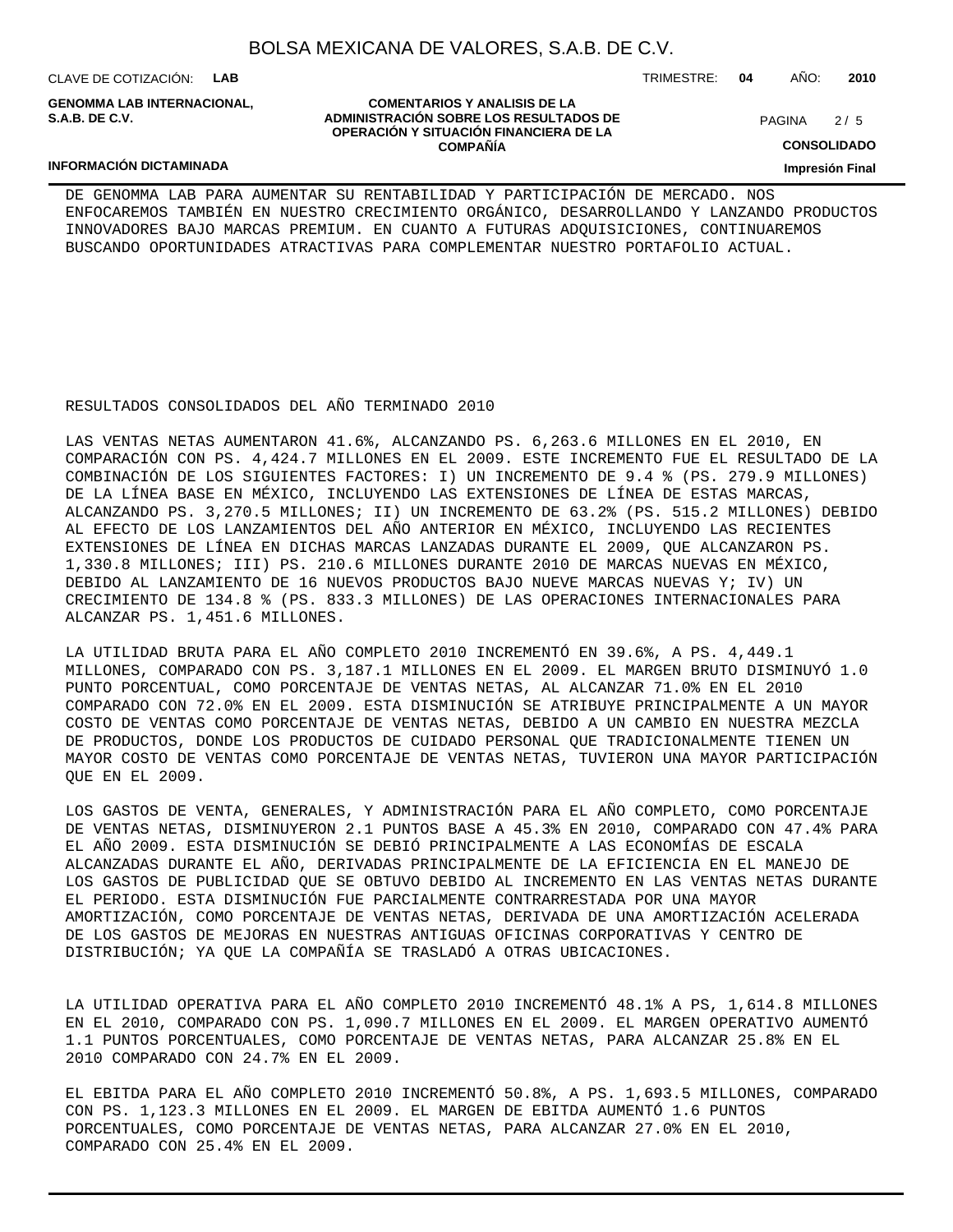DE GENOMMA LAB PARA AUMENTAR SU RENTABILIDAD Y PARTICIPACIÓN DE MERCADO. NOS ENFOCAREMOS TAMBIÉN EN NUESTRO CRECIMIENTO ORGÁNICO, DESARROLLANDO Y LANZANDO PRODUCTOS INNOVADORES BAJO MARCAS PREMIUM. EN CUANTO A FUTURAS ADQUISICIONES, CONTINUAREMOS BUSCANDO OPORTUNIDADES ATRACTIVAS PARA COMPLEMENTAR NUESTRO PORTAFOLIO ACTUAL.

RESULTADOS CONSOLIDADOS DEL AÑO TERMINADO 2010

LAS VENTAS NETAS AUMENTARON 41.6%, ALCANZANDO PS. 6,263.6 MILLONES EN EL 2010, EN COMPARACIÓN CON PS. 4,424.7 MILLONES EN EL 2009. ESTE INCREMENTO FUE EL RESULTADO DE LA COMBINACIÓN DE LOS SIGUIENTES FACTORES: I) UN INCREMENTO DE 9.4 % (PS. 279.9 MILLONES) DE LA LÍNEA BASE EN MÉXICO, INCLUYENDO LAS EXTENSIONES DE LÍNEA DE ESTAS MARCAS, ALCANZANDO PS. 3,270.5 MILLONES; II) UN INCREMENTO DE 63.2% (PS. 515.2 MILLONES) DEBIDO AL EFECTO DE LOS LANZAMIENTOS DEL AÑO ANTERIOR EN MÉXICO, INCLUYENDO LAS RECIENTES EXTENSIONES DE LÍNEA EN DICHAS MARCAS LANZADAS DURANTE EL 2009, QUE ALCANZARON PS. 1,330.8 MILLONES; III) PS. 210.6 MILLONES DURANTE 2010 DE MARCAS NUEVAS EN MÉXICO, DEBIDO AL LANZAMIENTO DE 16 NUEVOS PRODUCTOS BAJO NUEVE MARCAS NUEVAS Y; IV) UN CRECIMIENTO DE 134.8 % (PS. 833.3 MILLONES) DE LAS OPERACIONES INTERNACIONALES PARA ALCANZAR PS. 1,451.6 MILLONES.

LA UTILIDAD BRUTA PARA EL AÑO COMPLETO 2010 INCREMENTÓ EN 39.6%, A PS. 4,449.1 MILLONES, COMPARADO CON PS. 3,187.1 MILLONES EN EL 2009. EL MARGEN BRUTO DISMINUYÓ 1.0 PUNTO PORCENTUAL, COMO PORCENTAJE DE VENTAS NETAS, AL ALCANZAR 71.0% EN EL 2010 COMPARADO CON 72.0% EN EL 2009. ESTA DISMINUCIÓN SE ATRIBUYE PRINCIPALMENTE A UN MAYOR COSTO DE VENTAS COMO PORCENTAJE DE VENTAS NETAS, DEBIDO A UN CAMBIO EN NUESTRA MEZCLA DE PRODUCTOS, DONDE LOS PRODUCTOS DE CUIDADO PERSONAL QUE TRADICIONALMENTE TIENEN UN MAYOR COSTO DE VENTAS COMO PORCENTAJE DE VENTAS NETAS, TUVIERON UNA MAYOR PARTICIPACIÓN QUE EN EL 2009.

LOS GASTOS DE VENTA, GENERALES, Y ADMINISTRACIÓN PARA EL AÑO COMPLETO, COMO PORCENTAJE DE VENTAS NETAS, DISMINUYERON 2.1 PUNTOS BASE A 45.3% EN 2010, COMPARADO CON 47.4% PARA EL AÑO 2009. ESTA DISMINUCIÓN SE DEBIÓ PRINCIPALMENTE A LAS ECONOMÍAS DE ESCALA ALCANZADAS DURANTE EL AÑO, DERIVADAS PRINCIPALMENTE DE LA EFICIENCIA EN EL MANEJO DE LOS GASTOS DE PUBLICIDAD QUE SE OBTUVO DEBIDO AL INCREMENTO EN LAS VENTAS NETAS DURANTE EL PERIODO. ESTA DISMINUCIÓN FUE PARCIALMENTE CONTRARRESTADA POR UNA MAYOR AMORTIZACIÓN, COMO PORCENTAJE DE VENTAS NETAS, DERIVADA DE UNA AMORTIZACIÓN ACELERADA DE LOS GASTOS DE MEJORAS EN NUESTRAS ANTIGUAS OFICINAS CORPORATIVAS Y CENTRO DE DISTRIBUCIÓN; YA QUE LA COMPAÑÍA SE TRASLADÓ A OTRAS UBICACIONES.

LA UTILIDAD OPERATIVA PARA EL AÑO COMPLETO 2010 INCREMENTÓ 48.1% A PS, 1,614.8 MILLONES EN EL 2010, COMPARADO CON PS. 1,090.7 MILLONES EN EL 2009. EL MARGEN OPERATIVO AUMENTÓ 1.1 PUNTOS PORCENTUALES, COMO PORCENTAJE DE VENTAS NETAS, PARA ALCANZAR 25.8% EN EL 2010 COMPARADO CON 24.7% EN EL 2009.

EL EBITDA PARA EL AÑO COMPLETO 2010 INCREMENTÓ 50.8%, A PS. 1,693.5 MILLONES, COMPARADO CON PS. 1,123.3 MILLONES EN EL 2009. EL MARGEN DE EBITDA AUMENTÓ 1.6 PUNTOS PORCENTUALES, COMO PORCENTAJE DE VENTAS NETAS, PARA ALCANZAR 27.0% EN EL 2010, COMPARADO CON 25.4% EN EL 2009.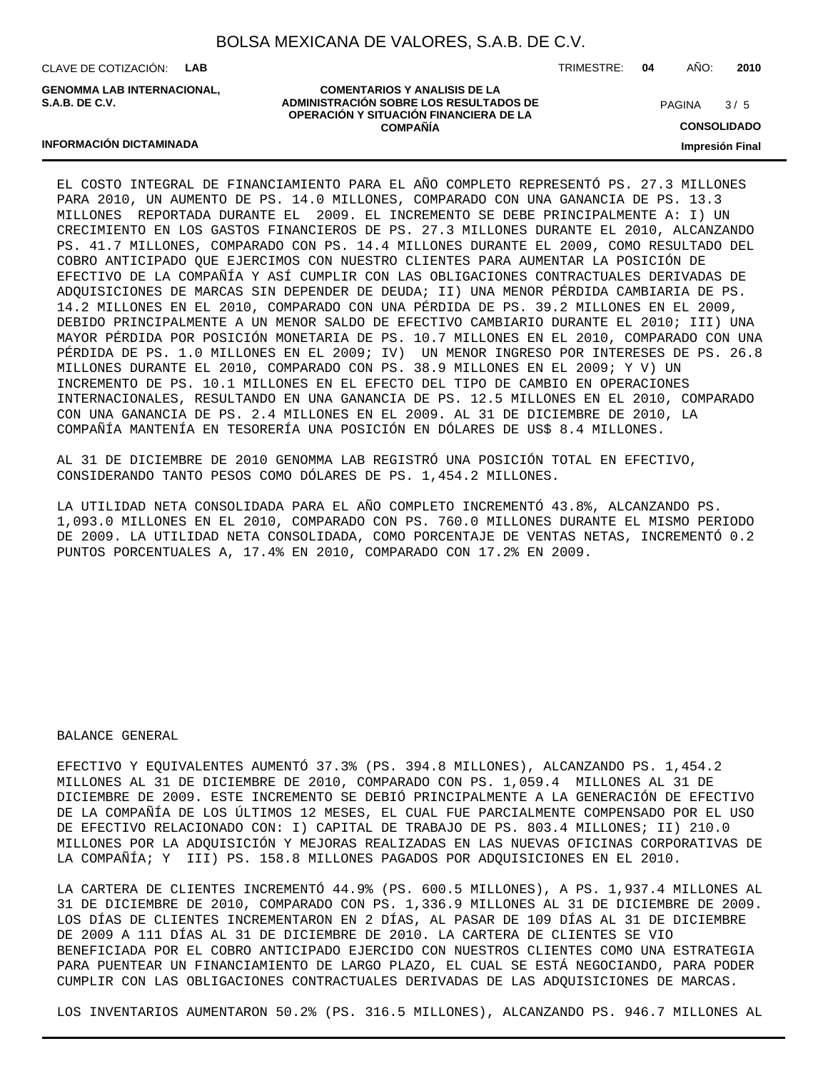EL COSTO INTEGRAL DE FINANCIAMIENTO PARA EL AÑO COMPLETO REPRESENTÓ PS. 27.3 MILLONES PARA 2010, UN AUMENTO DE PS. 14.0 MILLONES, COMPARADO CON UNA GANANCIA DE PS. 13.3 MILLONES REPORTADA DURANTE EL 2009. EL INCREMENTO SE DEBE PRINCIPALMENTE A: I) UN CRECIMIENTO EN LOS GASTOS FINANCIEROS DE PS. 27.3 MILLONES DURANTE EL 2010, ALCANZANDO PS. 41.7 MILLONES, COMPARADO CON PS. 14.4 MILLONES DURANTE EL 2009, COMO RESULTADO DEL COBRO ANTICIPADO QUE EJERCIMOS CON NUESTRO CLIENTES PARA AUMENTAR LA POSICIÓN DE EFECTIVO DE LA COMPAÑÍA Y ASÍ CUMPLIR CON LAS OBLIGACIONES CONTRACTUALES DERIVADAS DE ADQUISICIONES DE MARCAS SIN DEPENDER DE DEUDA; II) UNA MENOR PÉRDIDA CAMBIARIA DE PS. 14.2 MILLONES EN EL 2010, COMPARADO CON UNA PÉRDIDA DE PS. 39.2 MILLONES EN EL 2009, DEBIDO PRINCIPALMENTE A UN MENOR SALDO DE EFECTIVO CAMBIARIO DURANTE EL 2010; III) UNA MAYOR PÉRDIDA POR POSICIÓN MONETARIA DE PS. 10.7 MILLONES EN EL 2010, COMPARADO CON UNA PÉRDIDA DE PS. 1.0 MILLONES EN EL 2009; IV) UN MENOR INGRESO POR INTERESES DE PS. 26.8 MILLONES DURANTE EL 2010, COMPARADO CON PS. 38.9 MILLONES EN EL 2009; Y V) UN INCREMENTO DE PS. 10.1 MILLONES EN EL EFECTO DEL TIPO DE CAMBIO EN OPERACIONES INTERNACIONALES, RESULTANDO EN UNA GANANCIA DE PS. 12.5 MILLONES EN EL 2010, COMPARADO CON UNA GANANCIA DE PS. 2.4 MILLONES EN EL 2009. AL 31 DE DICIEMBRE DE 2010, LA COMPAÑÍA MANTENÍA EN TESORERÍA UNA POSICIÓN EN DÓLARES DE US$ 8.4 MILLONES.

AL 31 DE DICIEMBRE DE 2010 GENOMMA LAB REGISTRÓ UNA POSICIÓN TOTAL EN EFECTIVO, CONSIDERANDO TANTO PESOS COMO DÓLARES DE PS. 1,454.2 MILLONES.

LA UTILIDAD NETA CONSOLIDADA PARA EL AÑO COMPLETO INCREMENTÓ 43.8%, ALCANZANDO PS. 1,093.0 MILLONES EN EL 2010, COMPARADO CON PS. 760.0 MILLONES DURANTE EL MISMO PERIODO DE 2009. LA UTILIDAD NETA CONSOLIDADA, COMO PORCENTAJE DE VENTAS NETAS, INCREMENTÓ 0.2 PUNTOS PORCENTUALES A, 17.4% EN 2010, COMPARADO CON 17.2% EN 2009.

BALANCE GENERAL

EFECTIVO Y EQUIVALENTES AUMENTÓ 37.3% (PS. 394.8 MILLONES), ALCANZANDO PS. 1,454.2 MILLONES AL 31 DE DICIEMBRE DE 2010, COMPARADO CON PS. 1,059.4 MILLONES AL 31 DE DICIEMBRE DE 2009. ESTE INCREMENTO SE DEBIÓ PRINCIPALMENTE A LA GENERACIÓN DE EFECTIVO DE LA COMPAÑÍA DE LOS ÚLTIMOS 12 MESES, EL CUAL FUE PARCIALMENTE COMPENSADO POR EL USO DE EFECTIVO RELACIONADO CON: I) CAPITAL DE TRABAJO DE PS. 803.4 MILLONES; II) 210.0 MILLONES POR LA ADQUISICIÓN Y MEJORAS REALIZADAS EN LAS NUEVAS OFICINAS CORPORATIVAS DE LA COMPAÑÍA; Y III) PS. 158.8 MILLONES PAGADOS POR ADQUISICIONES EN EL 2010.

LA CARTERA DE CLIENTES INCREMENTÓ 44.9% (PS. 600.5 MILLONES), A PS. 1,937.4 MILLONES AL 31 DE DICIEMBRE DE 2010, COMPARADO CON PS. 1,336.9 MILLONES AL 31 DE DICIEMBRE DE 2009. LOS DÍAS DE CLIENTES INCREMENTARON EN 2 DÍAS, AL PASAR DE 109 DÍAS AL 31 DE DICIEMBRE DE 2009 A 111 DÍAS AL 31 DE DICIEMBRE DE 2010. LA CARTERA DE CLIENTES SE VIO BENEFICIADA POR EL COBRO ANTICIPADO EJERCIDO CON NUESTROS CLIENTES COMO UNA ESTRATEGIA PARA PUENTEAR UN FINANCIAMIENTO DE LARGO PLAZO, EL CUAL SE ESTÁ NEGOCIANDO, PARA PODER CUMPLIR CON LAS OBLIGACIONES CONTRACTUALES DERIVADAS DE LAS ADQUISICIONES DE MARCAS.

LOS INVENTARIOS AUMENTARON 50.2% (PS. 316.5 MILLONES), ALCANZANDO PS. 946.7 MILLONES AL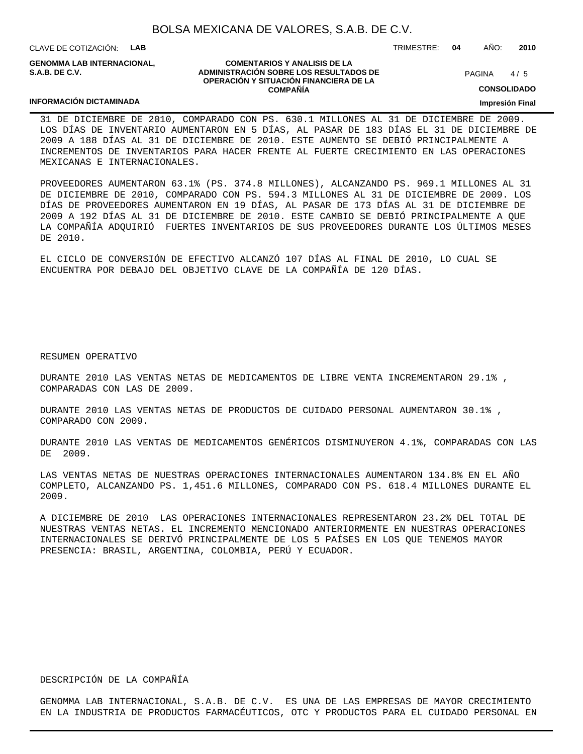31 DE DICIEMBRE DE 2010, COMPARADO CON PS. 630.1 MILLONES AL 31 DE DICIEMBRE DE 2009. LOS DÍAS DE INVENTARIO AUMENTARON EN 5 DÍAS, AL PASAR DE 183 DÍAS EL 31 DE DICIEMBRE DE 2009 A 188 DÍAS AL 31 DE DICIEMBRE DE 2010. ESTE AUMENTO SE DEBIÓ PRINCIPALMENTE A INCREMENTOS DE INVENTARIOS PARA HACER FRENTE AL FUERTE CRECIMIENTO EN LAS OPERACIONES MEXICANAS E INTERNACIONALES.

PROVEEDORES AUMENTARON 63.1% (PS. 374.8 MILLONES), ALCANZANDO PS. 969.1 MILLONES AL 31 DE DICIEMBRE DE 2010, COMPARADO CON PS. 594.3 MILLONES AL 31 DE DICIEMBRE DE 2009. LOS DÍAS DE PROVEEDORES AUMENTARON EN 19 DÍAS, AL PASAR DE 173 DÍAS AL 31 DE DICIEMBRE DE 2009 A 192 DÍAS AL 31 DE DICIEMBRE DE 2010. ESTE CAMBIO SE DEBIÓ PRINCIPALMENTE A QUE LA COMPAÑÍA ADQUIRIÓ FUERTES INVENTARIOS DE SUS PROVEEDORES DURANTE LOS ÚLTIMOS MESES DE 2010.

EL CICLO DE CONVERSIÓN DE EFECTIVO ALCANZÓ 107 DÍAS AL FINAL DE 2010, LO CUAL SE ENCUENTRA POR DEBAJO DEL OBJETIVO CLAVE DE LA COMPAÑÍA DE 120 DÍAS.

RESUMEN OPERATIVO

DURANTE 2010 LAS VENTAS NETAS DE MEDICAMENTOS DE LIBRE VENTA INCREMENTARON 29.1% , COMPARADAS CON LAS DE 2009.

DURANTE 2010 LAS VENTAS NETAS DE PRODUCTOS DE CUIDADO PERSONAL AUMENTARON 30.1% , COMPARADO CON 2009.

DURANTE 2010 LAS VENTAS DE MEDICAMENTOS GENÉRICOS DISMINUYERON 4.1%, COMPARADAS CON LAS DE 2009.

LAS VENTAS NETAS DE NUESTRAS OPERACIONES INTERNACIONALES AUMENTARON 134.8% EN EL AÑO COMPLETO, ALCANZANDO PS. 1,451.6 MILLONES, COMPARADO CON PS. 618.4 MILLONES DURANTE EL 2009.

A DICIEMBRE DE 2010 LAS OPERACIONES INTERNACIONALES REPRESENTARON 23.2% DEL TOTAL DE NUESTRAS VENTAS NETAS. EL INCREMENTO MENCIONADO ANTERIORMENTE EN NUESTRAS OPERACIONES INTERNACIONALES SE DERIVÓ PRINCIPALMENTE DE LOS 5 PAÍSES EN LOS QUE TENEMOS MAYOR PRESENCIA: BRASIL, ARGENTINA, COLOMBIA, PERÚ Y ECUADOR.

DESCRIPCIÓN DE LA COMPAÑÍA

GENOMMA LAB INTERNACIONAL, S.A.B. DE C.V. ES UNA DE LAS EMPRESAS DE MAYOR CRECIMIENTO EN LA INDUSTRIA DE PRODUCTOS FARMACÉUTICOS, OTC Y PRODUCTOS PARA EL CUIDADO PERSONAL EN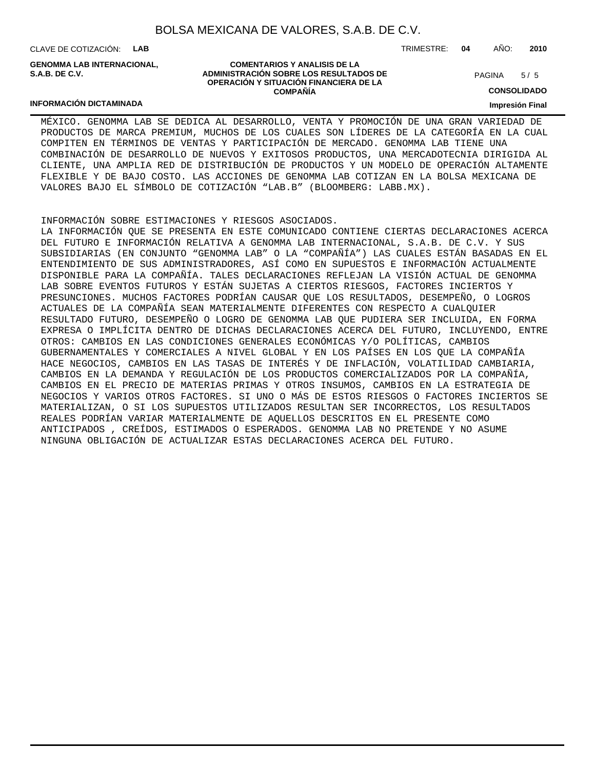MÉXICO. GENOMMA LAB SE DEDICA AL DESARROLLO, VENTA Y PROMOCIÓN DE UNA GRAN VARIEDAD DE PRODUCTOS DE MARCA PREMIUM, MUCHOS DE LOS CUALES SON LÍDERES DE LA CATEGORÍA EN LA CUAL COMPITEN EN TÉRMINOS DE VENTAS Y PARTICIPACIÓN DE MERCADO. GENOMMA LAB TIENE UNA COMBINACIÓN DE DESARROLLO DE NUEVOS Y EXITOSOS PRODUCTOS, UNA MERCADOTECNIA DIRIGIDA AL CLIENTE, UNA AMPLIA RED DE DISTRIBUCIÓN DE PRODUCTOS Y UN MODELO DE OPERACIÓN ALTAMENTE FLEXIBLE Y DE BAJO COSTO. LAS ACCIONES DE GENOMMA LAB COTIZAN EN LA BOLSA MEXICANA DE VALORES BAJO EL SÍMBOLO DE COTIZACIÓN “LAB.B” (BLOOMBERG: LABB.MX).

INFORMACIÓN SOBRE ESTIMACIONES Y RIESGOS ASOCIADOS.

LA INFORMACIÓN QUE SE PRESENTA EN ESTE COMUNICADO CONTIENE CIERTAS DECLARACIONES ACERCA DEL FUTURO E INFORMACIÓN RELATIVA A GENOMMA LAB INTERNACIONAL, S.A.B. DE C.V. Y SUS SUBSIDIARIAS (EN CONJUNTO “GENOMMA LAB” O LA “COMPAÑÍA”) LAS CUALES ESTÁN BASADAS EN EL ENTENDIMIENTO DE SUS ADMINISTRADORES, ASÍ COMO EN SUPUESTOS E INFORMACIÓN ACTUALMENTE DISPONIBLE PARA LA COMPAÑÍA. TALES DECLARACIONES REFLEJAN LA VISIÓN ACTUAL DE GENOMMA LAB SOBRE EVENTOS FUTUROS Y ESTÁN SUJETAS A CIERTOS RIESGOS, FACTORES INCIERTOS Y PRESUNCIONES. MUCHOS FACTORES PODRÍAN CAUSAR QUE LOS RESULTADOS, DESEMPEÑO, O LOGROS ACTUALES DE LA COMPAÑÍA SEAN MATERIALMENTE DIFERENTES CON RESPECTO A CUALQUIER RESULTADO FUTURO, DESEMPEÑO O LOGRO DE GENOMMA LAB QUE PUDIERA SER INCLUIDA, EN FORMA EXPRESA O IMPLÍCITA DENTRO DE DICHAS DECLARACIONES ACERCA DEL FUTURO, INCLUYENDO, ENTRE OTROS: CAMBIOS EN LAS CONDICIONES GENERALES ECONÓMICAS Y/O POLÍTICAS, CAMBIOS GUBERNAMENTALES Y COMERCIALES A NIVEL GLOBAL Y EN LOS PAÍSES EN LOS QUE LA COMPAÑÍA HACE NEGOCIOS, CAMBIOS EN LAS TASAS DE INTERÉS Y DE INFLACIÓN, VOLATILIDAD CAMBIARIA, CAMBIOS EN LA DEMANDA Y REGULACIÓN DE LOS PRODUCTOS COMERCIALIZADOS POR LA COMPAÑÍA, CAMBIOS EN EL PRECIO DE MATERIAS PRIMAS Y OTROS INSUMOS, CAMBIOS EN LA ESTRATEGIA DE NEGOCIOS Y VARIOS OTROS FACTORES. SI UNO O MÁS DE ESTOS RIESGOS O FACTORES INCIERTOS SE MATERIALIZAN, O SI LOS SUPUESTOS UTILIZADOS RESULTAN SER INCORRECTOS, LOS RESULTADOS REALES PODRÍAN VARIAR MATERIALMENTE DE AQUELLOS DESCRITOS EN EL PRESENTE COMO ANTICIPADOS , CREÍDOS, ESTIMADOS O ESPERADOS. GENOMMA LAB NO PRETENDE Y NO ASUME NINGUNA OBLIGACIÓN DE ACTUALIZAR ESTAS DECLARACIONES ACERCA DEL FUTURO.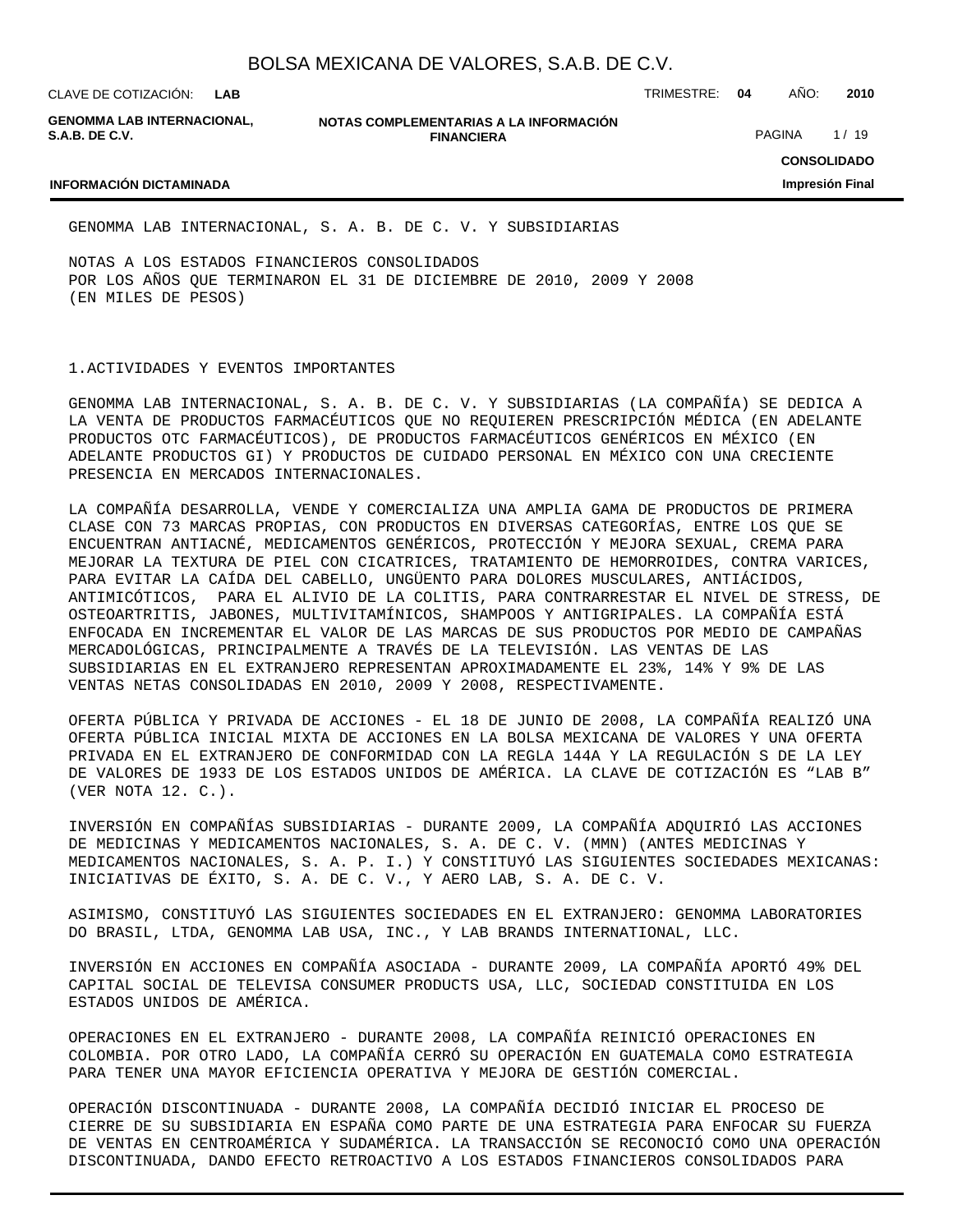GENOMMA LAB INTERNACIONAL, S. A. B. DE C. V. Y SUBSIDIARIAS

NOTAS A LOS ESTADOS FINANCIEROS CONSOLIDADOS
POR LOS AÑOS QUE TERMINARON EL 31 DE DICIEMBRE DE 2010, 2009 Y 2008
(EN MILES DE PESOS)

1.ACTIVIDADES Y EVENTOS IMPORTANTES

GENOMMA LAB INTERNACIONAL, S. A. B. DE C. V. Y SUBSIDIARIAS (LA COMPAÑÍA) SE DEDICA A LA VENTA DE PRODUCTOS FARMACÉUTICOS QUE NO REQUIEREN PRESCRIPCIÓN MÉDICA (EN ADELANTE PRODUCTOS OTC FARMACÉUTICOS), DE PRODUCTOS FARMACÉUTICOS GENÉRICOS EN MÉXICO (EN ADELANTE PRODUCTOS GI) Y PRODUCTOS DE CUIDADO PERSONAL EN MÉXICO CON UNA CRECIENTE PRESENCIA EN MERCADOS INTERNACIONALES.

LA COMPAÑÍA DESARROLLA, VENDE Y COMERCIALIZA UNA AMPLIA GAMA DE PRODUCTOS DE PRIMERA CLASE CON 73 MARCAS PROPIAS, CON PRODUCTOS EN DIVERSAS CATEGORÍAS, ENTRE LOS QUE SE ENCUENTRAN ANTIACNÉ, MEDICAMENTOS GENÉRICOS, PROTECCIÓN Y MEJORA SEXUAL, CREMA PARA MEJORAR LA TEXTURA DE PIEL CON CICATRICES, TRATAMIENTO DE HEMORROIDES, CONTRA VARICES, PARA EVITAR LA CAÍDA DEL CABELLO, UNGÜENTO PARA DOLORES MUSCULARES, ANTIÁCIDOS, ANTIMICÓTICOS, PARA EL ALIVIO DE LA COLITIS, PARA CONTRARRESTAR EL NIVEL DE STRESS, DE OSTEOARTRITIS, JABONES, MULTIVITAMÍNICOS, SHAMPOOS Y ANTIGRIPALES. LA COMPAÑÍA ESTÁ ENFOCADA EN INCREMENTAR EL VALOR DE LAS MARCAS DE SUS PRODUCTOS POR MEDIO DE CAMPAÑAS MERCADOLÓGICAS, PRINCIPALMENTE A TRAVÉS DE LA TELEVISIÓN. LAS VENTAS DE LAS SUBSIDIARIAS EN EL EXTRANJERO REPRESENTAN APROXIMADAMENTE EL 23%, 14% Y 9% DE LAS VENTAS NETAS CONSOLIDADAS EN 2010, 2009 Y 2008, RESPECTIVAMENTE.

OFERTA PÚBLICA Y PRIVADA DE ACCIONES - EL 18 DE JUNIO DE 2008, LA COMPAÑÍA REALIZÓ UNA OFERTA PÚBLICA INICIAL MIXTA DE ACCIONES EN LA BOLSA MEXICANA DE VALORES Y UNA OFERTA PRIVADA EN EL EXTRANJERO DE CONFORMIDAD CON LA REGLA 144A Y LA REGULACIÓN S DE LA LEY DE VALORES DE 1933 DE LOS ESTADOS UNIDOS DE AMÉRICA. LA CLAVE DE COTIZACIÓN ES “LAB B” (VER NOTA 12. C.).

INVERSIÓN EN COMPAÑÍAS SUBSIDIARIAS - DURANTE 2009, LA COMPAÑÍA ADQUIRIÓ LAS ACCIONES DE MEDICINAS Y MEDICAMENTOS NACIONALES, S. A. DE C. V. (MMN) (ANTES MEDICINAS Y MEDICAMENTOS NACIONALES, S. A. P. I.) Y CONSTITUYÓ LAS SIGUIENTES SOCIEDADES MEXICANAS: INICIATIVAS DE ÉXITO, S. A. DE C. V., Y AERO LAB, S. A. DE C. V.

ASIMISMO, CONSTITUYÓ LAS SIGUIENTES SOCIEDADES EN EL EXTRANJERO: GENOMMA LABORATORIES DO BRASIL, LTDA, GENOMMA LAB USA, INC., Y LAB BRANDS INTERNATIONAL, LLC.

INVERSIÓN EN ACCIONES EN COMPAÑÍA ASOCIADA - DURANTE 2009, LA COMPAÑÍA APORTÓ 49% DEL CAPITAL SOCIAL DE TELEVISA CONSUMER PRODUCTS USA, LLC, SOCIEDAD CONSTITUIDA EN LOS ESTADOS UNIDOS DE AMÉRICA.

OPERACIONES EN EL EXTRANJERO - DURANTE 2008, LA COMPAÑÍA REINICIÓ OPERACIONES EN COLOMBIA. POR OTRO LADO, LA COMPAÑÍA CERRÓ SU OPERACIÓN EN GUATEMALA COMO ESTRATEGIA PARA TENER UNA MAYOR EFICIENCIA OPERATIVA Y MEJORA DE GESTIÓN COMERCIAL.

OPERACIÓN DISCONTINUADA - DURANTE 2008, LA COMPAÑÍA DECIDIÓ INICIAR EL PROCESO DE CIERRE DE SU SUBSIDIARIA EN ESPAÑA COMO PARTE DE UNA ESTRATEGIA PARA ENFOCAR SU FUERZA DE VENTAS EN CENTROAMÉRICA Y SUDAMÉRICA. LA TRANSACCIÓN SE RECONOCIÓ COMO UNA OPERACIÓN DISCONTINUADA, DANDO EFECTO RETROACTIVO A LOS ESTADOS FINANCIEROS CONSOLIDADOS PARA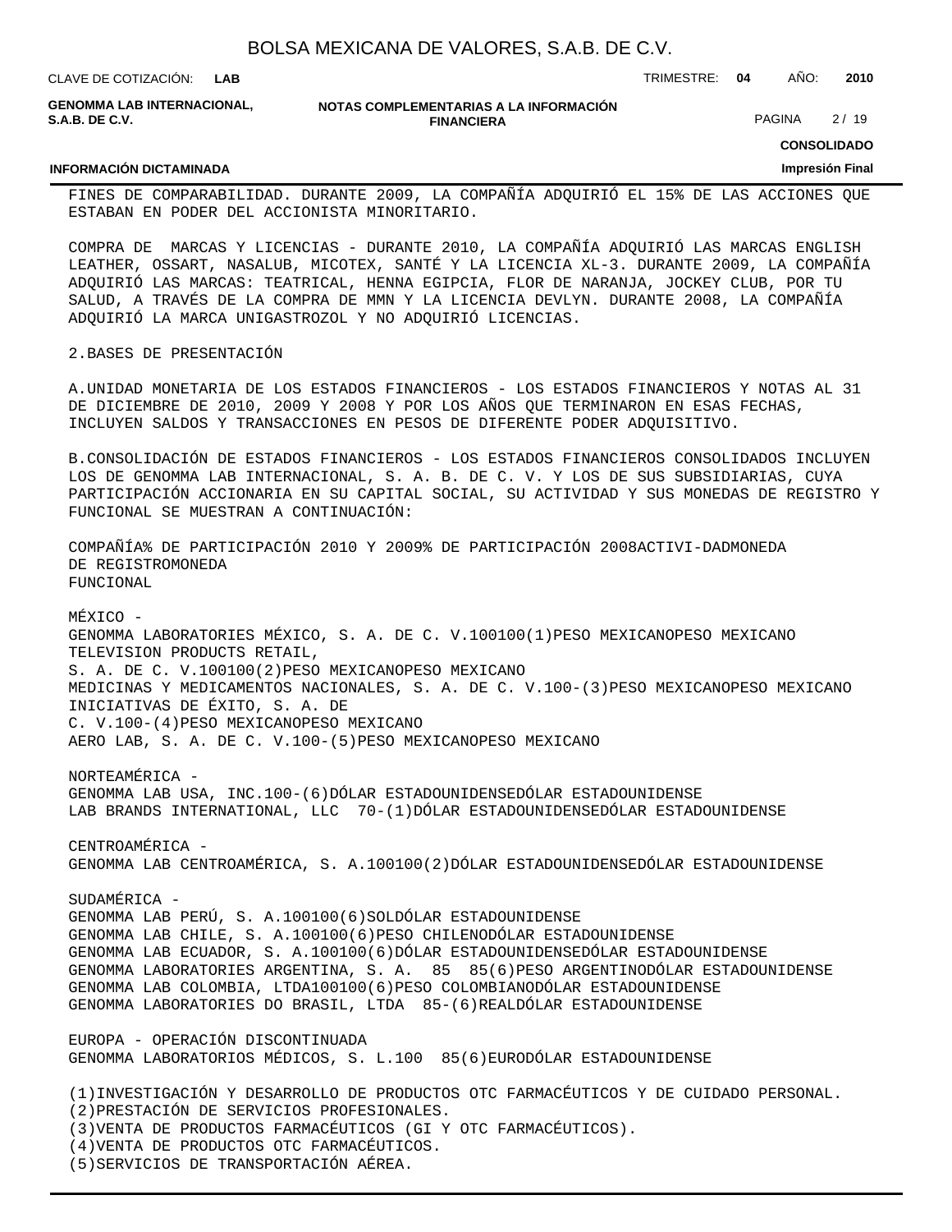FINES DE COMPARABILIDAD. DURANTE 2009, LA COMPAÑÍA ADQUIRIÓ EL 15% DE LAS ACCIONES QUE ESTABAN EN PODER DEL ACCIONISTA MINORITARIO.

COMPRA DE MARCAS Y LICENCIAS - DURANTE 2010, LA COMPAÑÍA ADQUIRIÓ LAS MARCAS ENGLISH LEATHER, OSSART, NASALUB, MICOTEX, SANTÉ Y LA LICENCIA XL-3. DURANTE 2009, LA COMPAÑÍA ADQUIRIÓ LAS MARCAS: TEATRICAL, HENNA EGIPCIA, FLOR DE NARANJA, JOCKEY CLUB, POR TU SALUD, A TRAVÉS DE LA COMPRA DE MMN Y LA LICENCIA DEVLYN. DURANTE 2008, LA COMPAÑÍA ADQUIRIÓ LA MARCA UNIGASTROZOL Y NO ADQUIRIÓ LICENCIAS.

2.BASES DE PRESENTACIÓN

A.UNIDAD MONETARIA DE LOS ESTADOS FINANCIEROS - LOS ESTADOS FINANCIEROS Y NOTAS AL 31 DE DICIEMBRE DE 2010, 2009 Y 2008 Y POR LOS AÑOS QUE TERMINARON EN ESAS FECHAS, INCLUYEN SALDOS Y TRANSACCIONES EN PESOS DE DIFERENTE PODER ADQUISITIVO.

B.CONSOLIDACIÓN DE ESTADOS FINANCIEROS - LOS ESTADOS FINANCIEROS CONSOLIDADOS INCLUYEN LOS DE GENOMMA LAB INTERNACIONAL, S. A. B. DE C. V. Y LOS DE SUS SUBSIDIARIAS, CUYA PARTICIPACIÓN ACCIONARIA EN SU CAPITAL SOCIAL, SU ACTIVIDAD Y SUS MONEDAS DE REGISTRO Y FUNCIONAL SE MUESTRAN A CONTINUACIÓN:

| COMPAÑÍA | % DE PARTICIPACIÓN 2010 Y 2009 | % DE PARTICIPACIÓN 2008 | ACTIVI-DAD | MONEDA DE REGISTRO | MONEDA FUNCIONAL |
|---|---|---|---|---|---|
| MÉXICO - | | | | | |
| GENOMMA LABORATORIES MÉXICO, S. A. DE C. V. | 100 | 100 | (1) | PESO MEXICANO | PESO MEXICANO |
| TELEVISION PRODUCTS RETAIL, S. A. DE C. V. | 100 | 100 | (2) | PESO MEXICANO | PESO MEXICANO |
| MEDICINAS Y MEDICAMENTOS NACIONALES, S. A. DE C. V. | 100 | - | (3) | PESO MEXICANO | PESO MEXICANO |
| INICIATIVAS DE ÉXITO, S. A. DE C. V. | 100 | - | (4) | PESO MEXICANO | PESO MEXICANO |
| AERO LAB, S. A. DE C. V. | 100 | - | (5) | PESO MEXICANO | PESO MEXICANO |
| NORTEAMÉRICA - | | | | | |
| GENOMMA LAB USA, INC. | 100 | - | (6) | DÓLAR ESTADOUNIDENSE | DÓLAR ESTADOUNIDENSE |
| LAB BRANDS INTERNATIONAL, LLC | 70 | - | (1) | DÓLAR ESTADOUNIDENSE | DÓLAR ESTADOUNIDENSE |
| CENTROAMÉRICA - | | | | | |
| GENOMMA LAB CENTROAMÉRICA, S. A. | 100 | 100 | (2) | DÓLAR ESTADOUNIDENSE | DÓLAR ESTADOUNIDENSE |
| SUDAMÉRICA - | | | | | |
| GENOMMA LAB PERÚ, S. A. | 100 | 100 | (6) | SOL | DÓLAR ESTADOUNIDENSE |
| GENOMMA LAB CHILE, S. A. | 100 | 100 | (6) | PESO CHILENO | DÓLAR ESTADOUNIDENSE |
| GENOMMA LAB ECUADOR, S. A. | 100 | 100 | (6) | DÓLAR ESTADOUNIDENSE | DÓLAR ESTADOUNIDENSE |
| GENOMMA LABORATORIES ARGENTINA, S. A. | 85 | 85 | (6) | PESO ARGENTINO | DÓLAR ESTADOUNIDENSE |
| GENOMMA LAB COLOMBIA, LTDA | 100 | 100 | (6) | PESO COLOMBIANO | DÓLAR ESTADOUNIDENSE |
| GENOMMA LABORATORIES DO BRASIL, LTDA | 85 | - | (6) | REAL | DÓLAR ESTADOUNIDENSE |
| EUROPA - OPERACIÓN DISCONTINUADA | | | | | |
| GENOMMA LABORATORIOS MÉDICOS, S. L. | 100 | 85 | (6) | EURO | DÓLAR ESTADOUNIDENSE |

(1)INVESTIGACIÓN Y DESARROLLO DE PRODUCTOS OTC FARMACÉUTICOS Y DE CUIDADO PERSONAL.
(2)PRESTACIÓN DE SERVICIOS PROFESIONALES.
(3)VENTA DE PRODUCTOS FARMACÉUTICOS (GI Y OTC FARMACÉUTICOS).
(4)VENTA DE PRODUCTOS OTC FARMACÉUTICOS.
(5)SERVICIOS DE TRANSPORTACIÓN AÉREA.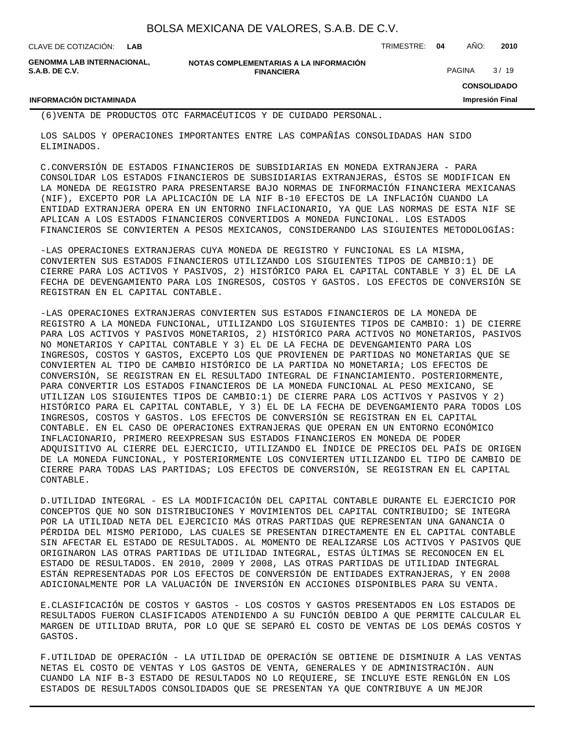(6)VENTA DE PRODUCTOS OTC FARMACÉUTICOS Y DE CUIDADO PERSONAL.

LOS SALDOS Y OPERACIONES IMPORTANTES ENTRE LAS COMPAÑÍAS CONSOLIDADAS HAN SIDO ELIMINADOS.

C.CONVERSIÓN DE ESTADOS FINANCIEROS DE SUBSIDIARIAS EN MONEDA EXTRANJERA - PARA CONSOLIDAR LOS ESTADOS FINANCIEROS DE SUBSIDIARIAS EXTRANJERAS, ÉSTOS SE MODIFICAN EN LA MONEDA DE REGISTRO PARA PRESENTARSE BAJO NORMAS DE INFORMACIÓN FINANCIERA MEXICANAS (NIF), EXCEPTO POR LA APLICACIÓN DE LA NIF B-10 EFECTOS DE LA INFLACIÓN CUANDO LA ENTIDAD EXTRANJERA OPERA EN UN ENTORNO INFLACIONARIO, YA QUE LAS NORMAS DE ESTA NIF SE APLICAN A LOS ESTADOS FINANCIEROS CONVERTIDOS A MONEDA FUNCIONAL. LOS ESTADOS FINANCIEROS SE CONVIERTEN A PESOS MEXICANOS, CONSIDERANDO LAS SIGUIENTES METODOLOGÍAS:

-LAS OPERACIONES EXTRANJERAS CUYA MONEDA DE REGISTRO Y FUNCIONAL ES LA MISMA, CONVIERTEN SUS ESTADOS FINANCIEROS UTILIZANDO LOS SIGUIENTES TIPOS DE CAMBIO:1) DE CIERRE PARA LOS ACTIVOS Y PASIVOS, 2) HISTÓRICO PARA EL CAPITAL CONTABLE Y 3) EL DE LA FECHA DE DEVENGAMIENTO PARA LOS INGRESOS, COSTOS Y GASTOS. LOS EFECTOS DE CONVERSIÓN SE REGISTRAN EN EL CAPITAL CONTABLE.

-LAS OPERACIONES EXTRANJERAS CONVIERTEN SUS ESTADOS FINANCIEROS DE LA MONEDA DE REGISTRO A LA MONEDA FUNCIONAL, UTILIZANDO LOS SIGUIENTES TIPOS DE CAMBIO: 1) DE CIERRE PARA LOS ACTIVOS Y PASIVOS MONETARIOS, 2) HISTÓRICO PARA ACTIVOS NO MONETARIOS, PASIVOS NO MONETARIOS Y CAPITAL CONTABLE Y 3) EL DE LA FECHA DE DEVENGAMIENTO PARA LOS INGRESOS, COSTOS Y GASTOS, EXCEPTO LOS QUE PROVIENEN DE PARTIDAS NO MONETARIAS QUE SE CONVIERTEN AL TIPO DE CAMBIO HISTÓRICO DE LA PARTIDA NO MONETARIA; LOS EFECTOS DE CONVERSIÓN, SE REGISTRAN EN EL RESULTADO INTEGRAL DE FINANCIAMIENTO. POSTERIORMENTE, PARA CONVERTIR LOS ESTADOS FINANCIEROS DE LA MONEDA FUNCIONAL AL PESO MEXICANO, SE UTILIZAN LOS SIGUIENTES TIPOS DE CAMBIO:1) DE CIERRE PARA LOS ACTIVOS Y PASIVOS Y 2) HISTÓRICO PARA EL CAPITAL CONTABLE, Y 3) EL DE LA FECHA DE DEVENGAMIENTO PARA TODOS LOS INGRESOS, COSTOS Y GASTOS. LOS EFECTOS DE CONVERSIÓN SE REGISTRAN EN EL CAPITAL CONTABLE. EN EL CASO DE OPERACIONES EXTRANJERAS QUE OPERAN EN UN ENTORNO ECONÓMICO INFLACIONARIO, PRIMERO REEXPRESAN SUS ESTADOS FINANCIEROS EN MONEDA DE PODER ADQUISITIVO AL CIERRE DEL EJERCICIO, UTILIZANDO EL ÍNDICE DE PRECIOS DEL PAÍS DE ORIGEN DE LA MONEDA FUNCIONAL, Y POSTERIORMENTE LOS CONVIERTEN UTILIZANDO EL TIPO DE CAMBIO DE CIERRE PARA TODAS LAS PARTIDAS; LOS EFECTOS DE CONVERSIÓN, SE REGISTRAN EN EL CAPITAL CONTABLE.

D.UTILIDAD INTEGRAL - ES LA MODIFICACIÓN DEL CAPITAL CONTABLE DURANTE EL EJERCICIO POR CONCEPTOS QUE NO SON DISTRIBUCIONES Y MOVIMIENTOS DEL CAPITAL CONTRIBUIDO; SE INTEGRA POR LA UTILIDAD NETA DEL EJERCICIO MÁS OTRAS PARTIDAS QUE REPRESENTAN UNA GANANCIA O PÉRDIDA DEL MISMO PERIODO, LAS CUALES SE PRESENTAN DIRECTAMENTE EN EL CAPITAL CONTABLE SIN AFECTAR EL ESTADO DE RESULTADOS. AL MOMENTO DE REALIZARSE LOS ACTIVOS Y PASIVOS QUE ORIGINARON LAS OTRAS PARTIDAS DE UTILIDAD INTEGRAL, ESTAS ÚLTIMAS SE RECONOCEN EN EL ESTADO DE RESULTADOS. EN 2010, 2009 Y 2008, LAS OTRAS PARTIDAS DE UTILIDAD INTEGRAL ESTÁN REPRESENTADAS POR LOS EFECTOS DE CONVERSIÓN DE ENTIDADES EXTRANJERAS, Y EN 2008 ADICIONALMENTE POR LA VALUACIÓN DE INVERSIÓN EN ACCIONES DISPONIBLES PARA SU VENTA.

E.CLASIFICACIÓN DE COSTOS Y GASTOS - LOS COSTOS Y GASTOS PRESENTADOS EN LOS ESTADOS DE RESULTADOS FUERON CLASIFICADOS ATENDIENDO A SU FUNCIÓN DEBIDO A QUE PERMITE CALCULAR EL MARGEN DE UTILIDAD BRUTA, POR LO QUE SE SEPARÓ EL COSTO DE VENTAS DE LOS DEMÁS COSTOS Y GASTOS.

F.UTILIDAD DE OPERACIÓN - LA UTILIDAD DE OPERACIÓN SE OBTIENE DE DISMINUIR A LAS VENTAS NETAS EL COSTO DE VENTAS Y LOS GASTOS DE VENTA, GENERALES Y DE ADMINISTRACIÓN. AUN CUANDO LA NIF B-3 ESTADO DE RESULTADOS NO LO REQUIERE, SE INCLUYE ESTE RENGLÓN EN LOS ESTADOS DE RESULTADOS CONSOLIDADOS QUE SE PRESENTAN YA QUE CONTRIBUYE A UN MEJOR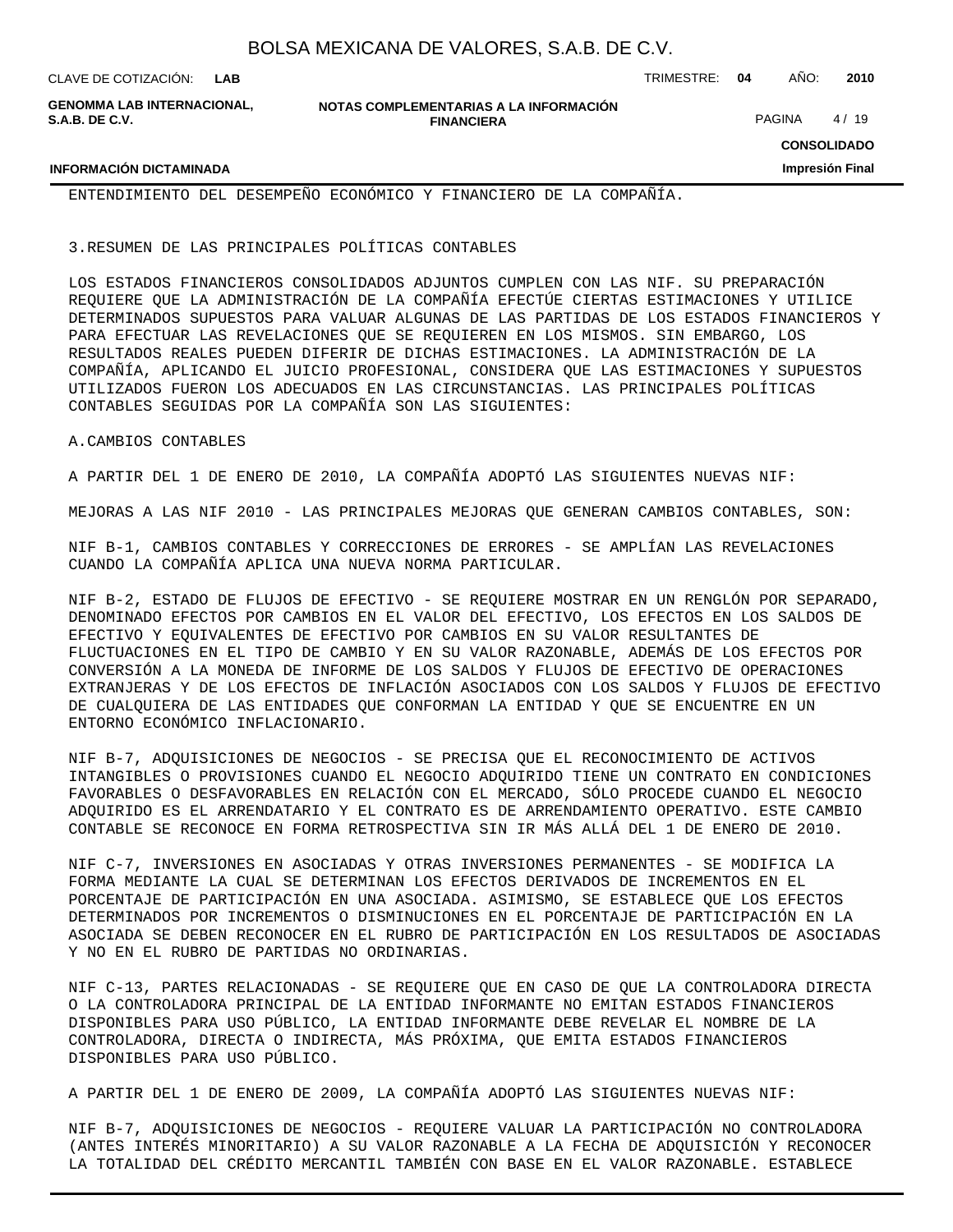ENTENDIMIENTO DEL DESEMPEÑO ECONÓMICO Y FINANCIERO DE LA COMPAÑÍA.

## 3. RESUMEN DE LAS PRINCIPALES POLÍTICAS CONTABLES

LOS ESTADOS FINANCIEROS CONSOLIDADOS ADJUNTOS CUMPLEN CON LAS NIF. SU PREPARACIÓN REQUIERE QUE LA ADMINISTRACIÓN DE LA COMPAÑÍA EFECTÚE CIERTAS ESTIMACIONES Y UTILICE DETERMINADOS SUPUESTOS PARA VALUAR ALGUNAS DE LAS PARTIDAS DE LOS ESTADOS FINANCIEROS Y PARA EFECTUAR LAS REVELACIONES QUE SE REQUIEREN EN LOS MISMOS. SIN EMBARGO, LOS RESULTADOS REALES PUEDEN DIFERIR DE DICHAS ESTIMACIONES. LA ADMINISTRACIÓN DE LA COMPAÑÍA, APLICANDO EL JUICIO PROFESIONAL, CONSIDERA QUE LAS ESTIMACIONES Y SUPUESTOS UTILIZADOS FUERON LOS ADECUADOS EN LAS CIRCUNSTANCIAS. LAS PRINCIPALES POLÍTICAS CONTABLES SEGUIDAS POR LA COMPAÑÍA SON LAS SIGUIENTES:

### A. CAMBIOS CONTABLES

A PARTIR DEL 1 DE ENERO DE 2010, LA COMPAÑÍA ADOPTÓ LAS SIGUIENTES NUEVAS NIF:

MEJORAS A LAS NIF 2010 - LAS PRINCIPALES MEJORAS QUE GENERAN CAMBIOS CONTABLES, SON:

NIF B-1, CAMBIOS CONTABLES Y CORRECCIONES DE ERRORES - SE AMPLÍAN LAS REVELACIONES CUANDO LA COMPAÑÍA APLICA UNA NUEVA NORMA PARTICULAR.

NIF B-2, ESTADO DE FLUJOS DE EFECTIVO - SE REQUIERE MOSTRAR EN UN RENGLÓN POR SEPARADO, DENOMINADO EFECTOS POR CAMBIOS EN EL VALOR DEL EFECTIVO, LOS EFECTOS EN LOS SALDOS DE EFECTIVO Y EQUIVALENTES DE EFECTIVO POR CAMBIOS EN SU VALOR RESULTANTES DE FLUCTUACIONES EN EL TIPO DE CAMBIO Y EN SU VALOR RAZONABLE, ADEMÁS DE LOS EFECTOS POR CONVERSIÓN A LA MONEDA DE INFORME DE LOS SALDOS Y FLUJOS DE EFECTIVO DE OPERACIONES EXTRANJERAS Y DE LOS EFECTOS DE INFLACIÓN ASOCIADOS CON LOS SALDOS Y FLUJOS DE EFECTIVO DE CUALQUIERA DE LAS ENTIDADES QUE CONFORMAN LA ENTIDAD Y QUE SE ENCUENTRE EN UN ENTORNO ECONÓMICO INFLACIONARIO.

NIF B-7, ADQUISICIONES DE NEGOCIOS - SE PRECISA QUE EL RECONOCIMIENTO DE ACTIVOS INTANGIBLES O PROVISIONES CUANDO EL NEGOCIO ADQUIRIDO TIENE UN CONTRATO EN CONDICIONES FAVORABLES O DESFAVORABLES EN RELACIÓN CON EL MERCADO, SÓLO PROCEDE CUANDO EL NEGOCIO ADQUIRIDO ES EL ARRENDATARIO Y EL CONTRATO ES DE ARRENDAMIENTO OPERATIVO. ESTE CAMBIO CONTABLE SE RECONOCE EN FORMA RETROSPECTIVA SIN IR MÁS ALLÁ DEL 1 DE ENERO DE 2010.

NIF C-7, INVERSIONES EN ASOCIADAS Y OTRAS INVERSIONES PERMANENTES - SE MODIFICA LA FORMA MEDIANTE LA CUAL SE DETERMINAN LOS EFECTOS DERIVADOS DE INCREMENTOS EN EL PORCENTAJE DE PARTICIPACIÓN EN UNA ASOCIADA. ASIMISMO, SE ESTABLECE QUE LOS EFECTOS DETERMINADOS POR INCREMENTOS O DISMINUCIONES EN EL PORCENTAJE DE PARTICIPACIÓN EN LA ASOCIADA SE DEBEN RECONOCER EN EL RUBRO DE PARTICIPACIÓN EN LOS RESULTADOS DE ASOCIADAS Y NO EN EL RUBRO DE PARTIDAS NO ORDINARIAS.

NIF C-13, PARTES RELACIONADAS - SE REQUIERE QUE EN CASO DE QUE LA CONTROLADORA DIRECTA O LA CONTROLADORA PRINCIPAL DE LA ENTIDAD INFORMANTE NO EMITAN ESTADOS FINANCIEROS DISPONIBLES PARA USO PÚBLICO, LA ENTIDAD INFORMANTE DEBE REVELAR EL NOMBRE DE LA CONTROLADORA, DIRECTA O INDIRECTA, MÁS PRÓXIMA, QUE EMITA ESTADOS FINANCIEROS DISPONIBLES PARA USO PÚBLICO.

A PARTIR DEL 1 DE ENERO DE 2009, LA COMPAÑÍA ADOPTÓ LAS SIGUIENTES NUEVAS NIF:

NIF B-7, ADQUISICIONES DE NEGOCIOS - REQUIERE VALUAR LA PARTICIPACIÓN NO CONTROLADORA (ANTES INTERÉS MINORITARIO) A SU VALOR RAZONABLE A LA FECHA DE ADQUISICIÓN Y RECONOCER LA TOTALIDAD DEL CRÉDITO MERCANTIL TAMBIÉN CON BASE EN EL VALOR RAZONABLE. ESTABLECE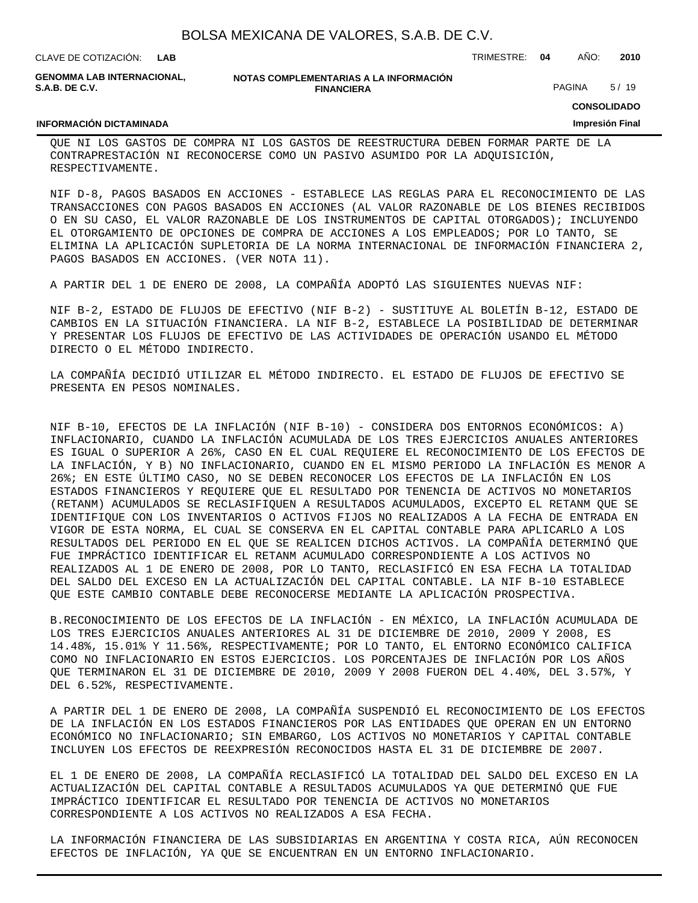QUE NI LOS GASTOS DE COMPRA NI LOS GASTOS DE REESTRUCTURA DEBEN FORMAR PARTE DE LA CONTRAPRESTACIÓN NI RECONOCERSE COMO UN PASIVO ASUMIDO POR LA ADQUISICIÓN, RESPECTIVAMENTE.

NIF D-8, PAGOS BASADOS EN ACCIONES - ESTABLECE LAS REGLAS PARA EL RECONOCIMIENTO DE LAS TRANSACCIONES CON PAGOS BASADOS EN ACCIONES (AL VALOR RAZONABLE DE LOS BIENES RECIBIDOS O EN SU CASO, EL VALOR RAZONABLE DE LOS INSTRUMENTOS DE CAPITAL OTORGADOS); INCLUYENDO EL OTORGAMIENTO DE OPCIONES DE COMPRA DE ACCIONES A LOS EMPLEADOS; POR LO TANTO, SE ELIMINA LA APLICACIÓN SUPLETORIA DE LA NORMA INTERNACIONAL DE INFORMACIÓN FINANCIERA 2, PAGOS BASADOS EN ACCIONES. (VER NOTA 11).

A PARTIR DEL 1 DE ENERO DE 2008, LA COMPAÑÍA ADOPTÓ LAS SIGUIENTES NUEVAS NIF:

NIF B-2, ESTADO DE FLUJOS DE EFECTIVO (NIF B-2) - SUSTITUYE AL BOLETÍN B-12, ESTADO DE CAMBIOS EN LA SITUACIÓN FINANCIERA. LA NIF B-2, ESTABLECE LA POSIBILIDAD DE DETERMINAR Y PRESENTAR LOS FLUJOS DE EFECTIVO DE LAS ACTIVIDADES DE OPERACIÓN USANDO EL MÉTODO DIRECTO O EL MÉTODO INDIRECTO.

LA COMPAÑÍA DECIDIÓ UTILIZAR EL MÉTODO INDIRECTO. EL ESTADO DE FLUJOS DE EFECTIVO SE PRESENTA EN PESOS NOMINALES.

NIF B-10, EFECTOS DE LA INFLACIÓN (NIF B-10) - CONSIDERA DOS ENTORNOS ECONÓMICOS: A) INFLACIONARIO, CUANDO LA INFLACIÓN ACUMULADA DE LOS TRES EJERCICIOS ANUALES ANTERIORES ES IGUAL O SUPERIOR A 26%, CASO EN EL CUAL REQUIERE EL RECONOCIMIENTO DE LOS EFECTOS DE LA INFLACIÓN, Y B) NO INFLACIONARIO, CUANDO EN EL MISMO PERIODO LA INFLACIÓN ES MENOR A 26%; EN ESTE ÚLTIMO CASO, NO SE DEBEN RECONOCER LOS EFECTOS DE LA INFLACIÓN EN LOS ESTADOS FINANCIEROS Y REQUIERE QUE EL RESULTADO POR TENENCIA DE ACTIVOS NO MONETARIOS (RETANM) ACUMULADOS SE RECLASIFIQUEN A RESULTADOS ACUMULADOS, EXCEPTO EL RETANM QUE SE IDENTIFIQUE CON LOS INVENTARIOS O ACTIVOS FIJOS NO REALIZADOS A LA FECHA DE ENTRADA EN VIGOR DE ESTA NORMA, EL CUAL SE CONSERVA EN EL CAPITAL CONTABLE PARA APLICARLO A LOS RESULTADOS DEL PERIODO EN EL QUE SE REALICEN DICHOS ACTIVOS. LA COMPAÑÍA DETERMINÓ QUE FUE IMPRÁCTICO IDENTIFICAR EL RETANM ACUMULADO CORRESPONDIENTE A LOS ACTIVOS NO REALIZADOS AL 1 DE ENERO DE 2008, POR LO TANTO, RECLASIFICÓ EN ESA FECHA LA TOTALIDAD DEL SALDO DEL EXCESO EN LA ACTUALIZACIÓN DEL CAPITAL CONTABLE. LA NIF B-10 ESTABLECE QUE ESTE CAMBIO CONTABLE DEBE RECONOCERSE MEDIANTE LA APLICACIÓN PROSPECTIVA.

B.RECONOCIMIENTO DE LOS EFECTOS DE LA INFLACIÓN - EN MÉXICO, LA INFLACIÓN ACUMULADA DE LOS TRES EJERCICIOS ANUALES ANTERIORES AL 31 DE DICIEMBRE DE 2010, 2009 Y 2008, ES 14.48%, 15.01% Y 11.56%, RESPECTIVAMENTE; POR LO TANTO, EL ENTORNO ECONÓMICO CALIFICA COMO NO INFLACIONARIO EN ESTOS EJERCICIOS. LOS PORCENTAJES DE INFLACIÓN POR LOS AÑOS QUE TERMINARON EL 31 DE DICIEMBRE DE 2010, 2009 Y 2008 FUERON DEL 4.40%, DEL 3.57%, Y DEL 6.52%, RESPECTIVAMENTE.

A PARTIR DEL 1 DE ENERO DE 2008, LA COMPAÑÍA SUSPENDIÓ EL RECONOCIMIENTO DE LOS EFECTOS DE LA INFLACIÓN EN LOS ESTADOS FINANCIEROS POR LAS ENTIDADES QUE OPERAN EN UN ENTORNO ECONÓMICO NO INFLACIONARIO; SIN EMBARGO, LOS ACTIVOS NO MONETARIOS Y CAPITAL CONTABLE INCLUYEN LOS EFECTOS DE REEXPRESIÓN RECONOCIDOS HASTA EL 31 DE DICIEMBRE DE 2007.

EL 1 DE ENERO DE 2008, LA COMPAÑÍA RECLASIFICÓ LA TOTALIDAD DEL SALDO DEL EXCESO EN LA ACTUALIZACIÓN DEL CAPITAL CONTABLE A RESULTADOS ACUMULADOS YA QUE DETERMINÓ QUE FUE IMPRÁCTICO IDENTIFICAR EL RESULTADO POR TENENCIA DE ACTIVOS NO MONETARIOS CORRESPONDIENTE A LOS ACTIVOS NO REALIZADOS A ESA FECHA.

LA INFORMACIÓN FINANCIERA DE LAS SUBSIDIARIAS EN ARGENTINA Y COSTA RICA, AÚN RECONOCEN EFECTOS DE INFLACIÓN, YA QUE SE ENCUENTRAN EN UN ENTORNO INFLACIONARIO.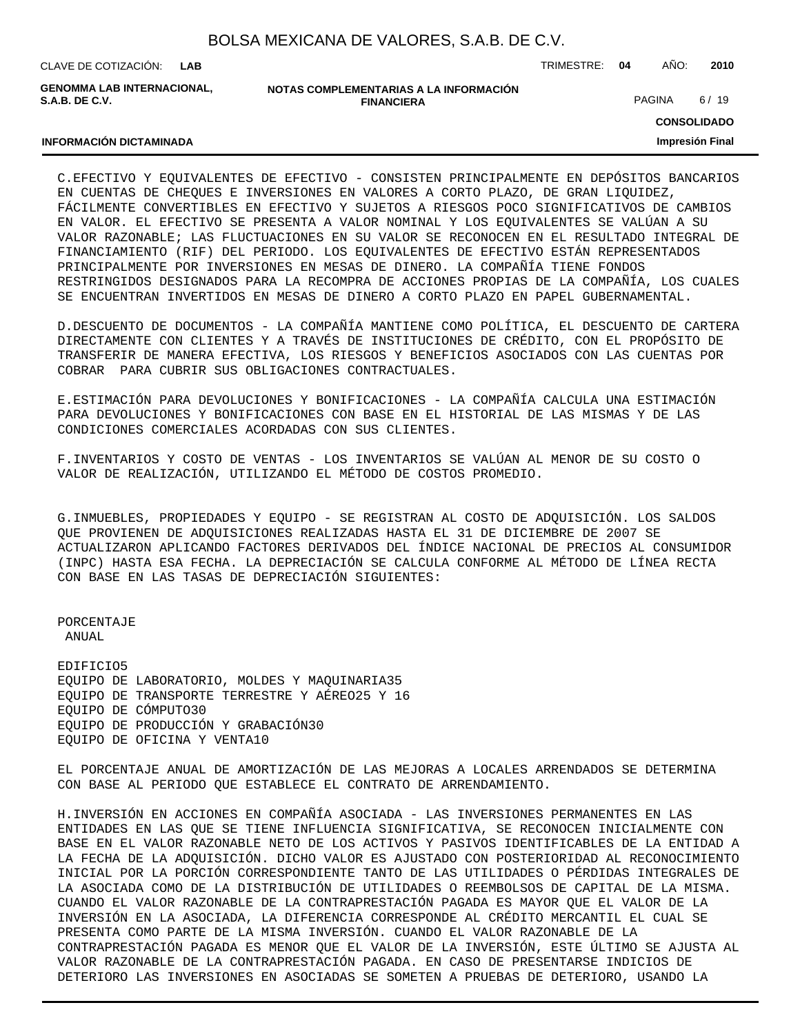C.EFECTIVO Y EQUIVALENTES DE EFECTIVO - CONSISTEN PRINCIPALMENTE EN DEPÓSITOS BANCARIOS EN CUENTAS DE CHEQUES E INVERSIONES EN VALORES A CORTO PLAZO, DE GRAN LIQUIDEZ, FÁCILMENTE CONVERTIBLES EN EFECTIVO Y SUJETOS A RIESGOS POCO SIGNIFICATIVOS DE CAMBIOS EN VALOR. EL EFECTIVO SE PRESENTA A VALOR NOMINAL Y LOS EQUIVALENTES SE VALÚAN A SU VALOR RAZONABLE; LAS FLUCTUACIONES EN SU VALOR SE RECONOCEN EN EL RESULTADO INTEGRAL DE FINANCIAMIENTO (RIF) DEL PERIODO. LOS EQUIVALENTES DE EFECTIVO ESTÁN REPRESENTADOS PRINCIPALMENTE POR INVERSIONES EN MESAS DE DINERO. LA COMPAÑÍA TIENE FONDOS RESTRINGIDOS DESIGNADOS PARA LA RECOMPRA DE ACCIONES PROPIAS DE LA COMPAÑÍA, LOS CUALES SE ENCUENTRAN INVERTIDOS EN MESAS DE DINERO A CORTO PLAZO EN PAPEL GUBERNAMENTAL.

D.DESCUENTO DE DOCUMENTOS - LA COMPAÑÍA MANTIENE COMO POLÍTICA, EL DESCUENTO DE CARTERA DIRECTAMENTE CON CLIENTES Y A TRAVÉS DE INSTITUCIONES DE CRÉDITO, CON EL PROPÓSITO DE TRANSFERIR DE MANERA EFECTIVA, LOS RIESGOS Y BENEFICIOS ASOCIADOS CON LAS CUENTAS POR COBRAR PARA CUBRIR SUS OBLIGACIONES CONTRACTUALES.

E.ESTIMACIÓN PARA DEVOLUCIONES Y BONIFICACIONES - LA COMPAÑÍA CALCULA UNA ESTIMACIÓN PARA DEVOLUCIONES Y BONIFICACIONES CON BASE EN EL HISTORIAL DE LAS MISMAS Y DE LAS CONDICIONES COMERCIALES ACORDADAS CON SUS CLIENTES.

F.INVENTARIOS Y COSTO DE VENTAS - LOS INVENTARIOS SE VALÚAN AL MENOR DE SU COSTO O VALOR DE REALIZACIÓN, UTILIZANDO EL MÉTODO DE COSTOS PROMEDIO.

G.INMUEBLES, PROPIEDADES Y EQUIPO - SE REGISTRAN AL COSTO DE ADQUISICIÓN. LOS SALDOS QUE PROVIENEN DE ADQUISICIONES REALIZADAS HASTA EL 31 DE DICIEMBRE DE 2007 SE ACTUALIZARON APLICANDO FACTORES DERIVADOS DEL ÍNDICE NACIONAL DE PRECIOS AL CONSUMIDOR (INPC) HASTA ESA FECHA. LA DEPRECIACIÓN SE CALCULA CONFORME AL MÉTODO DE LÍNEA RECTA CON BASE EN LAS TASAS DE DEPRECIACIÓN SIGUIENTES:

| | PORCENTAJE ANUAL |
|---|---|
| EDIFICIO | 5 |
| EQUIPO DE LABORATORIO, MOLDES Y MAQUINARIA | 35 |
| EQUIPO DE TRANSPORTE TERRESTRE Y AÉREO | 25 Y 16 |
| EQUIPO DE CÓMPUTO | 30 |
| EQUIPO DE PRODUCCIÓN Y GRABACIÓN | 30 |
| EQUIPO DE OFICINA Y VENTA | 10 |

EL PORCENTAJE ANUAL DE AMORTIZACIÓN DE LAS MEJORAS A LOCALES ARRENDADOS SE DETERMINA CON BASE AL PERIODO QUE ESTABLECE EL CONTRATO DE ARRENDAMIENTO.

H.INVERSIÓN EN ACCIONES EN COMPAÑÍA ASOCIADA - LAS INVERSIONES PERMANENTES EN LAS ENTIDADES EN LAS QUE SE TIENE INFLUENCIA SIGNIFICATIVA, SE RECONOCEN INICIALMENTE CON BASE EN EL VALOR RAZONABLE NETO DE LOS ACTIVOS Y PASIVOS IDENTIFICABLES DE LA ENTIDAD A LA FECHA DE LA ADQUISICIÓN. DICHO VALOR ES AJUSTADO CON POSTERIORIDAD AL RECONOCIMIENTO INICIAL POR LA PORCIÓN CORRESPONDIENTE TANTO DE LAS UTILIDADES O PÉRDIDAS INTEGRALES DE LA ASOCIADA COMO DE LA DISTRIBUCIÓN DE UTILIDADES O REEMBOLSOS DE CAPITAL DE LA MISMA. CUANDO EL VALOR RAZONABLE DE LA CONTRAPRESTACIÓN PAGADA ES MAYOR QUE EL VALOR DE LA INVERSIÓN EN LA ASOCIADA, LA DIFERENCIA CORRESPONDE AL CRÉDITO MERCANTIL EL CUAL SE PRESENTA COMO PARTE DE LA MISMA INVERSIÓN. CUANDO EL VALOR RAZONABLE DE LA CONTRAPRESTACIÓN PAGADA ES MENOR QUE EL VALOR DE LA INVERSIÓN, ESTE ÚLTIMO SE AJUSTA AL VALOR RAZONABLE DE LA CONTRAPRESTACIÓN PAGADA. EN CASO DE PRESENTARSE INDICIOS DE DETERIORO LAS INVERSIONES EN ASOCIADAS SE SOMETEN A PRUEBAS DE DETERIORO, USANDO LA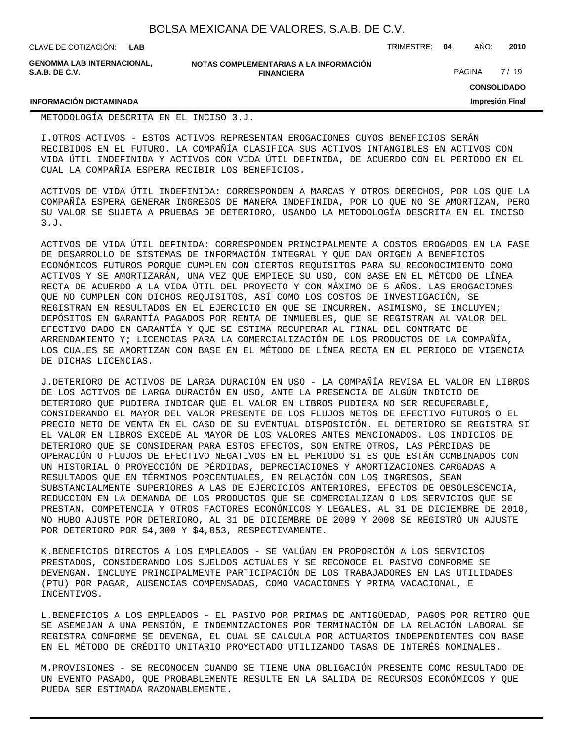METODOLOGÍA DESCRITA EN EL INCISO 3.J.

I.OTROS ACTIVOS - ESTOS ACTIVOS REPRESENTAN EROGACIONES CUYOS BENEFICIOS SERÁN RECIBIDOS EN EL FUTURO. LA COMPAÑÍA CLASIFICA SUS ACTIVOS INTANGIBLES EN ACTIVOS CON VIDA ÚTIL INDEFINIDA Y ACTIVOS CON VIDA ÚTIL DEFINIDA, DE ACUERDO CON EL PERIODO EN EL CUAL LA COMPAÑÍA ESPERA RECIBIR LOS BENEFICIOS.

ACTIVOS DE VIDA ÚTIL INDEFINIDA: CORRESPONDEN A MARCAS Y OTROS DERECHOS, POR LOS QUE LA COMPAÑÍA ESPERA GENERAR INGRESOS DE MANERA INDEFINIDA, POR LO QUE NO SE AMORTIZAN, PERO SU VALOR SE SUJETA A PRUEBAS DE DETERIORO, USANDO LA METODOLOGÍA DESCRITA EN EL INCISO 3.J.

ACTIVOS DE VIDA ÚTIL DEFINIDA: CORRESPONDEN PRINCIPALMENTE A COSTOS EROGADOS EN LA FASE DE DESARROLLO DE SISTEMAS DE INFORMACIÓN INTEGRAL Y QUE DAN ORIGEN A BENEFICIOS ECONÓMICOS FUTUROS PORQUE CUMPLEN CON CIERTOS REQUISITOS PARA SU RECONOCIMIENTO COMO ACTIVOS Y SE AMORTIZARÁN, UNA VEZ QUE EMPIECE SU USO, CON BASE EN EL MÉTODO DE LÍNEA RECTA DE ACUERDO A LA VIDA ÚTIL DEL PROYECTO Y CON MÁXIMO DE 5 AÑOS. LAS EROGACIONES QUE NO CUMPLEN CON DICHOS REQUISITOS, ASÍ COMO LOS COSTOS DE INVESTIGACIÓN, SE REGISTRAN EN RESULTADOS EN EL EJERCICIO EN QUE SE INCURREN. ASIMISMO, SE INCLUYEN; DEPÓSITOS EN GARANTÍA PAGADOS POR RENTA DE INMUEBLES, QUE SE REGISTRAN AL VALOR DEL EFECTIVO DADO EN GARANTÍA Y QUE SE ESTIMA RECUPERAR AL FINAL DEL CONTRATO DE ARRENDAMIENTO Y; LICENCIAS PARA LA COMERCIALIZACIÓN DE LOS PRODUCTOS DE LA COMPAÑÍA, LOS CUALES SE AMORTIZAN CON BASE EN EL MÉTODO DE LÍNEA RECTA EN EL PERIODO DE VIGENCIA DE DICHAS LICENCIAS.

J.DETERIORO DE ACTIVOS DE LARGA DURACIÓN EN USO - LA COMPAÑÍA REVISA EL VALOR EN LIBROS DE LOS ACTIVOS DE LARGA DURACIÓN EN USO, ANTE LA PRESENCIA DE ALGÚN INDICIO DE DETERIORO QUE PUDIERA INDICAR QUE EL VALOR EN LIBROS PUDIERA NO SER RECUPERABLE, CONSIDERANDO EL MAYOR DEL VALOR PRESENTE DE LOS FLUJOS NETOS DE EFECTIVO FUTUROS O EL PRECIO NETO DE VENTA EN EL CASO DE SU EVENTUAL DISPOSICIÓN. EL DETERIORO SE REGISTRA SI EL VALOR EN LIBROS EXCEDE AL MAYOR DE LOS VALORES ANTES MENCIONADOS. LOS INDICIOS DE DETERIORO QUE SE CONSIDERAN PARA ESTOS EFECTOS, SON ENTRE OTROS, LAS PÉRDIDAS DE OPERACIÓN O FLUJOS DE EFECTIVO NEGATIVOS EN EL PERIODO SI ES QUE ESTÁN COMBINADOS CON UN HISTORIAL O PROYECCIÓN DE PÉRDIDAS, DEPRECIACIONES Y AMORTIZACIONES CARGADAS A RESULTADOS QUE EN TÉRMINOS PORCENTUALES, EN RELACIÓN CON LOS INGRESOS, SEAN SUBSTANCIALMENTE SUPERIORES A LAS DE EJERCICIOS ANTERIORES, EFECTOS DE OBSOLESCENCIA, REDUCCIÓN EN LA DEMANDA DE LOS PRODUCTOS QUE SE COMERCIALIZAN O LOS SERVICIOS QUE SE PRESTAN, COMPETENCIA Y OTROS FACTORES ECONÓMICOS Y LEGALES. AL 31 DE DICIEMBRE DE 2010, NO HUBO AJUSTE POR DETERIORO, AL 31 DE DICIEMBRE DE 2009 Y 2008 SE REGISTRÓ UN AJUSTE POR DETERIORO POR $4,300 Y $4,053, RESPECTIVAMENTE.

K.BENEFICIOS DIRECTOS A LOS EMPLEADOS - SE VALÚAN EN PROPORCIÓN A LOS SERVICIOS PRESTADOS, CONSIDERANDO LOS SUELDOS ACTUALES Y SE RECONOCE EL PASIVO CONFORME SE DEVENGAN. INCLUYE PRINCIPALMENTE PARTICIPACIÓN DE LOS TRABAJADORES EN LAS UTILIDADES (PTU) POR PAGAR, AUSENCIAS COMPENSADAS, COMO VACACIONES Y PRIMA VACACIONAL, E INCENTIVOS.

L.BENEFICIOS A LOS EMPLEADOS - EL PASIVO POR PRIMAS DE ANTIGÜEDAD, PAGOS POR RETIRO QUE SE ASEMEJAN A UNA PENSIÓN, E INDEMNIZACIONES POR TERMINACIÓN DE LA RELACIÓN LABORAL SE REGISTRA CONFORME SE DEVENGA, EL CUAL SE CALCULA POR ACTUARIOS INDEPENDIENTES CON BASE EN EL MÉTODO DE CRÉDITO UNITARIO PROYECTADO UTILIZANDO TASAS DE INTERÉS NOMINALES.

M.PROVISIONES - SE RECONOCEN CUANDO SE TIENE UNA OBLIGACIÓN PRESENTE COMO RESULTADO DE UN EVENTO PASADO, QUE PROBABLEMENTE RESULTE EN LA SALIDA DE RECURSOS ECONÓMICOS Y QUE PUEDA SER ESTIMADA RAZONABLEMENTE.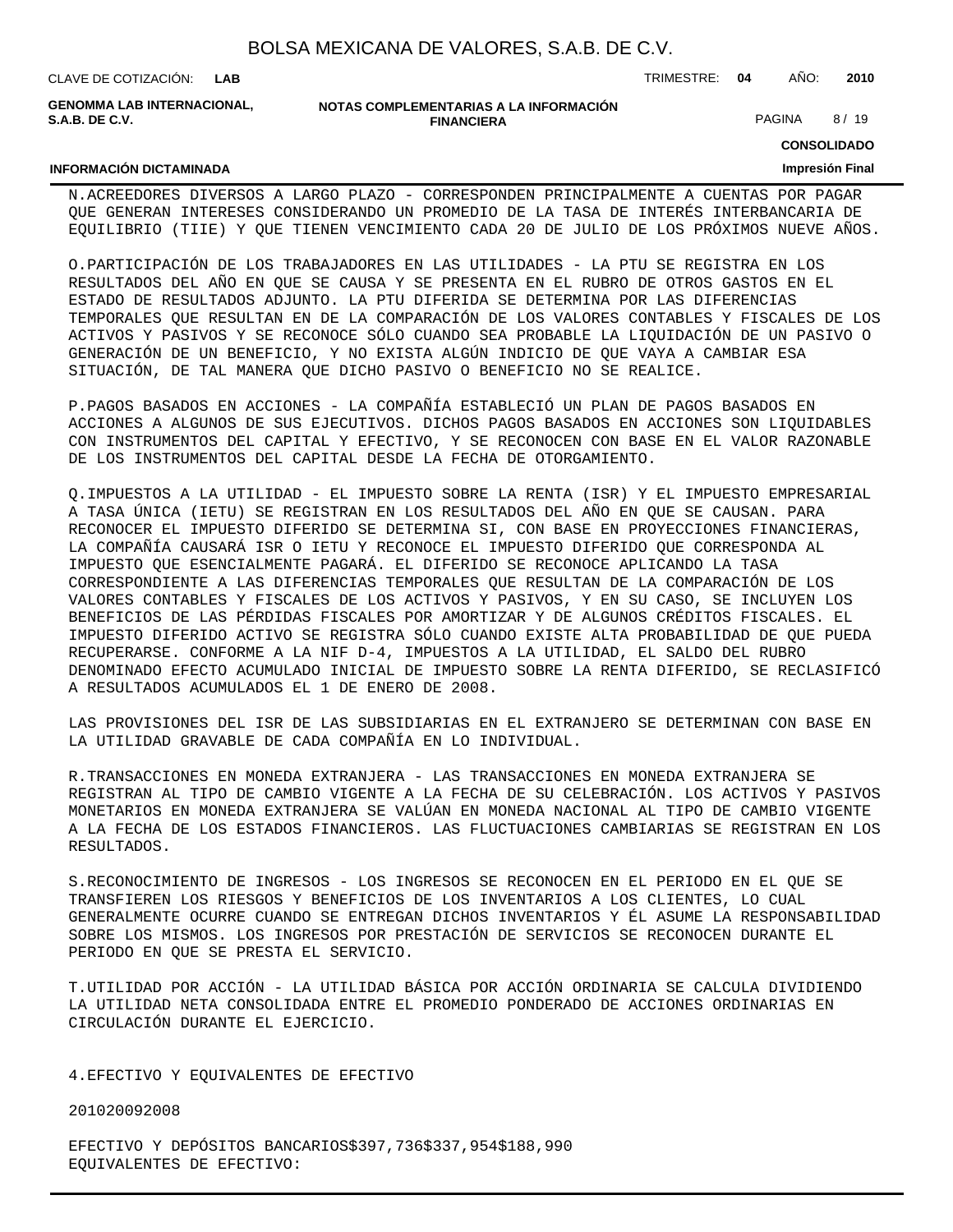N.ACREEDORES DIVERSOS A LARGO PLAZO - CORRESPONDEN PRINCIPALMENTE A CUENTAS POR PAGAR QUE GENERAN INTERESES CONSIDERANDO UN PROMEDIO DE LA TASA DE INTERÉS INTERBANCARIA DE EQUILIBRIO (TIIE) Y QUE TIENEN VENCIMIENTO CADA 20 DE JULIO DE LOS PRÓXIMOS NUEVE AÑOS.

O.PARTICIPACIÓN DE LOS TRABAJADORES EN LAS UTILIDADES - LA PTU SE REGISTRA EN LOS RESULTADOS DEL AÑO EN QUE SE CAUSA Y SE PRESENTA EN EL RUBRO DE OTROS GASTOS EN EL ESTADO DE RESULTADOS ADJUNTO. LA PTU DIFERIDA SE DETERMINA POR LAS DIFERENCIAS TEMPORALES QUE RESULTAN EN DE LA COMPARACIÓN DE LOS VALORES CONTABLES Y FISCALES DE LOS ACTIVOS Y PASIVOS Y SE RECONOCE SÓLO CUANDO SEA PROBABLE LA LIQUIDACIÓN DE UN PASIVO O GENERACIÓN DE UN BENEFICIO, Y NO EXISTA ALGÚN INDICIO DE QUE VAYA A CAMBIAR ESA SITUACIÓN, DE TAL MANERA QUE DICHO PASIVO O BENEFICIO NO SE REALICE.

P.PAGOS BASADOS EN ACCIONES - LA COMPAÑÍA ESTABLECIÓ UN PLAN DE PAGOS BASADOS EN ACCIONES A ALGUNOS DE SUS EJECUTIVOS. DICHOS PAGOS BASADOS EN ACCIONES SON LIQUIDABLES CON INSTRUMENTOS DEL CAPITAL Y EFECTIVO, Y SE RECONOCEN CON BASE EN EL VALOR RAZONABLE DE LOS INSTRUMENTOS DEL CAPITAL DESDE LA FECHA DE OTORGAMIENTO.

Q.IMPUESTOS A LA UTILIDAD - EL IMPUESTO SOBRE LA RENTA (ISR) Y EL IMPUESTO EMPRESARIAL A TASA ÚNICA (IETU) SE REGISTRAN EN LOS RESULTADOS DEL AÑO EN QUE SE CAUSAN. PARA RECONOCER EL IMPUESTO DIFERIDO SE DETERMINA SI, CON BASE EN PROYECCIONES FINANCIERAS, LA COMPAÑÍA CAUSARÁ ISR O IETU Y RECONOCE EL IMPUESTO DIFERIDO QUE CORRESPONDA AL IMPUESTO QUE ESENCIALMENTE PAGARÁ. EL DIFERIDO SE RECONOCE APLICANDO LA TASA CORRESPONDIENTE A LAS DIFERENCIAS TEMPORALES QUE RESULTAN DE LA COMPARACIÓN DE LOS VALORES CONTABLES Y FISCALES DE LOS ACTIVOS Y PASIVOS, Y EN SU CASO, SE INCLUYEN LOS BENEFICIOS DE LAS PÉRDIDAS FISCALES POR AMORTIZAR Y DE ALGUNOS CRÉDITOS FISCALES. EL IMPUESTO DIFERIDO ACTIVO SE REGISTRA SÓLO CUANDO EXISTE ALTA PROBABILIDAD DE QUE PUEDA RECUPERARSE. CONFORME A LA NIF D-4, IMPUESTOS A LA UTILIDAD, EL SALDO DEL RUBRO DENOMINADO EFECTO ACUMULADO INICIAL DE IMPUESTO SOBRE LA RENTA DIFERIDO, SE RECLASIFICÓ A RESULTADOS ACUMULADOS EL 1 DE ENERO DE 2008.

LAS PROVISIONES DEL ISR DE LAS SUBSIDIARIAS EN EL EXTRANJERO SE DETERMINAN CON BASE EN LA UTILIDAD GRAVABLE DE CADA COMPAÑÍA EN LO INDIVIDUAL.

R.TRANSACCIONES EN MONEDA EXTRANJERA - LAS TRANSACCIONES EN MONEDA EXTRANJERA SE REGISTRAN AL TIPO DE CAMBIO VIGENTE A LA FECHA DE SU CELEBRACIÓN. LOS ACTIVOS Y PASIVOS MONETARIOS EN MONEDA EXTRANJERA SE VALÚAN EN MONEDA NACIONAL AL TIPO DE CAMBIO VIGENTE A LA FECHA DE LOS ESTADOS FINANCIEROS. LAS FLUCTUACIONES CAMBIARIAS SE REGISTRAN EN LOS RESULTADOS.

S.RECONOCIMIENTO DE INGRESOS - LOS INGRESOS SE RECONOCEN EN EL PERIODO EN EL QUE SE TRANSFIEREN LOS RIESGOS Y BENEFICIOS DE LOS INVENTARIOS A LOS CLIENTES, LO CUAL GENERALMENTE OCURRE CUANDO SE ENTREGAN DICHOS INVENTARIOS Y ÉL ASUME LA RESPONSABILIDAD SOBRE LOS MISMOS. LOS INGRESOS POR PRESTACIÓN DE SERVICIOS SE RECONOCEN DURANTE EL PERIODO EN QUE SE PRESTA EL SERVICIO.

T.UTILIDAD POR ACCIÓN - LA UTILIDAD BÁSICA POR ACCIÓN ORDINARIA SE CALCULA DIVIDIENDO LA UTILIDAD NETA CONSOLIDADA ENTRE EL PROMEDIO PONDERADO DE ACCIONES ORDINARIAS EN CIRCULACIÓN DURANTE EL EJERCICIO.

4.EFECTIVO Y EQUIVALENTES DE EFECTIVO

| | 2010 | 2009 | 2008 |
|---|---|---|---|
| EFECTIVO Y DEPÓSITOS BANCARIOS | $397,736 | $337,954 | $188,990 |
| EQUIVALENTES DE EFECTIVO: | | | |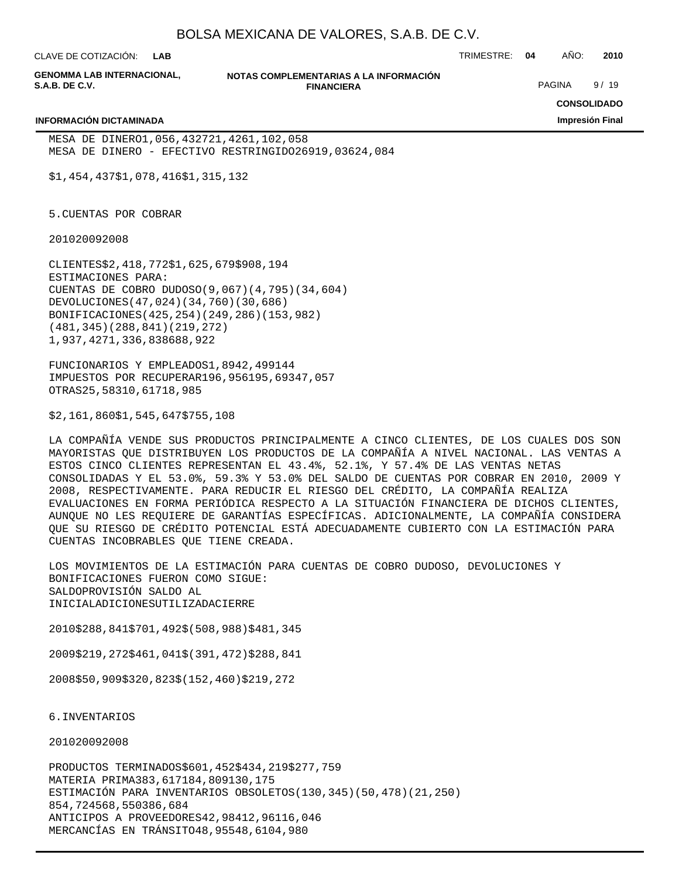| | | | |
|---|---|---|---|
| MESA DE DINERO | 1,056,432 | 721,426 | 1,102,058 |
| MESA DE DINERO - EFECTIVO RESTRINGIDO | 269 | 19,036 | 24,084 |
| | $1,454,437 | $1,078,416 | $1,315,132 |

5. CUENTAS POR COBRAR

| | 2010 | 2009 | 2008 |
|---|---|---|---|
| CLIENTES | $2,418,772 | $1,625,679 | $908,194 |
| ESTIMACIONES PARA: | | | |
| CUENTAS DE COBRO DUDOSO | (9,067) | (4,795) | (34,604) |
| DEVOLUCIONES | (47,024) | (34,760) | (30,686) |
| BONIFICACIONES | (425,254) | (249,286) | (153,982) |
| | (481,345) | (288,841) | (219,272) |
| | 1,937,427 | 1,336,838 | 688,922 |
| FUNCIONARIOS Y EMPLEADOS | 1,894 | 2,499 | 144 |
| IMPUESTOS POR RECUPERAR | 196,956 | 195,693 | 47,057 |
| OTRAS | 25,583 | 10,617 | 18,985 |
| | $2,161,860 | $1,545,647 | $755,108 |

LA COMPAÑÍA VENDE SUS PRODUCTOS PRINCIPALMENTE A CINCO CLIENTES, DE LOS CUALES DOS SON MAYORISTAS QUE DISTRIBUYEN LOS PRODUCTOS DE LA COMPAÑÍA A NIVEL NACIONAL. LAS VENTAS A ESTOS CINCO CLIENTES REPRESENTAN EL 43.4%, 52.1%, Y 57.4% DE LAS VENTAS NETAS CONSOLIDADAS Y EL 53.0%, 59.3% Y 53.0% DEL SALDO DE CUENTAS POR COBRAR EN 2010, 2009 Y 2008, RESPECTIVAMENTE. PARA REDUCIR EL RIESGO DEL CRÉDITO, LA COMPAÑÍA REALIZA EVALUACIONES EN FORMA PERIÓDICA RESPECTO A LA SITUACIÓN FINANCIERA DE DICHOS CLIENTES, AUNQUE NO LES REQUIERE DE GARANTÍAS ESPECÍFICAS. ADICIONALMENTE, LA COMPAÑÍA CONSIDERA QUE SU RIESGO DE CRÉDITO POTENCIAL ESTÁ ADECUADAMENTE CUBIERTO CON LA ESTIMACIÓN PARA CUENTAS INCOBRABLES QUE TIENE CREADA.

LOS MOVIMIENTOS DE LA ESTIMACIÓN PARA CUENTAS DE COBRO DUDOSO, DEVOLUCIONES Y BONIFICACIONES FUERON COMO SIGUE:

| | SALDO INICIAL | PROVISIÓN ADICIONES | UTILIZADA | SALDO AL CIERRE |
|---|---|---|---|---|
| 2010 | $288,841 | $701,492 | $(508,988) | $481,345 |
| 2009 | $219,272 | $461,041 | $(391,472) | $288,841 |
| 2008 | $50,909 | $320,823 | $(152,460) | $219,272 |

6. INVENTARIOS

| | 2010 | 2009 | 2008 |
|---|---|---|---|
| PRODUCTOS TERMINADOS | $601,452 | $434,219 | $277,759 |
| MATERIA PRIMA | 383,617 | 184,809 | 130,175 |
| ESTIMACIÓN PARA INVENTARIOS OBSOLETOS | (130,345) | (50,478) | (21,250) |
| | 854,724 | 568,550 | 386,684 |
| ANTICIPOS A PROVEEDORES | 42,984 | 12,961 | 16,046 |
| MERCANCÍAS EN TRÁNSITO | 48,955 | 48,610 | 4,980 |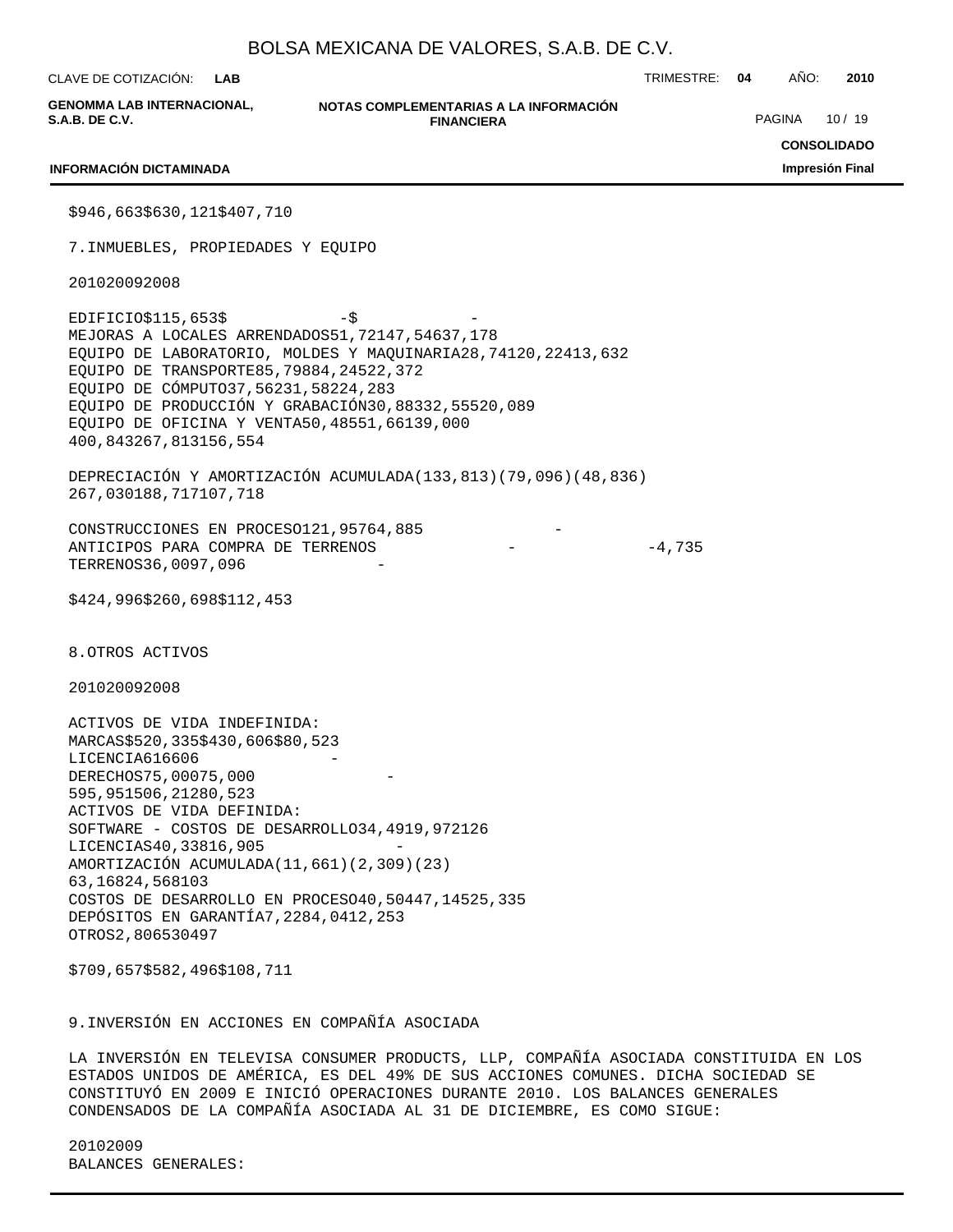| | | | |
|---|---|---|---|
| | $946,663 | $630,121 | $407,710 |

7. INMUEBLES, PROPIEDADES Y EQUIPO

| | 2010 | 2009 | 2008 |
|---|---|---|---|
| EDIFICIO | $115,653 | $ - | $ - |
| MEJORAS A LOCALES ARRENDADOS | 51,721 | 47,546 | 37,178 |
| EQUIPO DE LABORATORIO, MOLDES Y MAQUINARIA | 28,741 | 20,224 | 13,632 |
| EQUIPO DE TRANSPORTE | 85,798 | 84,245 | 22,372 |
| EQUIPO DE CÓMPUTO | 37,562 | 31,582 | 24,283 |
| EQUIPO DE PRODUCCIÓN Y GRABACIÓN | 30,883 | 32,555 | 20,089 |
| EQUIPO DE OFICINA Y VENTA | 50,485 | 51,661 | 39,000 |
| | 400,843 | 267,813 | 156,554 |
| DEPRECIACIÓN Y AMORTIZACIÓN ACUMULADA | (133,813) | (79,096) | (48,836) |
| | 267,030 | 188,717 | 107,718 |
| CONSTRUCCIONES EN PROCESO | 121,957 | 64,885 | - |
| ANTICIPOS PARA COMPRA DE TERRENOS | - | - | 4,735 |
| TERRENOS | 36,009 | 7,096 | - |
| | $424,996 | $260,698 | $112,453 |

8. OTROS ACTIVOS

| | 2010 | 2009 | 2008 |
|---|---|---|---|
| ACTIVOS DE VIDA INDEFINIDA: | | | |
| MARCAS | $520,335 | $430,606 | $80,523 |
| LICENCIA | 616 | 606 | - |
| DERECHOS | 75,000 | 75,000 | - |
| | 595,951 | 506,212 | 80,523 |
| ACTIVOS DE VIDA DEFINIDA: | | | |
| SOFTWARE - COSTOS DE DESARROLLO | 34,491 | 9,972 | 126 |
| LICENCIAS | 40,338 | 16,905 | - |
| AMORTIZACIÓN ACUMULADA | (11,661) | (2,309) | (23) |
| | 63,168 | 24,568 | 103 |
| COSTOS DE DESARROLLO EN PROCESO | 40,504 | 47,145 | 25,335 |
| DEPÓSITOS EN GARANTÍA | 7,228 | 4,041 | 2,253 |
| OTROS | 2,806 | 530 | 497 |
| | $709,657 | $582,496 | $108,711 |

9. INVERSIÓN EN ACCIONES EN COMPAÑÍA ASOCIADA

LA INVERSIÓN EN TELEVISA CONSUMER PRODUCTS, LLP, COMPAÑÍA ASOCIADA CONSTITUIDA EN LOS ESTADOS UNIDOS DE AMÉRICA, ES DEL 49% DE SUS ACCIONES COMUNES. DICHA SOCIEDAD SE CONSTITUYÓ EN 2009 E INICIÓ OPERACIONES DURANTE 2010. LOS BALANCES GENERALES CONDENSADOS DE LA COMPAÑÍA ASOCIADA AL 31 DE DICIEMBRE, ES COMO SIGUE:

| | 2010 | 2009 |
|---|---|---|
| BALANCES GENERALES: | | |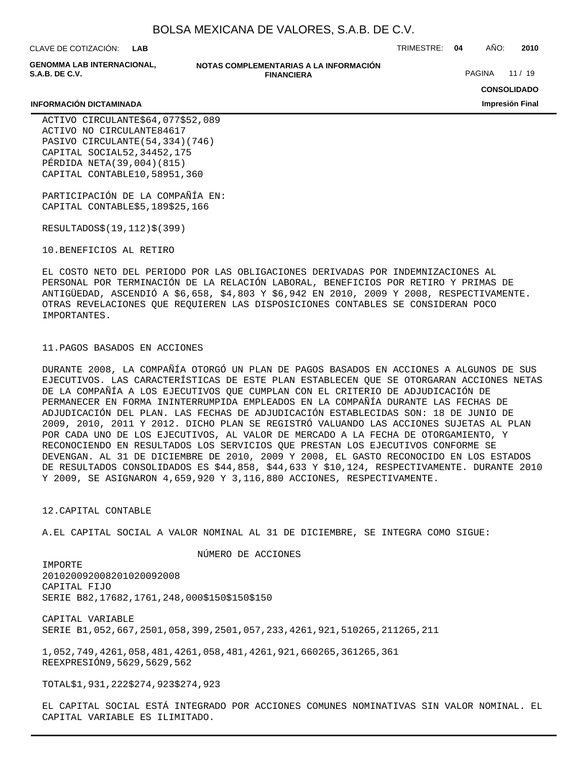| | | |
|---|---|---|
| ACTIVO CIRCULANTE | $64,077 | $52,089 |
| ACTIVO NO CIRCULANTE | 846 | 17 |
| PASIVO CIRCULANTE | (54,334) | (746) |
| CAPITAL SOCIAL | 52,344 | 52,175 |
| PÉRDIDA NETA | (39,004) | (815) |
| CAPITAL CONTABLE | 10,589 | 51,360 |

| PARTICIPACIÓN DE LA COMPAÑÍA EN: | | |
|---|---|---|
| CAPITAL CONTABLE | $5,189 | $25,166 |
| RESULTADOS | $(19,112) | $(399) |

10.BENEFICIOS AL RETIRO

EL COSTO NETO DEL PERIODO POR LAS OBLIGACIONES DERIVADAS POR INDEMNIZACIONES AL PERSONAL POR TERMINACIÓN DE LA RELACIÓN LABORAL, BENEFICIOS POR RETIRO Y PRIMAS DE ANTIGÜEDAD, ASCENDIÓ A $6,658, $4,803 Y $6,942 EN 2010, 2009 Y 2008, RESPECTIVAMENTE. OTRAS REVELACIONES QUE REQUIEREN LAS DISPOSICIONES CONTABLES SE CONSIDERAN POCO IMPORTANTES.

11.PAGOS BASADOS EN ACCIONES

DURANTE 2008, LA COMPAÑÍA OTORGÓ UN PLAN DE PAGOS BASADOS EN ACCIONES A ALGUNOS DE SUS EJECUTIVOS. LAS CARACTERÍSTICAS DE ESTE PLAN ESTABLECEN QUE SE OTORGARAN ACCIONES NETAS DE LA COMPAÑÍA A LOS EJECUTIVOS QUE CUMPLAN CON EL CRITERIO DE ADJUDICACIÓN DE PERMANECER EN FORMA ININTERRUMPIDA EMPLEADOS EN LA COMPAÑÍA DURANTE LAS FECHAS DE ADJUDICACIÓN DEL PLAN. LAS FECHAS DE ADJUDICACIÓN ESTABLECIDAS SON: 18 DE JUNIO DE 2009, 2010, 2011 Y 2012. DICHO PLAN SE REGISTRÓ VALUANDO LAS ACCIONES SUJETAS AL PLAN POR CADA UNO DE LOS EJECUTIVOS, AL VALOR DE MERCADO A LA FECHA DE OTORGAMIENTO, Y RECONOCIENDO EN RESULTADOS LOS SERVICIOS QUE PRESTAN LOS EJECUTIVOS CONFORME SE DEVENGAN. AL 31 DE DICIEMBRE DE 2010, 2009 Y 2008, EL GASTO RECONOCIDO EN LOS ESTADOS DE RESULTADOS CONSOLIDADOS ES $44,858, $44,633 Y $10,124, RESPECTIVAMENTE. DURANTE 2010 Y 2009, SE ASIGNARON 4,659,920 Y 3,116,880 ACCIONES, RESPECTIVAMENTE.

12.CAPITAL CONTABLE

A.EL CAPITAL SOCIAL A VALOR NOMINAL AL 31 DE DICIEMBRE, SE INTEGRA COMO SIGUE:

| | NÚMERO DE ACCIONES | | | IMPORTE | | |
|---|---|---|---|---|---|---|
| | 2010 | 2009 | 2008 | 2010 | 2009 | 2008 |
| CAPITAL FIJO | | | | | | |
| SERIE B | 82,176 | 82,176 | 1,248,000 | $150 | $150 | $150 |
| CAPITAL VARIABLE | | | | | | |
| SERIE B | 1,052,667,250 | 1,058,399,250 | 1,057,233,426 | 1,921,510 | 265,211 | 265,211 |
| | 1,052,749,426 | 1,058,481,426 | 1,058,481,426 | 1,921,660 | 265,361 | 265,361 |
| REEXPRESIÓN | | | | 9,562 | 9,562 | 9,562 |
| TOTAL | | | | $1,931,222 | $274,923 | $274,923 |

EL CAPITAL SOCIAL ESTÁ INTEGRADO POR ACCIONES COMUNES NOMINATIVAS SIN VALOR NOMINAL. EL CAPITAL VARIABLE ES ILIMITADO.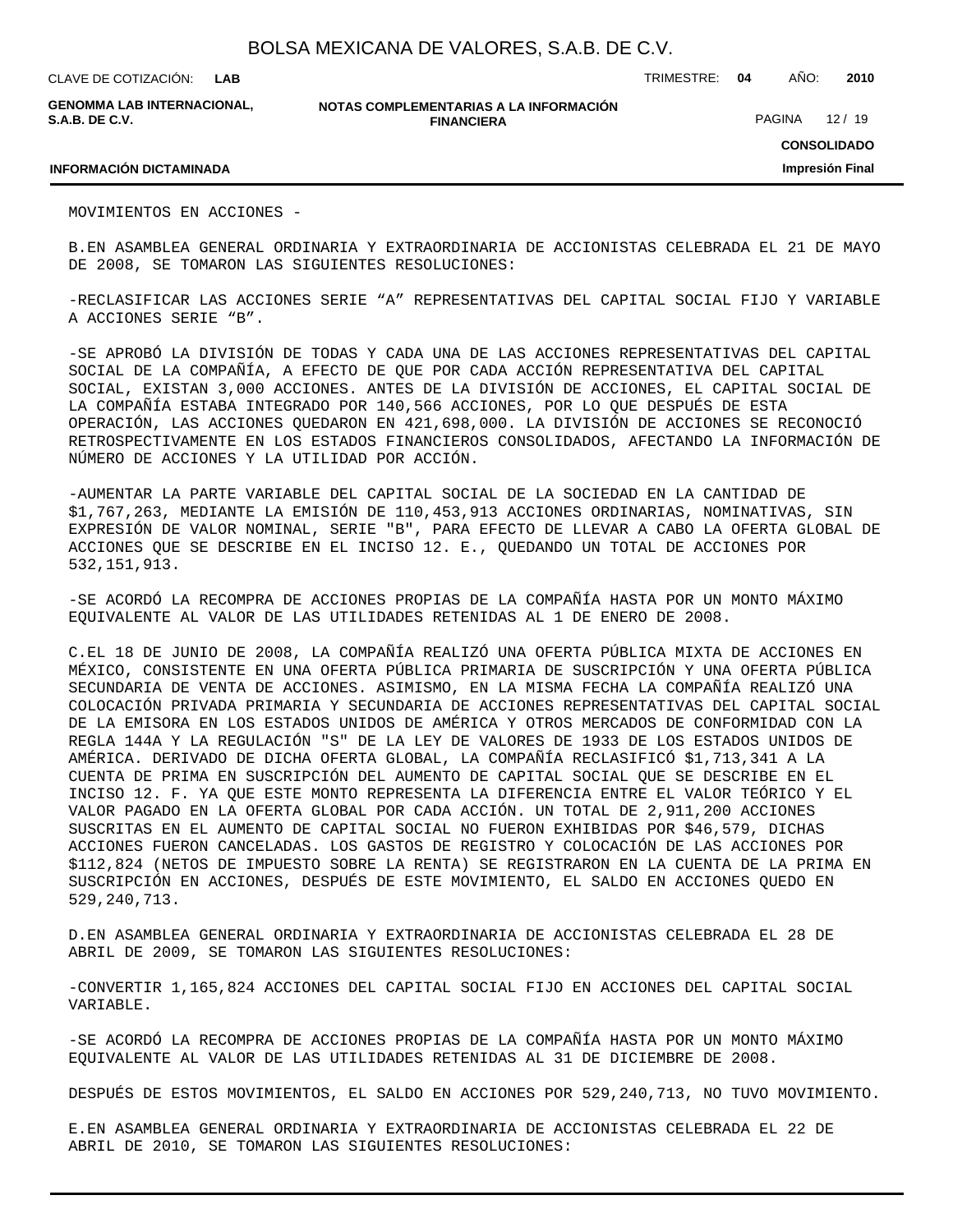MOVIMIENTOS EN ACCIONES -

B.EN ASAMBLEA GENERAL ORDINARIA Y EXTRAORDINARIA DE ACCIONISTAS CELEBRADA EL 21 DE MAYO DE 2008, SE TOMARON LAS SIGUIENTES RESOLUCIONES:

-RECLASIFICAR LAS ACCIONES SERIE “A” REPRESENTATIVAS DEL CAPITAL SOCIAL FIJO Y VARIABLE A ACCIONES SERIE “B”.

-SE APROBÓ LA DIVISIÓN DE TODAS Y CADA UNA DE LAS ACCIONES REPRESENTATIVAS DEL CAPITAL SOCIAL DE LA COMPAÑÍA, A EFECTO DE QUE POR CADA ACCIÓN REPRESENTATIVA DEL CAPITAL SOCIAL, EXISTAN 3,000 ACCIONES. ANTES DE LA DIVISIÓN DE ACCIONES, EL CAPITAL SOCIAL DE LA COMPAÑÍA ESTABA INTEGRADO POR 140,566 ACCIONES, POR LO QUE DESPUÉS DE ESTA OPERACIÓN, LAS ACCIONES QUEDARON EN 421,698,000. LA DIVISIÓN DE ACCIONES SE RECONOCIÓ RETROSPECTIVAMENTE EN LOS ESTADOS FINANCIEROS CONSOLIDADOS, AFECTANDO LA INFORMACIÓN DE NÚMERO DE ACCIONES Y LA UTILIDAD POR ACCIÓN.

-AUMENTAR LA PARTE VARIABLE DEL CAPITAL SOCIAL DE LA SOCIEDAD EN LA CANTIDAD DE $1,767,263, MEDIANTE LA EMISIÓN DE 110,453,913 ACCIONES ORDINARIAS, NOMINATIVAS, SIN EXPRESIÓN DE VALOR NOMINAL, SERIE "B", PARA EFECTO DE LLEVAR A CABO LA OFERTA GLOBAL DE ACCIONES QUE SE DESCRIBE EN EL INCISO 12. E., QUEDANDO UN TOTAL DE ACCIONES POR 532,151,913.

-SE ACORDÓ LA RECOMPRA DE ACCIONES PROPIAS DE LA COMPAÑÍA HASTA POR UN MONTO MÁXIMO EQUIVALENTE AL VALOR DE LAS UTILIDADES RETENIDAS AL 1 DE ENERO DE 2008.

C.EL 18 DE JUNIO DE 2008, LA COMPAÑÍA REALIZÓ UNA OFERTA PÚBLICA MIXTA DE ACCIONES EN MÉXICO, CONSISTENTE EN UNA OFERTA PÚBLICA PRIMARIA DE SUSCRIPCIÓN Y UNA OFERTA PÚBLICA SECUNDARIA DE VENTA DE ACCIONES. ASIMISMO, EN LA MISMA FECHA LA COMPAÑÍA REALIZÓ UNA COLOCACIÓN PRIVADA PRIMARIA Y SECUNDARIA DE ACCIONES REPRESENTATIVAS DEL CAPITAL SOCIAL DE LA EMISORA EN LOS ESTADOS UNIDOS DE AMÉRICA Y OTROS MERCADOS DE CONFORMIDAD CON LA REGLA 144A Y LA REGULACIÓN "S" DE LA LEY DE VALORES DE 1933 DE LOS ESTADOS UNIDOS DE AMÉRICA. DERIVADO DE DICHA OFERTA GLOBAL, LA COMPAÑÍA RECLASIFICÓ $1,713,341 A LA CUENTA DE PRIMA EN SUSCRIPCIÓN DEL AUMENTO DE CAPITAL SOCIAL QUE SE DESCRIBE EN EL INCISO 12. F. YA QUE ESTE MONTO REPRESENTA LA DIFERENCIA ENTRE EL VALOR TEÓRICO Y EL VALOR PAGADO EN LA OFERTA GLOBAL POR CADA ACCIÓN. UN TOTAL DE 2,911,200 ACCIONES SUSCRITAS EN EL AUMENTO DE CAPITAL SOCIAL NO FUERON EXHIBIDAS POR $46,579, DICHAS ACCIONES FUERON CANCELADAS. LOS GASTOS DE REGISTRO Y COLOCACIÓN DE LAS ACCIONES POR $112,824 (NETOS DE IMPUESTO SOBRE LA RENTA) SE REGISTRARON EN LA CUENTA DE LA PRIMA EN SUSCRIPCIÓN EN ACCIONES, DESPUÉS DE ESTE MOVIMIENTO, EL SALDO EN ACCIONES QUEDO EN 529,240,713.

D.EN ASAMBLEA GENERAL ORDINARIA Y EXTRAORDINARIA DE ACCIONISTAS CELEBRADA EL 28 DE ABRIL DE 2009, SE TOMARON LAS SIGUIENTES RESOLUCIONES:

-CONVERTIR 1,165,824 ACCIONES DEL CAPITAL SOCIAL FIJO EN ACCIONES DEL CAPITAL SOCIAL VARIABLE.

-SE ACORDÓ LA RECOMPRA DE ACCIONES PROPIAS DE LA COMPAÑÍA HASTA POR UN MONTO MÁXIMO EQUIVALENTE AL VALOR DE LAS UTILIDADES RETENIDAS AL 31 DE DICIEMBRE DE 2008.

DESPUÉS DE ESTOS MOVIMIENTOS, EL SALDO EN ACCIONES POR 529,240,713, NO TUVO MOVIMIENTO.

E.EN ASAMBLEA GENERAL ORDINARIA Y EXTRAORDINARIA DE ACCIONISTAS CELEBRADA EL 22 DE ABRIL DE 2010, SE TOMARON LAS SIGUIENTES RESOLUCIONES: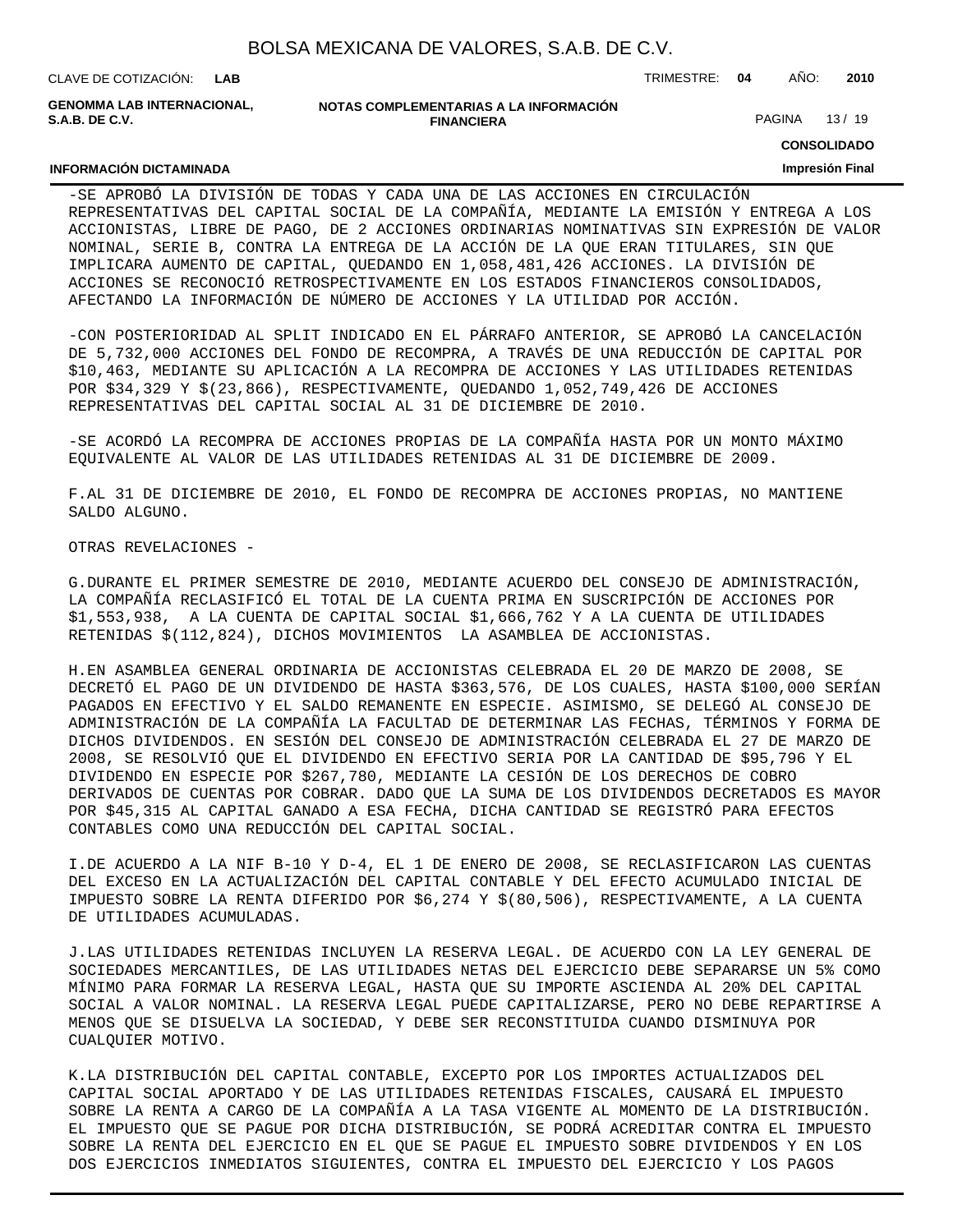-SE APROBÓ LA DIVISIÓN DE TODAS Y CADA UNA DE LAS ACCIONES EN CIRCULACIÓN REPRESENTATIVAS DEL CAPITAL SOCIAL DE LA COMPAÑÍA, MEDIANTE LA EMISIÓN Y ENTREGA A LOS ACCIONISTAS, LIBRE DE PAGO, DE 2 ACCIONES ORDINARIAS NOMINATIVAS SIN EXPRESIÓN DE VALOR NOMINAL, SERIE B, CONTRA LA ENTREGA DE LA ACCIÓN DE LA QUE ERAN TITULARES, SIN QUE IMPLICARA AUMENTO DE CAPITAL, QUEDANDO EN 1,058,481,426 ACCIONES. LA DIVISIÓN DE ACCIONES SE RECONOCIÓ RETROSPECTIVAMENTE EN LOS ESTADOS FINANCIEROS CONSOLIDADOS, AFECTANDO LA INFORMACIÓN DE NÚMERO DE ACCIONES Y LA UTILIDAD POR ACCIÓN.

-CON POSTERIORIDAD AL SPLIT INDICADO EN EL PÁRRAFO ANTERIOR, SE APROBÓ LA CANCELACIÓN DE 5,732,000 ACCIONES DEL FONDO DE RECOMPRA, A TRAVÉS DE UNA REDUCCIÓN DE CAPITAL POR $10,463, MEDIANTE SU APLICACIÓN A LA RECOMPRA DE ACCIONES Y LAS UTILIDADES RETENIDAS POR $34,329 Y $(23,866), RESPECTIVAMENTE, QUEDANDO 1,052,749,426 DE ACCIONES REPRESENTATIVAS DEL CAPITAL SOCIAL AL 31 DE DICIEMBRE DE 2010.

-SE ACORDÓ LA RECOMPRA DE ACCIONES PROPIAS DE LA COMPAÑÍA HASTA POR UN MONTO MÁXIMO EQUIVALENTE AL VALOR DE LAS UTILIDADES RETENIDAS AL 31 DE DICIEMBRE DE 2009.

F.AL 31 DE DICIEMBRE DE 2010, EL FONDO DE RECOMPRA DE ACCIONES PROPIAS, NO MANTIENE SALDO ALGUNO.

OTRAS REVELACIONES -

G.DURANTE EL PRIMER SEMESTRE DE 2010, MEDIANTE ACUERDO DEL CONSEJO DE ADMINISTRACIÓN, LA COMPAÑÍA RECLASIFICÓ EL TOTAL DE LA CUENTA PRIMA EN SUSCRIPCIÓN DE ACCIONES POR $1,553,938, A LA CUENTA DE CAPITAL SOCIAL $1,666,762 Y A LA CUENTA DE UTILIDADES RETENIDAS $(112,824), DICHOS MOVIMIENTOS LA ASAMBLEA DE ACCIONISTAS.

H.EN ASAMBLEA GENERAL ORDINARIA DE ACCIONISTAS CELEBRADA EL 20 DE MARZO DE 2008, SE DECRETÓ EL PAGO DE UN DIVIDENDO DE HASTA $363,576, DE LOS CUALES, HASTA $100,000 SERÍAN PAGADOS EN EFECTIVO Y EL SALDO REMANENTE EN ESPECIE. ASIMISMO, SE DELEGÓ AL CONSEJO DE ADMINISTRACIÓN DE LA COMPAÑÍA LA FACULTAD DE DETERMINAR LAS FECHAS, TÉRMINOS Y FORMA DE DICHOS DIVIDENDOS. EN SESIÓN DEL CONSEJO DE ADMINISTRACIÓN CELEBRADA EL 27 DE MARZO DE 2008, SE RESOLVIÓ QUE EL DIVIDENDO EN EFECTIVO SERIA POR LA CANTIDAD DE $95,796 Y EL DIVIDENDO EN ESPECIE POR $267,780, MEDIANTE LA CESIÓN DE LOS DERECHOS DE COBRO DERIVADOS DE CUENTAS POR COBRAR. DADO QUE LA SUMA DE LOS DIVIDENDOS DECRETADOS ES MAYOR POR $45,315 AL CAPITAL GANADO A ESA FECHA, DICHA CANTIDAD SE REGISTRÓ PARA EFECTOS CONTABLES COMO UNA REDUCCIÓN DEL CAPITAL SOCIAL.

I.DE ACUERDO A LA NIF B-10 Y D-4, EL 1 DE ENERO DE 2008, SE RECLASIFICARON LAS CUENTAS DEL EXCESO EN LA ACTUALIZACIÓN DEL CAPITAL CONTABLE Y DEL EFECTO ACUMULADO INICIAL DE IMPUESTO SOBRE LA RENTA DIFERIDO POR $6,274 Y $(80,506), RESPECTIVAMENTE, A LA CUENTA DE UTILIDADES ACUMULADAS.

J.LAS UTILIDADES RETENIDAS INCLUYEN LA RESERVA LEGAL. DE ACUERDO CON LA LEY GENERAL DE SOCIEDADES MERCANTILES, DE LAS UTILIDADES NETAS DEL EJERCICIO DEBE SEPARARSE UN 5% COMO MÍNIMO PARA FORMAR LA RESERVA LEGAL, HASTA QUE SU IMPORTE ASCIENDA AL 20% DEL CAPITAL SOCIAL A VALOR NOMINAL. LA RESERVA LEGAL PUEDE CAPITALIZARSE, PERO NO DEBE REPARTIRSE A MENOS QUE SE DISUELVA LA SOCIEDAD, Y DEBE SER RECONSTITUIDA CUANDO DISMINUYA POR CUALQUIER MOTIVO.

K.LA DISTRIBUCIÓN DEL CAPITAL CONTABLE, EXCEPTO POR LOS IMPORTES ACTUALIZADOS DEL CAPITAL SOCIAL APORTADO Y DE LAS UTILIDADES RETENIDAS FISCALES, CAUSARÁ EL IMPUESTO SOBRE LA RENTA A CARGO DE LA COMPAÑÍA A LA TASA VIGENTE AL MOMENTO DE LA DISTRIBUCIÓN. EL IMPUESTO QUE SE PAGUE POR DICHA DISTRIBUCIÓN, SE PODRÁ ACREDITAR CONTRA EL IMPUESTO SOBRE LA RENTA DEL EJERCICIO EN EL QUE SE PAGUE EL IMPUESTO SOBRE DIVIDENDOS Y EN LOS DOS EJERCICIOS INMEDIATOS SIGUIENTES, CONTRA EL IMPUESTO DEL EJERCICIO Y LOS PAGOS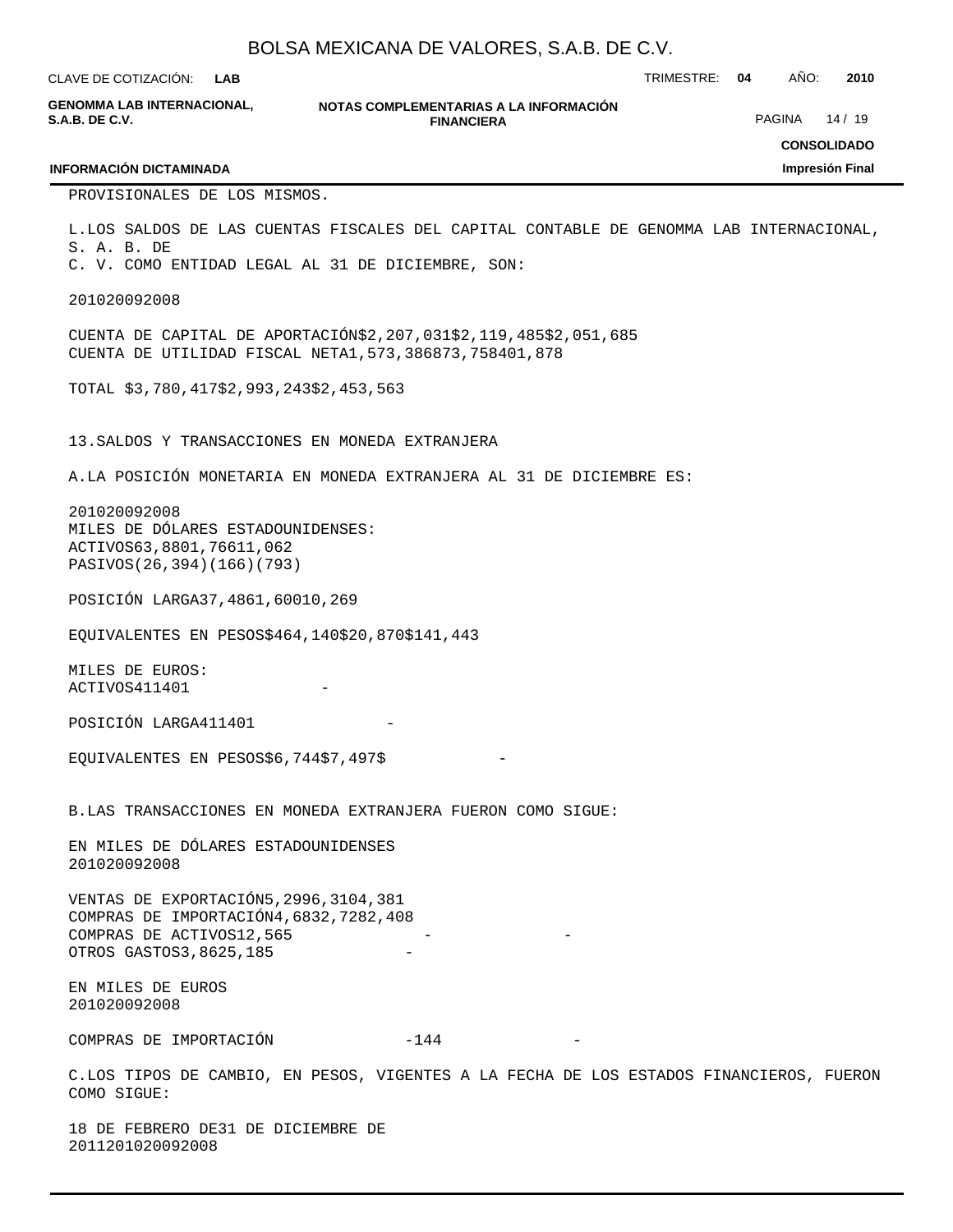PROVISIONALES DE LOS MISMOS.

L.LOS SALDOS DE LAS CUENTAS FISCALES DEL CAPITAL CONTABLE DE GENOMMA LAB INTERNACIONAL, S. A. B. DE C. V. COMO ENTIDAD LEGAL AL 31 DE DICIEMBRE, SON:

| | 2010 | 2009 | 2008 |
|---|---|---|---|
| CUENTA DE CAPITAL DE APORTACIÓN | $2,207,031 | $2,119,485 | $2,051,685 |
| CUENTA DE UTILIDAD FISCAL NETA | 1,573,386 | 873,758 | 401,878 |
| TOTAL | $3,780,417 | $2,993,243 | $2,453,563 |

13.SALDOS Y TRANSACCIONES EN MONEDA EXTRANJERA

A.LA POSICIÓN MONETARIA EN MONEDA EXTRANJERA AL 31 DE DICIEMBRE ES:

| | 2010 | 2009 | 2008 |
|---|---|---|---|
| MILES DE DÓLARES ESTADOUNIDENSES: | | | |
| ACTIVOS | 63,880 | 1,766 | 11,062 |
| PASIVOS | (26,394) | (166) | (793) |
| POSICIÓN LARGA | 37,486 | 1,600 | 10,269 |
| EQUIVALENTES EN PESOS | $464,140 | $20,870 | $141,443 |
| MILES DE EUROS: | | | |
| ACTIVOS | 411 | 401 | - |
| POSICIÓN LARGA | 411 | 401 | - |
| EQUIVALENTES EN PESOS | $6,744 | $7,497 | $ - |

B.LAS TRANSACCIONES EN MONEDA EXTRANJERA FUERON COMO SIGUE:

| EN MILES DE DÓLARES ESTADOUNIDENSES | 2010 | 2009 | 2008 |
|---|---|---|---|
| VENTAS DE EXPORTACIÓN | 5,299 | 6,310 | 4,381 |
| COMPRAS DE IMPORTACIÓN | 4,683 | 2,728 | 2,408 |
| COMPRAS DE ACTIVOS | 12,565 | - | - |
| OTROS GASTOS | 3,862 | 5,185 | - |

| EN MILES DE EUROS | 2010 | 2009 | 2008 |
|---|---|---|---|
| COMPRAS DE IMPORTACIÓN | - | 144 | - |

C.LOS TIPOS DE CAMBIO, EN PESOS, VIGENTES A LA FECHA DE LOS ESTADOS FINANCIEROS, FUERON COMO SIGUE:

| 18 DE FEBRERO DE | 31 DE DICIEMBRE DE | | |
|---|---|---|---|
| 2011 | 2010 | 2009 | 2008 |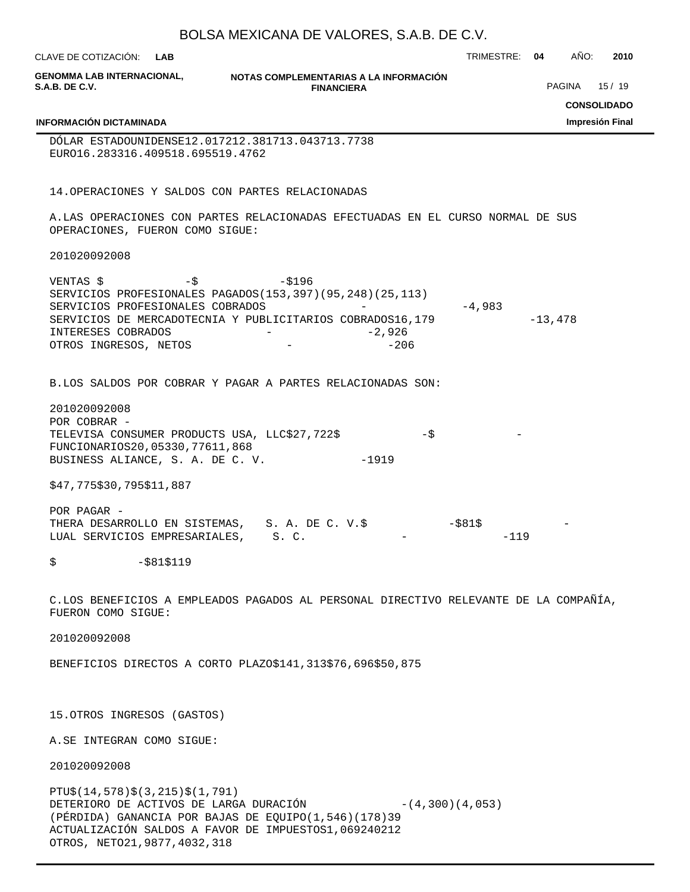| | | | | |
|---|---|---|---|---|
| DÓLAR ESTADOUNIDENSE | 12.0172 | 12.3817 | 13.0437 | 13.7738 |
| EURO | 16.2833 | 16.4095 | 18.6955 | 19.4762 |

14.OPERACIONES Y SALDOS CON PARTES RELACIONADAS

A.LAS OPERACIONES CON PARTES RELACIONADAS EFECTUADAS EN EL CURSO NORMAL DE SUS OPERACIONES, FUERON COMO SIGUE:

| | 2010 | 2009 | 2008 |
|---|---|---|---|
| VENTAS | $ - | $ - | $196 |
| SERVICIOS PROFESIONALES PAGADOS | (153,397) | (95,248) | (25,113) |
| SERVICIOS PROFESIONALES COBRADOS | - | - | 4,983 |
| SERVICIOS DE MERCADOTECNIA Y PUBLICITARIOS COBRADOS | 16,179 | - | 13,478 |
| INTERESES COBRADOS | - | - | 2,926 |
| OTROS INGRESOS, NETOS | - | - | 206 |

B.LOS SALDOS POR COBRAR Y PAGAR A PARTES RELACIONADAS SON:

| | 2010 | 2009 | 2008 |
|---|---|---|---|
| POR COBRAR - | | | |
| TELEVISA CONSUMER PRODUCTS USA, LLC | $27,722 | $ - | $ - |
| FUNCIONARIOS | 20,053 | 30,776 | 11,868 |
| BUSINESS ALIANCE, S. A. DE C. V. | - | 19 | 19 |
| | $47,775 | $30,795 | $11,887 |
| POR PAGAR - | | | |
| THERA DESARROLLO EN SISTEMAS, S. A. DE C. V. | $ - | $81 | $ - |
| LUAL SERVICIOS EMPRESARIALES, S. C. | - | - | 119 |
| | $ - | $81 | $119 |

C.LOS BENEFICIOS A EMPLEADOS PAGADOS AL PERSONAL DIRECTIVO RELEVANTE DE LA COMPAÑÍA, FUERON COMO SIGUE:

| | 2010 | 2009 | 2008 |
|---|---|---|---|
| BENEFICIOS DIRECTOS A CORTO PLAZO | $141,313 | $76,696 | $50,875 |

15.OTROS INGRESOS (GASTOS)

A.SE INTEGRAN COMO SIGUE:

| | 2010 | 2009 | 2008 |
|---|---|---|---|
| PTU | $(14,578) | $(3,215) | $(1,791) |
| DETERIORO DE ACTIVOS DE LARGA DURACIÓN | - | (4,300) | (4,053) |
| (PÉRDIDA) GANANCIA POR BAJAS DE EQUIPO | (1,546) | (178) | 39 |
| ACTUALIZACIÓN SALDOS A FAVOR DE IMPUESTOS | 1,069 | 240 | 212 |
| OTROS, NETO | 21,987 | 7,403 | 2,318 |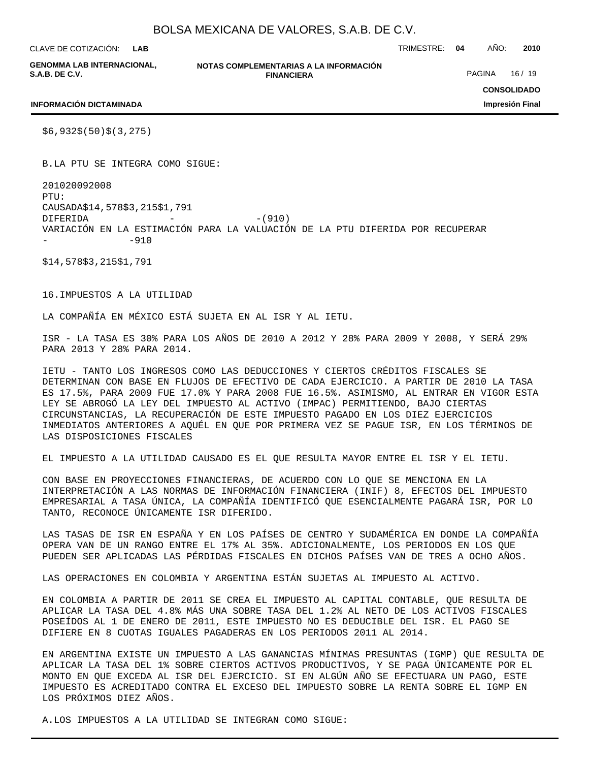| $6,932 | $(50) | $(3,275) |
|---|---|---|

B.LA PTU SE INTEGRA COMO SIGUE:

| | 2010 | 2009 | 2008 |
|---|---|---|---|
| PTU: | | | |
| CAUSADA | $14,578 | $3,215 | $1,791 |
| DIFERIDA | | - | -(910) |
| VARIACIÓN EN LA ESTIMACIÓN PARA LA VALUACIÓN DE LA PTU DIFERIDA POR RECUPERAR | | - | -910 |
| | $14,578 | $3,215 | $1,791 |

16.IMPUESTOS A LA UTILIDAD

LA COMPAÑÍA EN MÉXICO ESTÁ SUJETA EN AL ISR Y AL IETU.

ISR - LA TASA ES 30% PARA LOS AÑOS DE 2010 A 2012 Y 28% PARA 2009 Y 2008, Y SERÁ 29% PARA 2013 Y 28% PARA 2014.

IETU - TANTO LOS INGRESOS COMO LAS DEDUCCIONES Y CIERTOS CRÉDITOS FISCALES SE DETERMINAN CON BASE EN FLUJOS DE EFECTIVO DE CADA EJERCICIO. A PARTIR DE 2010 LA TASA ES 17.5%, PARA 2009 FUE 17.0% Y PARA 2008 FUE 16.5%. ASIMISMO, AL ENTRAR EN VIGOR ESTA LEY SE ABROGÓ LA LEY DEL IMPUESTO AL ACTIVO (IMPAC) PERMITIENDO, BAJO CIERTAS CIRCUNSTANCIAS, LA RECUPERACIÓN DE ESTE IMPUESTO PAGADO EN LOS DIEZ EJERCICIOS INMEDIATOS ANTERIORES A AQUÉL EN QUE POR PRIMERA VEZ SE PAGUE ISR, EN LOS TÉRMINOS DE LAS DISPOSICIONES FISCALES

EL IMPUESTO A LA UTILIDAD CAUSADO ES EL QUE RESULTA MAYOR ENTRE EL ISR Y EL IETU.

CON BASE EN PROYECCIONES FINANCIERAS, DE ACUERDO CON LO QUE SE MENCIONA EN LA INTERPRETACIÓN A LAS NORMAS DE INFORMACIÓN FINANCIERA (INIF) 8, EFECTOS DEL IMPUESTO EMPRESARIAL A TASA ÚNICA, LA COMPAÑÍA IDENTIFICÓ QUE ESENCIALMENTE PAGARÁ ISR, POR LO TANTO, RECONOCE ÚNICAMENTE ISR DIFERIDO.

LAS TASAS DE ISR EN ESPAÑA Y EN LOS PAÍSES DE CENTRO Y SUDAMÉRICA EN DONDE LA COMPAÑÍA OPERA VAN DE UN RANGO ENTRE EL 17% AL 35%. ADICIONALMENTE, LOS PERIODOS EN LOS QUE PUEDEN SER APLICADAS LAS PÉRDIDAS FISCALES EN DICHOS PAÍSES VAN DE TRES A OCHO AÑOS.

LAS OPERACIONES EN COLOMBIA Y ARGENTINA ESTÁN SUJETAS AL IMPUESTO AL ACTIVO.

EN COLOMBIA A PARTIR DE 2011 SE CREA EL IMPUESTO AL CAPITAL CONTABLE, QUE RESULTA DE APLICAR LA TASA DEL 4.8% MÁS UNA SOBRE TASA DEL 1.2% AL NETO DE LOS ACTIVOS FISCALES POSEÍDOS AL 1 DE ENERO DE 2011, ESTE IMPUESTO NO ES DEDUCIBLE DEL ISR. EL PAGO SE DIFIERE EN 8 CUOTAS IGUALES PAGADERAS EN LOS PERIODOS 2011 AL 2014.

EN ARGENTINA EXISTE UN IMPUESTO A LAS GANANCIAS MÍNIMAS PRESUNTAS (IGMP) QUE RESULTA DE APLICAR LA TASA DEL 1% SOBRE CIERTOS ACTIVOS PRODUCTIVOS, Y SE PAGA ÚNICAMENTE POR EL MONTO EN QUE EXCEDA AL ISR DEL EJERCICIO. SI EN ALGÚN AÑO SE EFECTUARA UN PAGO, ESTE IMPUESTO ES ACREDITADO CONTRA EL EXCESO DEL IMPUESTO SOBRE LA RENTA SOBRE EL IGMP EN LOS PRÓXIMOS DIEZ AÑOS.

A.LOS IMPUESTOS A LA UTILIDAD SE INTEGRAN COMO SIGUE: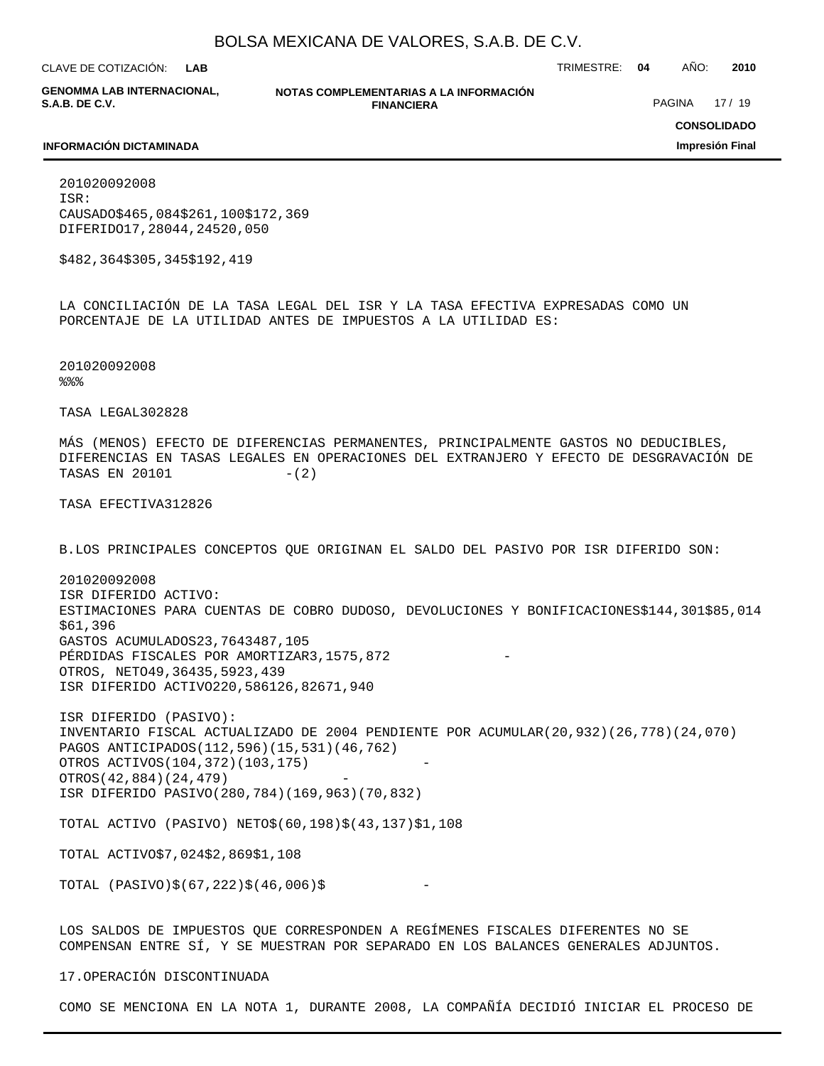| | 2010 | 2009 | 2008 |
|---|---|---|---|
| ISR: | | | |
| CAUSADO | $465,084 | $261,100 | $172,369 |
| DIFERIDO | 17,280 | 44,245 | 20,050 |
| | $482,364 | $305,345 | $192,419 |

LA CONCILIACIÓN DE LA TASA LEGAL DEL ISR Y LA TASA EFECTIVA EXPRESADAS COMO UN PORCENTAJE DE LA UTILIDAD ANTES DE IMPUESTOS A LA UTILIDAD ES:

| | 2010 | 2009 | 2008 |
|---|---|---|---|
| | % | % | % |
| TASA LEGAL | 30 | 28 | 28 |
| MÁS (MENOS) EFECTO DE DIFERENCIAS PERMANENTES, PRINCIPALMENTE GASTOS NO DEDUCIBLES, DIFERENCIAS EN TASAS LEGALES EN OPERACIONES DEL EXTRANJERO Y EFECTO DE DESGRAVACIÓN DE TASAS EN 2010 | 1 | - | (2) |
| TASA EFECTIVA | 31 | 28 | 26 |

B.LOS PRINCIPALES CONCEPTOS QUE ORIGINAN EL SALDO DEL PASIVO POR ISR DIFERIDO SON:

| | 2010 | 2009 | 2008 |
|---|---|---|---|
| ISR DIFERIDO ACTIVO: | | | |
| ESTIMACIONES PARA CUENTAS DE COBRO DUDOSO, DEVOLUCIONES Y BONIFICACIONES | $144,301 | $85,014 | $61,396 |
| GASTOS ACUMULADOS | 23,764 | 348 | 7,105 |
| PÉRDIDAS FISCALES POR AMORTIZAR | 3,157 | 5,872 | - |
| OTROS, NETO | 49,364 | 35,592 | 3,439 |
| ISR DIFERIDO ACTIVO | 220,586 | 126,826 | 71,940 |
| ISR DIFERIDO (PASIVO): | | | |
| INVENTARIO FISCAL ACTUALIZADO DE 2004 PENDIENTE POR ACUMULAR | (20,932) | (26,778) | (24,070) |
| PAGOS ANTICIPADOS | (112,596) | (15,531) | (46,762) |
| OTROS ACTIVOS | (104,372) | (103,175) | - |
| OTROS | (42,884) | (24,479) | - |
| ISR DIFERIDO PASIVO | (280,784) | (169,963) | (70,832) |
| TOTAL ACTIVO (PASIVO) NETO | $(60,198) | $(43,137) | $1,108 |
| TOTAL ACTIVO | $7,024 | $2,869 | $1,108 |
| TOTAL (PASIVO) | $(67,222) | $(46,006) | $ - |

LOS SALDOS DE IMPUESTOS QUE CORRESPONDEN A REGÍMENES FISCALES DIFERENTES NO SE COMPENSAN ENTRE SÍ, Y SE MUESTRAN POR SEPARADO EN LOS BALANCES GENERALES ADJUNTOS.

17.OPERACIÓN DISCONTINUADA

COMO SE MENCIONA EN LA NOTA 1, DURANTE 2008, LA COMPAÑÍA DECIDIÓ INICIAR EL PROCESO DE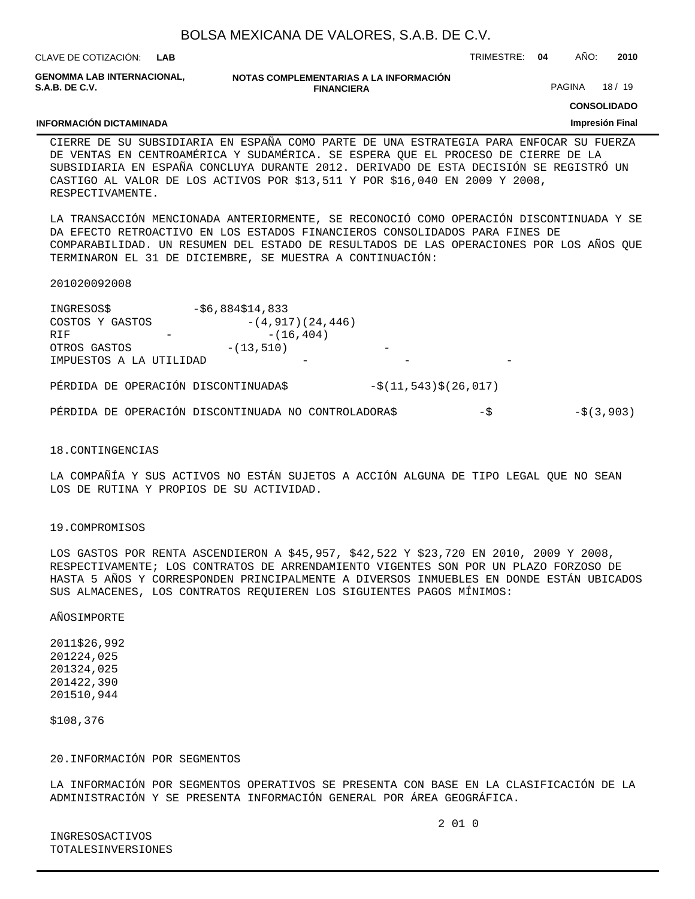CIERRE DE SU SUBSIDIARIA EN ESPAÑA COMO PARTE DE UNA ESTRATEGIA PARA ENFOCAR SU FUERZA DE VENTAS EN CENTROAMÉRICA Y SUDAMÉRICA. SE ESPERA QUE EL PROCESO DE CIERRE DE LA SUBSIDIARIA EN ESPAÑA CONCLUYA DURANTE 2012. DERIVADO DE ESTA DECISIÓN SE REGISTRÓ UN CASTIGO AL VALOR DE LOS ACTIVOS POR $13,511 Y POR $16,040 EN 2009 Y 2008, RESPECTIVAMENTE.

LA TRANSACCIÓN MENCIONADA ANTERIORMENTE, SE RECONOCIÓ COMO OPERACIÓN DISCONTINUADA Y SE DA EFECTO RETROACTIVO EN LOS ESTADOS FINANCIEROS CONSOLIDADOS PARA FINES DE COMPARABILIDAD. UN RESUMEN DEL ESTADO DE RESULTADOS DE LAS OPERACIONES POR LOS AÑOS QUE TERMINARON EL 31 DE DICIEMBRE, SE MUESTRA A CONTINUACIÓN:

| | 2010 | 2009 | 2008 |
|---|---|---|---|
| INGRESOS | $ - | $6,884 | $14,833 |
| COSTOS Y GASTOS | - | (4,917) | (24,446) |
| RIF | - | - | (16,404) |
| OTROS GASTOS | - | (13,510) | - |
| IMPUESTOS A LA UTILIDAD | - | - | - |
| PÉRDIDA DE OPERACIÓN DISCONTINUADA | $ - | $(11,543) | $(26,017) |
| PÉRDIDA DE OPERACIÓN DISCONTINUADA NO CONTROLADORA | $ - | $ - | $(3,903) |

18.CONTINGENCIAS

LA COMPAÑÍA Y SUS ACTIVOS NO ESTÁN SUJETOS A ACCIÓN ALGUNA DE TIPO LEGAL QUE NO SEAN LOS DE RUTINA Y PROPIOS DE SU ACTIVIDAD.

19.COMPROMISOS

LOS GASTOS POR RENTA ASCENDIERON A $45,957, $42,522 Y $23,720 EN 2010, 2009 Y 2008, RESPECTIVAMENTE; LOS CONTRATOS DE ARRENDAMIENTO VIGENTES SON POR UN PLAZO FORZOSO DE HASTA 5 AÑOS Y CORRESPONDEN PRINCIPALMENTE A DIVERSOS INMUEBLES EN DONDE ESTÁN UBICADOS SUS ALMACENES, LOS CONTRATOS REQUIEREN LOS SIGUIENTES PAGOS MÍNIMOS:

| AÑOS | IMPORTE |
|---|---|
| 2011 | $26,992 |
| 2012 | 24,025 |
| 2013 | 24,025 |
| 2014 | 22,390 |
| 2015 | 10,944 |
| | $108,376 |

20.INFORMACIÓN POR SEGMENTOS

LA INFORMACIÓN POR SEGMENTOS OPERATIVOS SE PRESENTA CON BASE EN LA CLASIFICACIÓN DE LA ADMINISTRACIÓN Y SE PRESENTA INFORMACIÓN GENERAL POR ÁREA GEOGRÁFICA.

2 01 0

| INGRESOS | ACTIVOS TOTALES | INVERSIONES |
|---|---|---|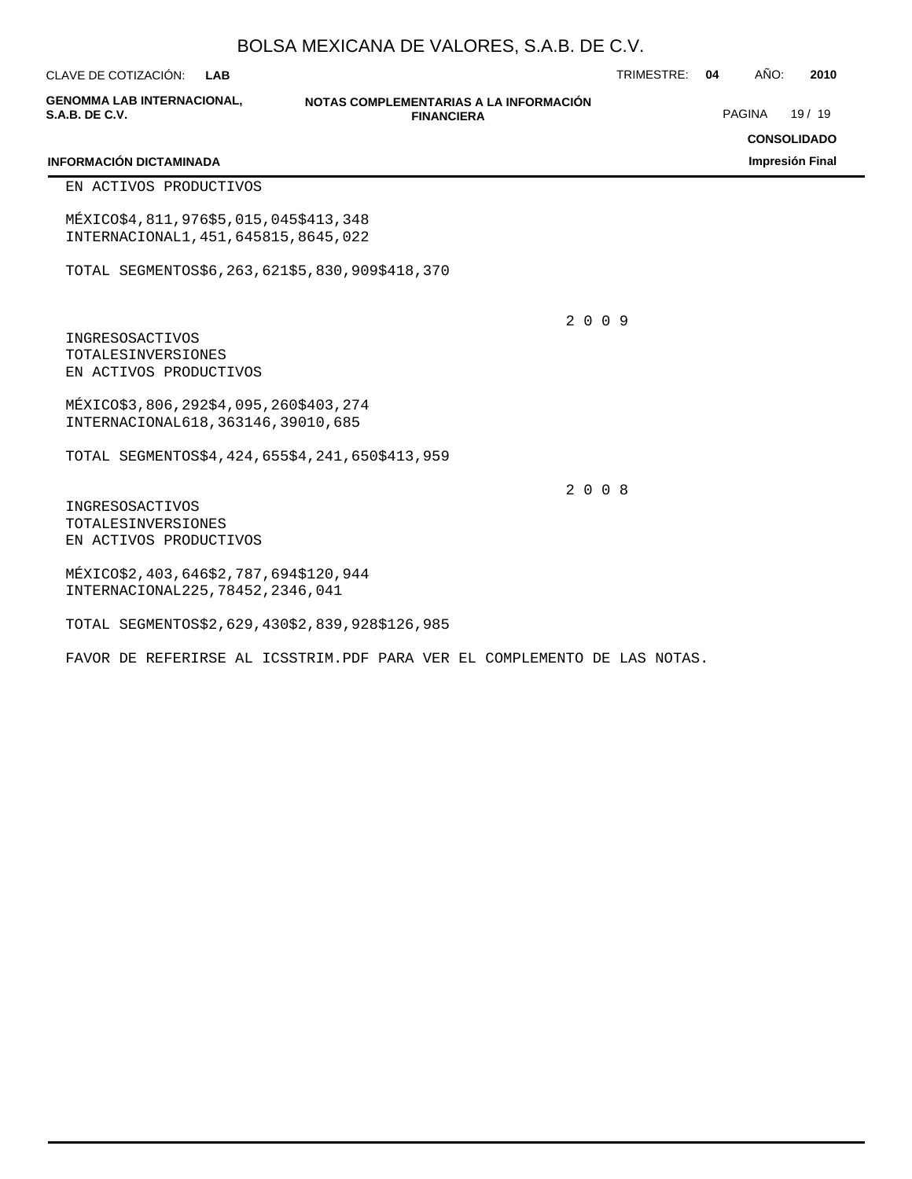EN ACTIVOS PRODUCTIVOS

| | INGRESOS | ACTIVOS TOTALES | INVERSIONES EN ACTIVOS PRODUCTIVOS |
|---|---|---|---|
| MÉXICO | $4,811,976 | $5,015,045 | $413,348 |
| INTERNACIONAL | 1,451,645 | 815,864 | 5,022 |
| TOTAL SEGMENTOS | $6,263,621 | $5,830,909 | $418,370 |

2 0 0 9

| | INGRESOS | ACTIVOS TOTALES | INVERSIONES EN ACTIVOS PRODUCTIVOS |
|---|---|---|---|
| MÉXICO | $3,806,292 | $4,095,260 | $403,274 |
| INTERNACIONAL | 618,363 | 146,390 | 10,685 |
| TOTAL SEGMENTOS | $4,424,655 | $4,241,650 | $413,959 |

2 0 0 8

| | INGRESOS | ACTIVOS TOTALES | INVERSIONES EN ACTIVOS PRODUCTIVOS |
|---|---|---|---|
| MÉXICO | $2,403,646 | $2,787,694 | $120,944 |
| INTERNACIONAL | 225,784 | 52,234 | 6,041 |
| TOTAL SEGMENTOS | $2,629,430 | $2,839,928 | $126,985 |

FAVOR DE REFERIRSE AL ICSSTRIM.PDF PARA VER EL COMPLEMENTO DE LAS NOTAS.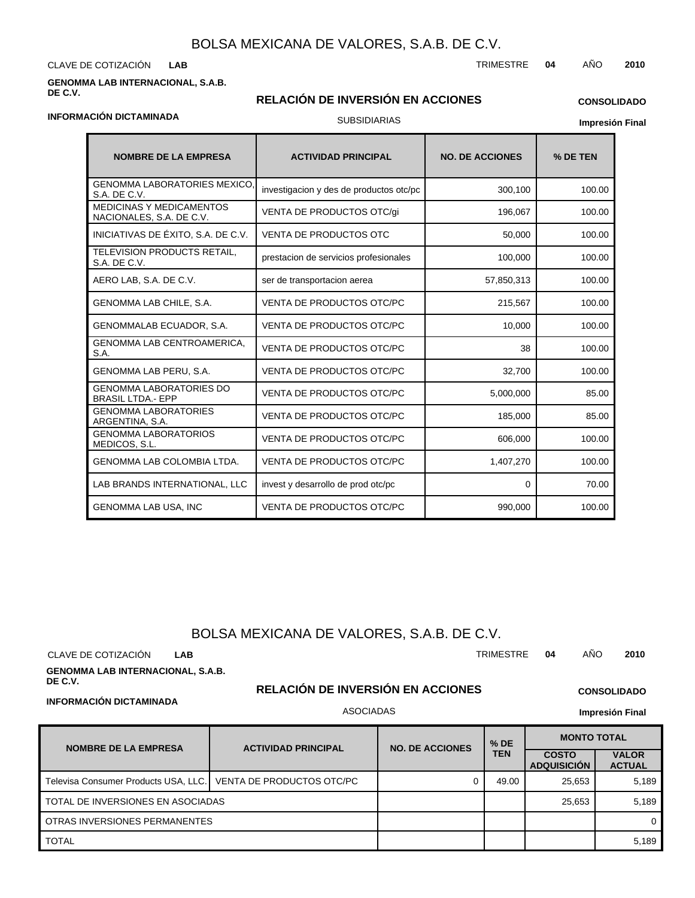# BOLSA MEXICANA DE VALORES, S.A.B. DE C.V.

CLAVE DE COTIZACIÓN **LAB**

TRIMESTRE **04** AÑO **2010**

**GENOMMA LAB INTERNACIONAL, S.A.B. DE C.V.**

## RELACIÓN DE INVERSIÓN EN ACCIONES

**CONSOLIDADO**

**INFORMACIÓN DICTAMINADA**

SUBSIDIARIAS

**Impresión Final**

| NOMBRE DE LA EMPRESA | ACTIVIDAD PRINCIPAL | NO. DE ACCIONES | % DE TEN |
|---|---|---|---|
| GENOMMA LABORATORIES MEXICO, S.A. DE C.V. | investigacion y des de productos otc/pc | 300,100 | 100.00 |
| MEDICINAS Y MEDICAMENTOS NACIONALES, S.A. DE C.V. | VENTA DE PRODUCTOS OTC/gi | 196,067 | 100.00 |
| INICIATIVAS DE ÉXITO, S.A. DE C.V. | VENTA DE PRODUCTOS OTC | 50,000 | 100.00 |
| TELEVISION PRODUCTS RETAIL, S.A. DE C.V. | prestacion de servicios profesionales | 100,000 | 100.00 |
| AERO LAB, S.A. DE C.V. | ser de transportacion aerea | 57,850,313 | 100.00 |
| GENOMMA LAB CHILE, S.A. | VENTA DE PRODUCTOS OTC/PC | 215,567 | 100.00 |
| GENOMMALAB ECUADOR, S.A. | VENTA DE PRODUCTOS OTC/PC | 10,000 | 100.00 |
| GENOMMA LAB CENTROAMERICA, S.A. | VENTA DE PRODUCTOS OTC/PC | 38 | 100.00 |
| GENOMMA LAB PERU, S.A. | VENTA DE PRODUCTOS OTC/PC | 32,700 | 100.00 |
| GENOMMA LABORATORIES DO BRASIL LTDA.- EPP | VENTA DE PRODUCTOS OTC/PC | 5,000,000 | 85.00 |
| GENOMMA LABORATORIES ARGENTINA, S.A. | VENTA DE PRODUCTOS OTC/PC | 185,000 | 85.00 |
| GENOMMA LABORATORIOS MEDICOS, S.L. | VENTA DE PRODUCTOS OTC/PC | 606,000 | 100.00 |
| GENOMMA LAB COLOMBIA LTDA. | VENTA DE PRODUCTOS OTC/PC | 1,407,270 | 100.00 |
| LAB BRANDS INTERNATIONAL, LLC | invest y desarrollo de prod otc/pc | 0 | 70.00 |
| GENOMMA LAB USA, INC | VENTA DE PRODUCTOS OTC/PC | 990,000 | 100.00 |

# BOLSA MEXICANA DE VALORES, S.A.B. DE C.V.

CLAVE DE COTIZACIÓN **LAB**

TRIMESTRE **04** AÑO **2010**

**GENOMMA LAB INTERNACIONAL, S.A.B. DE C.V.**

## RELACIÓN DE INVERSIÓN EN ACCIONES

**CONSOLIDADO**

**INFORMACIÓN DICTAMINADA**

ASOCIADAS

**Impresión Final**

| NOMBRE DE LA EMPRESA | ACTIVIDAD PRINCIPAL | NO. DE ACCIONES | % DE TEN | MONTO TOTAL | |
|---|---|---|---|---|---|
| | | | | COSTO ADQUISICIÓN | VALOR ACTUAL |
| Televisa Consumer Products USA, LLC. | VENTA DE PRODUCTOS OTC/PC | 0 | 49.00 | 25,653 | 5,189 |
| TOTAL DE INVERSIONES EN ASOCIADAS | | | | 25,653 | 5,189 |
| OTRAS INVERSIONES PERMANENTES | | | | | 0 |
| TOTAL | | | | | 5,189 |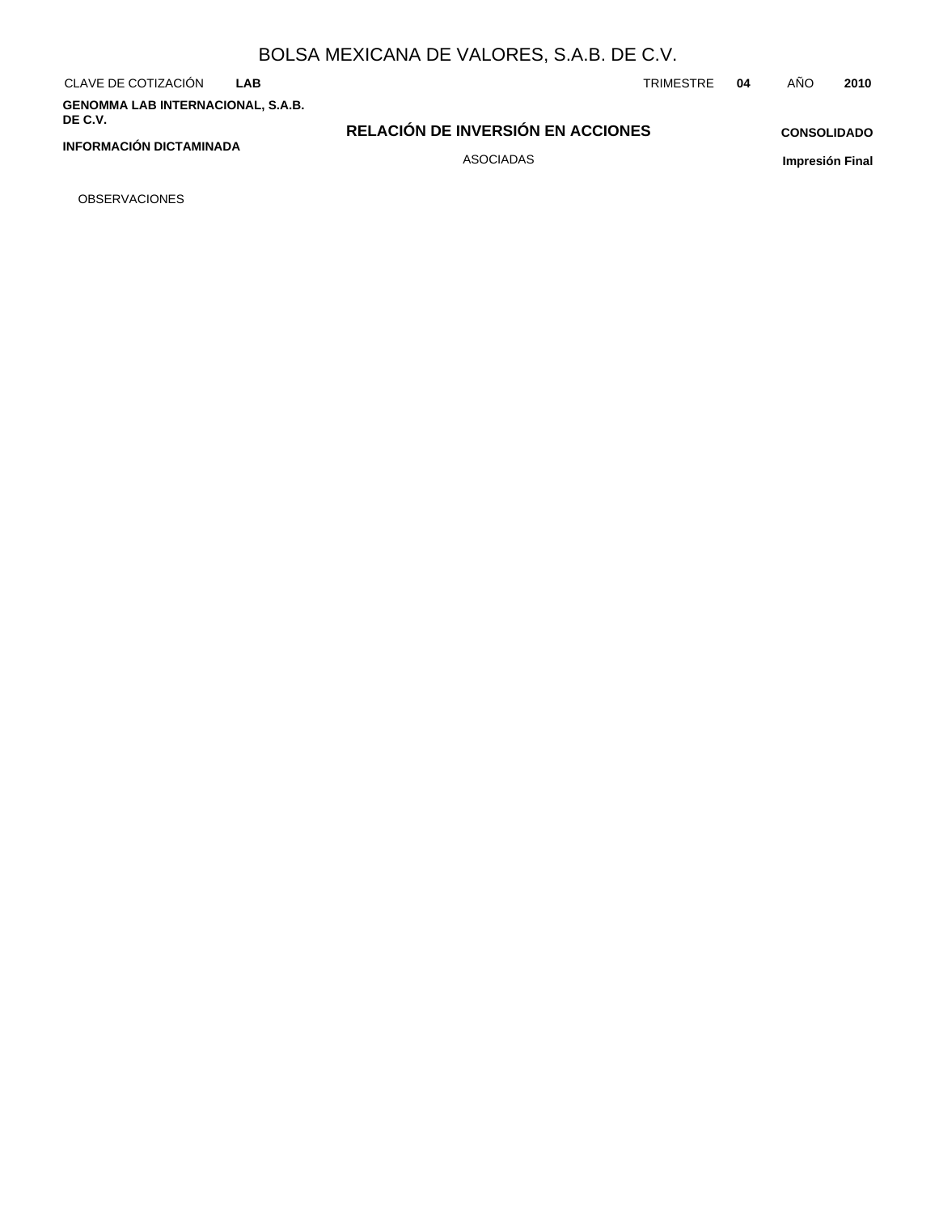BOLSA MEXICANA DE VALORES, S.A.B. DE C.V.

CLAVE DE COTIZACIÓN **LAB** TRIMESTRE **04** AÑO **2010**

**GENOMMA LAB INTERNACIONAL, S.A.B. DE C.V.**

**INFORMACIÓN DICTAMINADA**

## RELACIÓN DE INVERSIÓN EN ACCIONES

ASOCIADAS

**CONSOLIDADO**

**Impresión Final**

OBSERVACIONES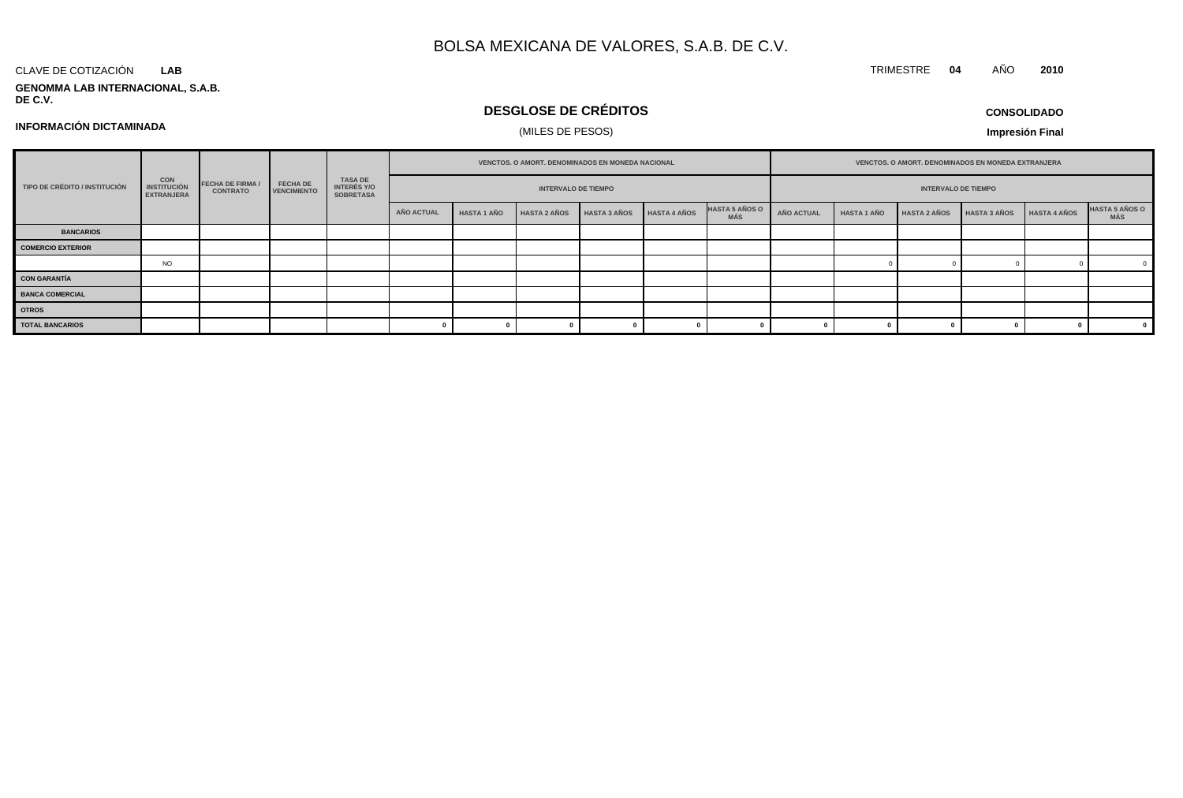# BOLSA MEXICANA DE VALORES, S.A.B. DE C.V.

CLAVE DE COTIZACIÓN **LAB**

TRIMESTRE **04** AÑO **2010**

**GENOMMA LAB INTERNACIONAL, S.A.B. DE C.V.**

## DESGLOSE DE CRÉDITOS

(MILES DE PESOS)

**CONSOLIDADO**

**INFORMACIÓN DICTAMINADA**

**Impresión Final**

| TIPO DE CRÉDITO / INSTITUCIÓN | CON INSTITUCIÓN EXTRANJERA | FECHA DE FIRMA / CONTRATO | FECHA DE VENCIMIENTO | TASA DE INTERÉS Y/O SOBRETASA | VENCTOS. O AMORT. DENOMINADOS EN MONEDA NACIONAL | | | | | | VENCTOS. O AMORT. DENOMINADOS EN MONEDA EXTRANJERA | | | | | |
|---|---|---|---|---|---|---|---|---|---|---|---|---|---|---|---|---|
| | | | | | INTERVALO DE TIEMPO | | | | | | INTERVALO DE TIEMPO | | | | | |
| | | | | | AÑO ACTUAL | HASTA 1 AÑO | HASTA 2 AÑOS | HASTA 3 AÑOS | HASTA 4 AÑOS | HASTA 5 AÑOS O MÁS | AÑO ACTUAL | HASTA 1 AÑO | HASTA 2 AÑOS | HASTA 3 AÑOS | HASTA 4 AÑOS | HASTA 5 AÑOS O MÁS |
| **BANCARIOS** | | | | | | | | | | | | | | | | |
| **COMERCIO EXTERIOR** | | | | | | | | | | | | | | | | |
| | NO | | | | | | | | | | | 0 | 0 | 0 | 0 | 0 |
| **CON GARANTÍA** | | | | | | | | | | | | | | | | |
| **BANCA COMERCIAL** | | | | | | | | | | | | | | | | |
| **OTROS** | | | | | | | | | | | | | | | | |
| **TOTAL BANCARIOS** | | | | | **0** | **0** | **0** | **0** | **0** | **0** | **0** | **0** | **0** | **0** | **0** | **0** |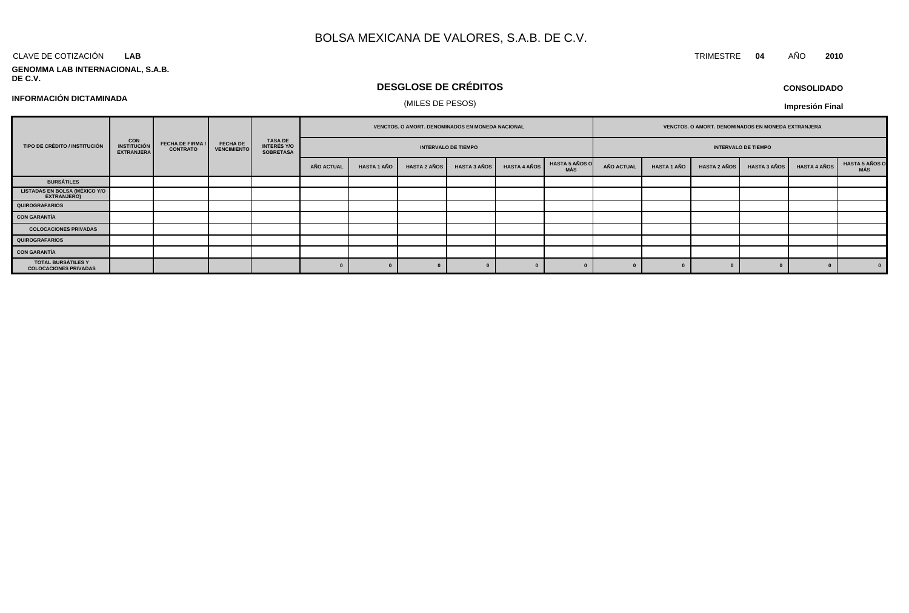# BOLSA MEXICANA DE VALORES, S.A.B. DE C.V.

CLAVE DE COTIZACIÓN **LAB**

TRIMESTRE **04** AÑO **2010**

**GENOMMA LAB INTERNACIONAL, S.A.B. DE C.V.**

## DESGLOSE DE CRÉDITOS

(MILES DE PESOS)

**CONSOLIDADO**

**INFORMACIÓN DICTAMINADA**

**Impresión Final**

| TIPO DE CRÉDITO / INSTITUCIÓN | CON INSTITUCIÓN EXTRANJERA | FECHA DE FIRMA / CONTRATO | FECHA DE VENCIMIENTO | TASA DE INTERÉS Y/O SOBRETASA | VENCTOS. O AMORT. DENOMINADOS EN MONEDA NACIONAL | | | | | | VENCTOS. O AMORT. DENOMINADOS EN MONEDA EXTRANJERA | | | | | |
|---|---|---|---|---|---|---|---|---|---|---|---|---|---|---|---|---|
| | | | | | INTERVALO DE TIEMPO | | | | | | INTERVALO DE TIEMPO | | | | | |
| | | | | | AÑO ACTUAL | HASTA 1 AÑO | HASTA 2 AÑOS | HASTA 3 AÑOS | HASTA 4 AÑOS | HASTA 5 AÑOS O MÁS | AÑO ACTUAL | HASTA 1 AÑO | HASTA 2 AÑOS | HASTA 3 AÑOS | HASTA 4 AÑOS | HASTA 5 AÑOS O MÁS |
| BURSÁTILES | | | | | | | | | | | | | | | | |
| LISTADAS EN BOLSA (MÉXICO Y/O EXTRANJERO) | | | | | | | | | | | | | | | | |
| QUIROGRAFARIOS | | | | | | | | | | | | | | | | |
| CON GARANTÍA | | | | | | | | | | | | | | | | |
| COLOCACIONES PRIVADAS | | | | | | | | | | | | | | | | |
| QUIROGRAFARIOS | | | | | | | | | | | | | | | | |
| CON GARANTÍA | | | | | | | | | | | | | | | | |
| TOTAL BURSÁTILES Y COLOCACIONES PRIVADAS | | | | | 0 | 0 | 0 | 0 | 0 | 0 | 0 | 0 | 0 | 0 | 0 | 0 |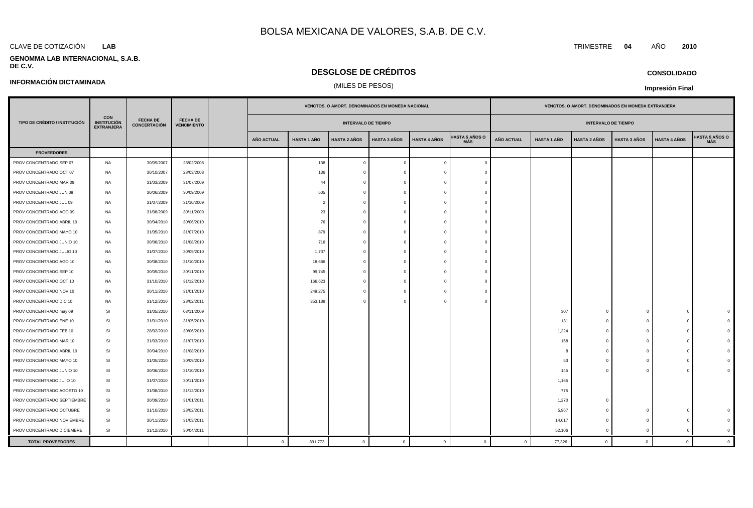# BOLSA MEXICANA DE VALORES, S.A.B. DE C.V.

CLAVE DE COTIZACIÓN **LAB**

TRIMESTRE **04** AÑO **2010**

**GENOMMA LAB INTERNACIONAL, S.A.B. DE C.V.**

## DESGLOSE DE CRÉDITOS

(MILES DE PESOS)

**CONSOLIDADO**

**INFORMACIÓN DICTAMINADA**

**Impresión Final**

| TIPO DE CRÉDITO / INSTITUCIÓN | CON INSTITUCIÓN EXTRANJERA | FECHA DE CONCERTACIÓN | FECHA DE VENCIMIENTO | | VENCTOS. O AMORT. DENOMINADOS EN MONEDA NACIONAL | | | | | | VENCTOS. O AMORT. DENOMINADOS EN MONEDA EXTRANJERA | | | | | |
|---|---|---|---|---|---|---|---|---|---|---|---|---|---|---|---|---|
| | | | | | INTERVALO DE TIEMPO | | | | | | INTERVALO DE TIEMPO | | | | | |
| | | | | | AÑO ACTUAL | HASTA 1 AÑO | HASTA 2 AÑOS | HASTA 3 AÑOS | HASTA 4 AÑOS | HASTA 5 AÑOS O MÁS | AÑO ACTUAL | HASTA 1 AÑO | HASTA 2 AÑOS | HASTA 3 AÑOS | HASTA 4 AÑOS | HASTA 5 AÑOS O MÁS |
| **PROVEEDORES** | | | | | | | | | | | | | | | | |
| PROV CONCENTRADO SEP 07 | NA | 30/09/2007 | 28/02/2008 | | | 138 | 0 | 0 | 0 | 0 | | | | | | |
| PROV CONCENTRADO OCT 07 | NA | 30/10/2007 | 28/03/2008 | | | 136 | 0 | 0 | 0 | 0 | | | | | | |
| PROV CONCENTRADO MAR 09 | NA | 31/03/2009 | 31/07/2009 | | | 44 | 0 | 0 | 0 | 0 | | | | | | |
| PROV CONCENTRADO JUN 09 | NA | 30/06/2009 | 30/09/2009 | | | 505 | 0 | 0 | 0 | 0 | | | | | | |
| PROV CONCENTRADO JUL 09 | NA | 31/07/2009 | 31/10/2009 | | | 2 | 0 | 0 | 0 | 0 | | | | | | |
| PROV CONCENTRADO AGO 09 | NA | 31/08/2009 | 30/11/2009 | | | 23 | 0 | 0 | 0 | 0 | | | | | | |
| PROV CONCENTRADO ABRIL 10 | NA | 30/04/2010 | 30/06/2010 | | | 76 | 0 | 0 | 0 | 0 | | | | | | |
| PROV CONCENTRADO MAYO 10 | NA | 31/05/2010 | 31/07/2010 | | | 879 | 0 | 0 | 0 | 0 | | | | | | |
| PROV CONCENTRADO JUNIO 10 | NA | 30/06/2010 | 31/08/2010 | | | 716 | 0 | 0 | 0 | 0 | | | | | | |
| PROV CONCENTRADO JULIO 10 | NA | 31/07/2010 | 30/09/2010 | | | 1,737 | 0 | 0 | 0 | 0 | | | | | | |
| PROV CONCENTRADO AGO 10 | NA | 30/08/2010 | 31/10/2010 | | | 18,686 | 0 | 0 | 0 | 0 | | | | | | |
| PROV CONCENTRADO SEP 10 | NA | 30/09/2010 | 30/11/2010 | | | 99,745 | 0 | 0 | 0 | 0 | | | | | | |
| PROV CONCENTRADO OCT 10 | NA | 31/10/2010 | 31/12/2010 | | | 166,623 | 0 | 0 | 0 | 0 | | | | | | |
| PROV CONCENTRADO NOV 10 | NA | 30/11/2010 | 31/01/2010 | | | 249,275 | 0 | 0 | 0 | 0 | | | | | | |
| PROV CONCENTRADO DIC 10 | NA | 31/12/2010 | 28/02/2011 | | | 353,188 | 0 | 0 | 0 | 0 | | | | | | |
| PROV CONCENTRADO may 09 | SI | 31/05/2010 | 03/11/2009 | | | | | | | | | 307 | 0 | 0 | 0 | 0 |
| PROV CONCENTRADO ENE 10 | SI | 31/01/2010 | 31/05/2010 | | | | | | | | | 131 | 0 | 0 | 0 | 0 |
| PROV CONCENTRADO FEB 10 | SI | 28/02/2010 | 30/06/2010 | | | | | | | | | 1,224 | 0 | 0 | 0 | 0 |
| PROV CONCENTRADO MAR 10 | SI | 31/03/2010 | 31/07/2010 | | | | | | | | | 158 | 0 | 0 | 0 | 0 |
| PROV CONCENTRADO ABRIL 10 | SI | 30/04/2010 | 31/08/2010 | | | | | | | | | 8 | 0 | 0 | 0 | 0 |
| PROV CONCENTRADO MAYO 10 | SI | 31/05/2010 | 30/09/2010 | | | | | | | | | 53 | 0 | 0 | 0 | 0 |
| PROV CONCENTRADO JUNIO 10 | SI | 30/06/2010 | 31/10/2010 | | | | | | | | | 145 | 0 | 0 | 0 | 0 |
| PROV CONCENTRADO JUlIO 10 | SI | 31/07/2010 | 30/11/2010 | | | | | | | | | 1,165 | | | | |
| PROV CONCENTRADO AGOSTO 10 | SI | 31/08/2010 | 31/12/2010 | | | | | | | | | 775 | | | | |
| PROV CONCENTRADO SEPTIEMBRE | SI | 30/09/2010 | 31/01/2011 | | | | | | | | | 1,270 | 0 | | | |
| PROV CONCENTRADO OCTUBRE | SI | 31/10/2010 | 28/02/2011 | | | | | | | | | 5,967 | 0 | 0 | 0 | 0 |
| PROV CONCENTRADO NOVIEMBRE | SI | 30/11/2010 | 31/03/2011 | | | | | | | | | 14,017 | 0 | 0 | 0 | 0 |
| PROV CONCENTRADO DICIEMBRE | SI | 31/12/2010 | 30/04/2011 | | | | | | | | | 52,106 | 0 | 0 | 0 | 0 |
| **TOTAL PROVEEDORES** | | | | | 0 | 891,773 | 0 | 0 | 0 | 0 | 0 | 77,326 | 0 | 0 | 0 | 0 |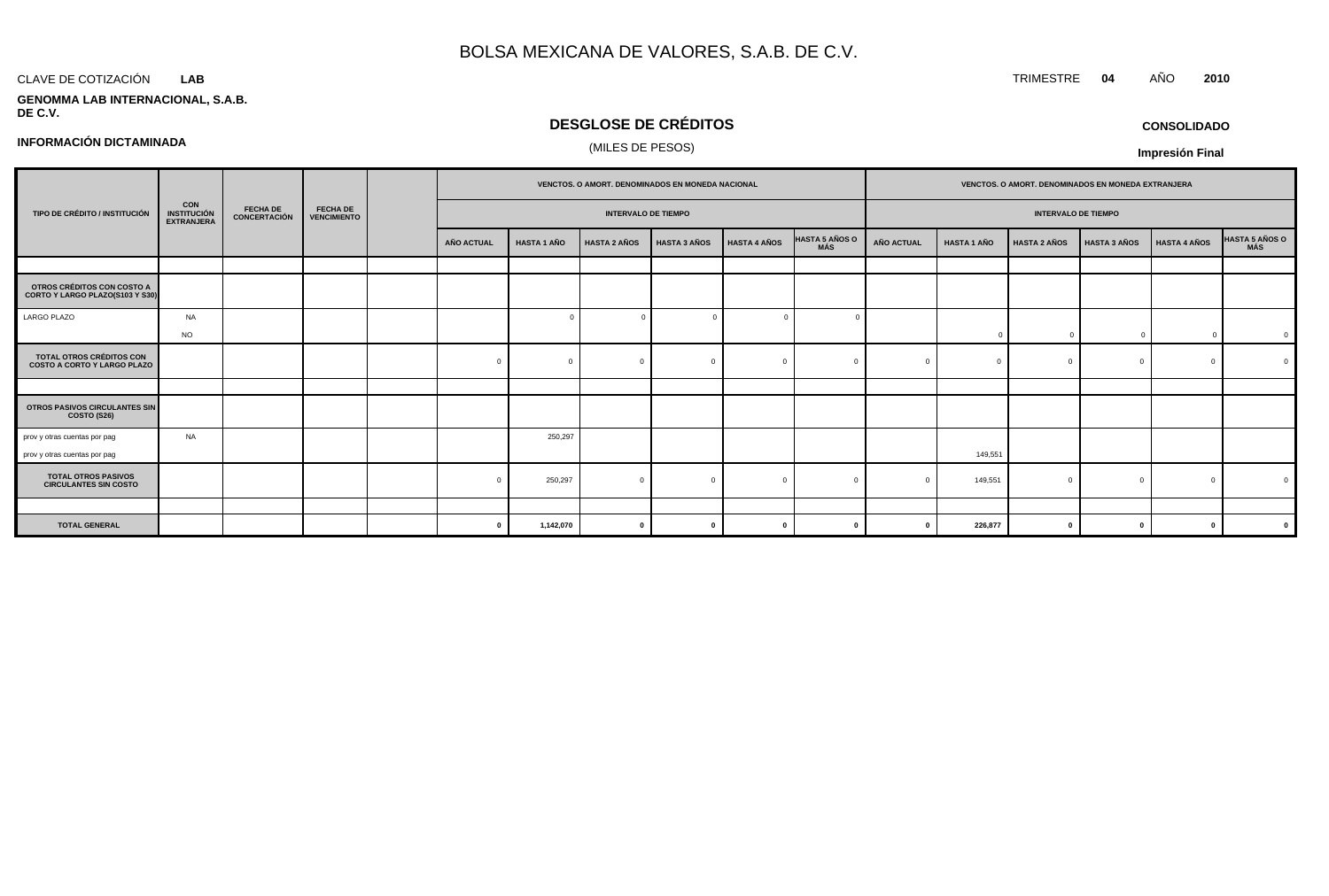# BOLSA MEXICANA DE VALORES, S.A.B. DE C.V.

CLAVE DE COTIZACIÓN **LAB**

TRIMESTRE **04** AÑO **2010**

**GENOMMA LAB INTERNACIONAL, S.A.B. DE C.V.**

## DESGLOSE DE CRÉDITOS

(MILES DE PESOS)

**CONSOLIDADO**

**INFORMACIÓN DICTAMINADA**

**Impresión Final**

| TIPO DE CRÉDITO / INSTITUCIÓN | CON INSTITUCIÓN EXTRANJERA | FECHA DE CONCERTACIÓN | FECHA DE VENCIMIENTO | | VENCTOS. O AMORT. DENOMINADOS EN MONEDA NACIONAL | | | | | | VENCTOS. O AMORT. DENOMINADOS EN MONEDA EXTRANJERA | | | | | |
|---|---|---|---|---|---|---|---|---|---|---|---|---|---|---|---|---|
| | | | | | INTERVALO DE TIEMPO | | | | | | INTERVALO DE TIEMPO | | | | | |
| | | | | | AÑO ACTUAL | HASTA 1 AÑO | HASTA 2 AÑOS | HASTA 3 AÑOS | HASTA 4 AÑOS | HASTA 5 AÑOS O MÁS | AÑO ACTUAL | HASTA 1 AÑO | HASTA 2 AÑOS | HASTA 3 AÑOS | HASTA 4 AÑOS | HASTA 5 AÑOS O MÁS |
| | | | | | | | | | | | | | | | | |
| **OTROS CRÉDITOS CON COSTO A CORTO Y LARGO PLAZO(S103 Y S30)** | | | | | | | | | | | | | | | | |
| LARGO PLAZO | NA | | | | | 0 | 0 | 0 | 0 | 0 | | | | | | |
| | NO | | | | | | | | | | | 0 | 0 | 0 | 0 | 0 |
| **TOTAL OTROS CRÉDITOS CON COSTO A CORTO Y LARGO PLAZO** | | | | | 0 | 0 | 0 | 0 | 0 | 0 | 0 | 0 | 0 | 0 | 0 | 0 |
| | | | | | | | | | | | | | | | | |
| **OTROS PASIVOS CIRCULANTES SIN COSTO (S26)** | | | | | | | | | | | | | | | | |
| prov y otras cuentas por pag | NA | | | | | 250,297 | | | | | | | | | | |
| prov y otras cuentas por pag | | | | | | | | | | | | 149,551 | | | | |
| **TOTAL OTROS PASIVOS CIRCULANTES SIN COSTO** | | | | | 0 | 250,297 | 0 | 0 | 0 | 0 | 0 | 149,551 | 0 | 0 | 0 | 0 |
| | | | | | | | | | | | | | | | | |
| **TOTAL GENERAL** | | | | | **0** | **1,142,070** | **0** | **0** | **0** | **0** | **0** | **226,877** | **0** | **0** | **0** | **0** |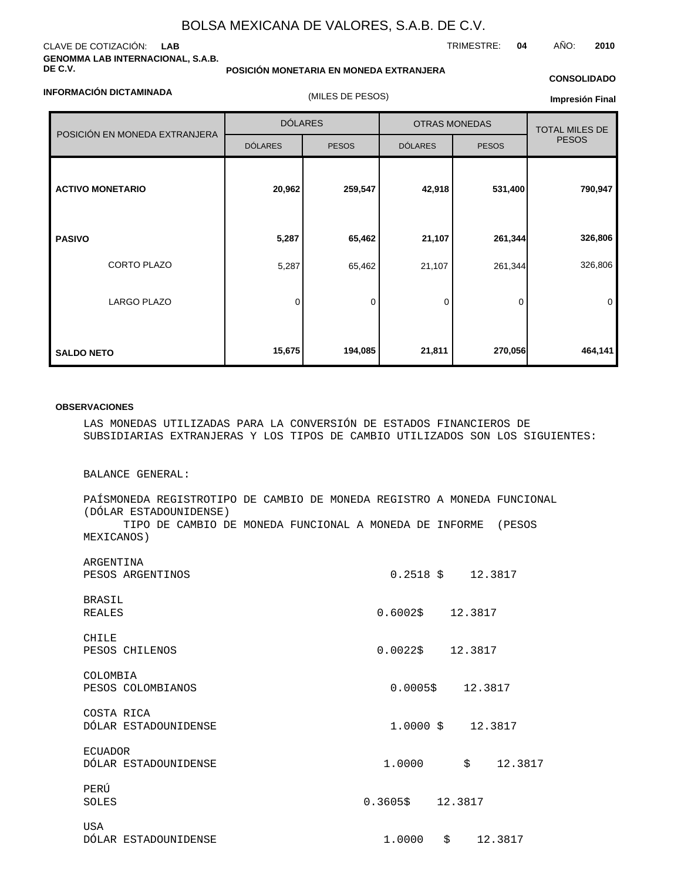# BOLSA MEXICANA DE VALORES, S.A.B. DE C.V.

CLAVE DE COTIZACIÓN: **LAB**

TRIMESTRE: **04** AÑO: **2010**

**GENOMMA LAB INTERNACIONAL, S.A.B. DE C.V.**

**POSICIÓN MONETARIA EN MONEDA EXTRANJERA**

**CONSOLIDADO**

**INFORMACIÓN DICTAMINADA**

(MILES DE PESOS)

**Impresión Final**

| POSICIÓN EN MONEDA EXTRANJERA | DÓLARES | | OTRAS MONEDAS | | TOTAL MILES DE PESOS |
|---|---|---|---|---|---|
| | DÓLARES | PESOS | DÓLARES | PESOS | |
| **ACTIVO MONETARIO** | **20,962** | **259,547** | **42,918** | **531,400** | **790,947** |
| **PASIVO** | **5,287** | **65,462** | **21,107** | **261,344** | **326,806** |
| CORTO PLAZO | 5,287 | 65,462 | 21,107 | 261,344 | 326,806 |
| LARGO PLAZO | 0 | 0 | 0 | 0 | 0 |
| **SALDO NETO** | **15,675** | **194,085** | **21,811** | **270,056** | **464,141** |

**OBSERVACIONES**

LAS MONEDAS UTILIZADAS PARA LA CONVERSIÓN DE ESTADOS FINANCIEROS DE SUBSIDIARIAS EXTRANJERAS Y LOS TIPOS DE CAMBIO UTILIZADOS SON LOS SIGUIENTES:

BALANCE GENERAL:

| PAÍS | MONEDA REGISTRO | TIPO DE CAMBIO DE MONEDA REGISTRO A MONEDA FUNCIONAL (DÓLAR ESTADOUNIDENSE) | TIPO DE CAMBIO DE MONEDA FUNCIONAL A MONEDA DE INFORME (PESOS MEXICANOS) |
|---|---|---|---|
| ARGENTINA | PESOS ARGENTINOS | 0.2518 | $ 12.3817 |
| BRASIL | REALES | 0.6002 | $ 12.3817 |
| CHILE | PESOS CHILENOS | 0.0022 | $ 12.3817 |
| COLOMBIA | PESOS COLOMBIANOS | 0.0005 | $ 12.3817 |
| COSTA RICA | DÓLAR ESTADOUNIDENSE | 1.0000 | $ 12.3817 |
| ECUADOR | DÓLAR ESTADOUNIDENSE | 1.0000 | $ 12.3817 |
| PERÚ | SOLES | 0.3605 | $ 12.3817 |
| USA | DÓLAR ESTADOUNIDENSE | 1.0000 | $ 12.3817 |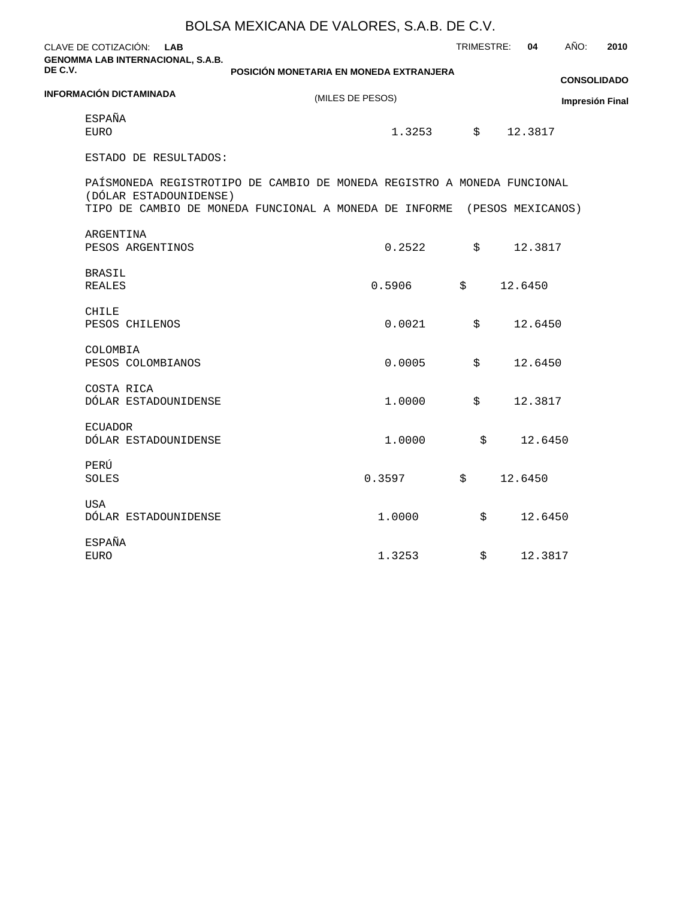ESPAÑA
EURO | 1.3253 | $ 12.3817

ESTADO DE RESULTADOS:

| PAÍS MONEDA REGISTRO | TIPO DE CAMBIO DE MONEDA REGISTRO A MONEDA FUNCIONAL (DÓLAR ESTADOUNIDENSE) | TIPO DE CAMBIO DE MONEDA FUNCIONAL A MONEDA DE INFORME (PESOS MEXICANOS) |
|---|---|---|
| ARGENTINA<br>PESOS ARGENTINOS | 0.2522 | $ 12.3817 |
| BRASIL<br>REALES | 0.5906 | $ 12.6450 |
| CHILE<br>PESOS CHILENOS | 0.0021 | $ 12.6450 |
| COLOMBIA<br>PESOS COLOMBIANOS | 0.0005 | $ 12.6450 |
| COSTA RICA<br>DÓLAR ESTADOUNIDENSE | 1.0000 | $ 12.3817 |
| ECUADOR<br>DÓLAR ESTADOUNIDENSE | 1.0000 | $ 12.6450 |
| PERÚ<br>SOLES | 0.3597 | $ 12.6450 |
| USA<br>DÓLAR ESTADOUNIDENSE | 1.0000 | $ 12.6450 |
| ESPAÑA<br>EURO | 1.3253 | $ 12.3817 |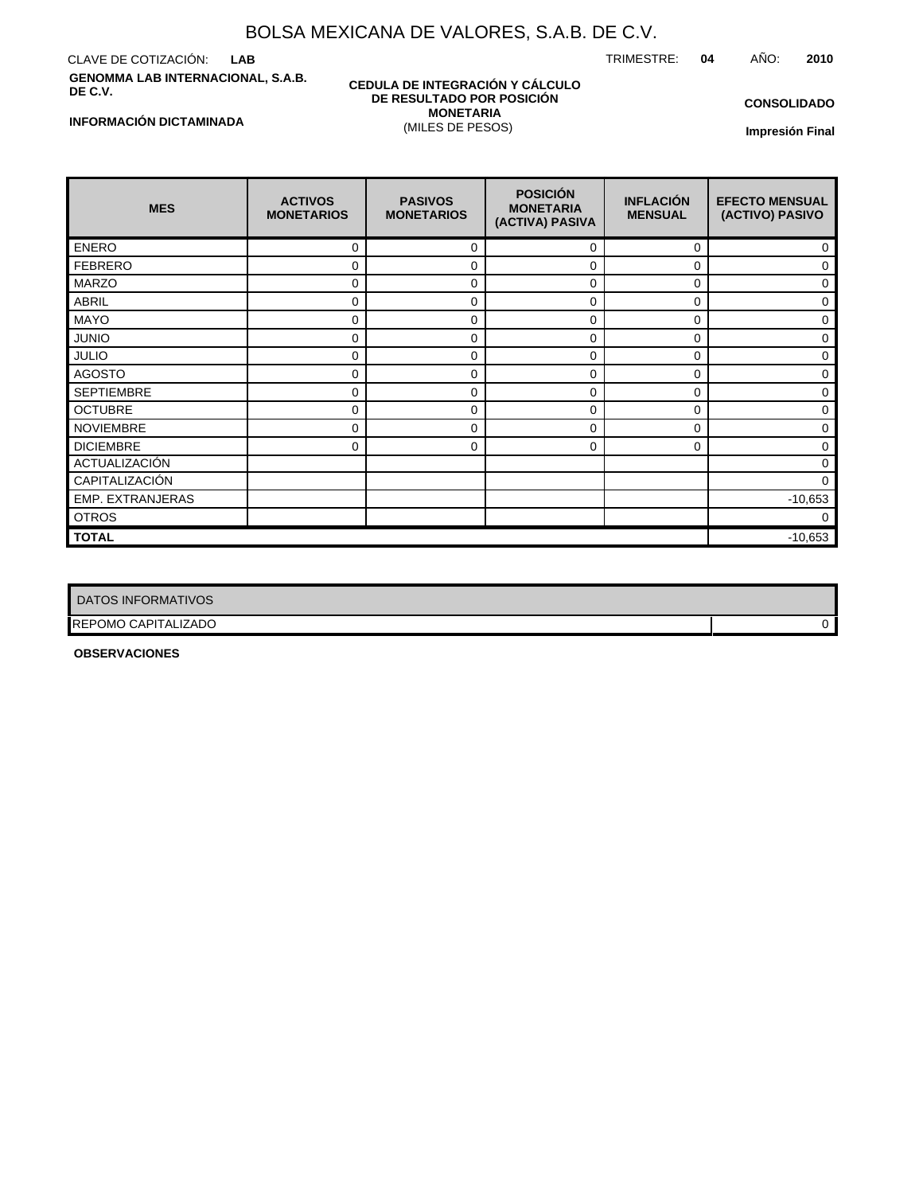# BOLSA MEXICANA DE VALORES, S.A.B. DE C.V.

CLAVE DE COTIZACIÓN: **LAB** TRIMESTRE: **04** AÑO: **2010**

**GENOMMA LAB INTERNACIONAL, S.A.B. DE C.V.**

**CEDULA DE INTEGRACIÓN Y CÁLCULO DE RESULTADO POR POSICIÓN MONETARIA**
(MILES DE PESOS)

**CONSOLIDADO**

**INFORMACIÓN DICTAMINADA**

**Impresión Final**

| MES | ACTIVOS MONETARIOS | PASIVOS MONETARIOS | POSICIÓN MONETARIA (ACTIVA) PASIVA | INFLACIÓN MENSUAL | EFECTO MENSUAL (ACTIVO) PASIVO |
|---|---|---|---|---|---|
| ENERO | 0 | 0 | 0 | 0 | 0 |
| FEBRERO | 0 | 0 | 0 | 0 | 0 |
| MARZO | 0 | 0 | 0 | 0 | 0 |
| ABRIL | 0 | 0 | 0 | 0 | 0 |
| MAYO | 0 | 0 | 0 | 0 | 0 |
| JUNIO | 0 | 0 | 0 | 0 | 0 |
| JULIO | 0 | 0 | 0 | 0 | 0 |
| AGOSTO | 0 | 0 | 0 | 0 | 0 |
| SEPTIEMBRE | 0 | 0 | 0 | 0 | 0 |
| OCTUBRE | 0 | 0 | 0 | 0 | 0 |
| NOVIEMBRE | 0 | 0 | 0 | 0 | 0 |
| DICIEMBRE | 0 | 0 | 0 | 0 | 0 |
| ACTUALIZACIÓN | | | | | 0 |
| CAPITALIZACIÓN | | | | | 0 |
| EMP. EXTRANJERAS | | | | | -10,653 |
| OTROS | | | | | 0 |
| **TOTAL** | | | | | -10,653 |

| DATOS INFORMATIVOS | |
|---|---|
| REPOMO CAPITALIZADO | 0 |

**OBSERVACIONES**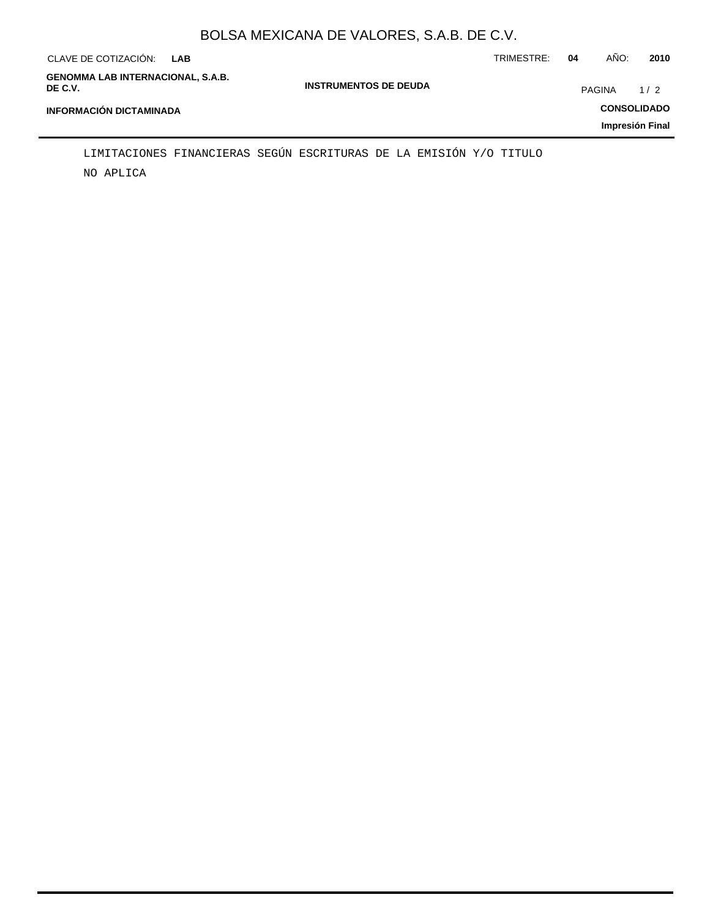LIMITACIONES FINANCIERAS SEGÚN ESCRITURAS DE LA EMISIÓN Y/O TITULO

NO APLICA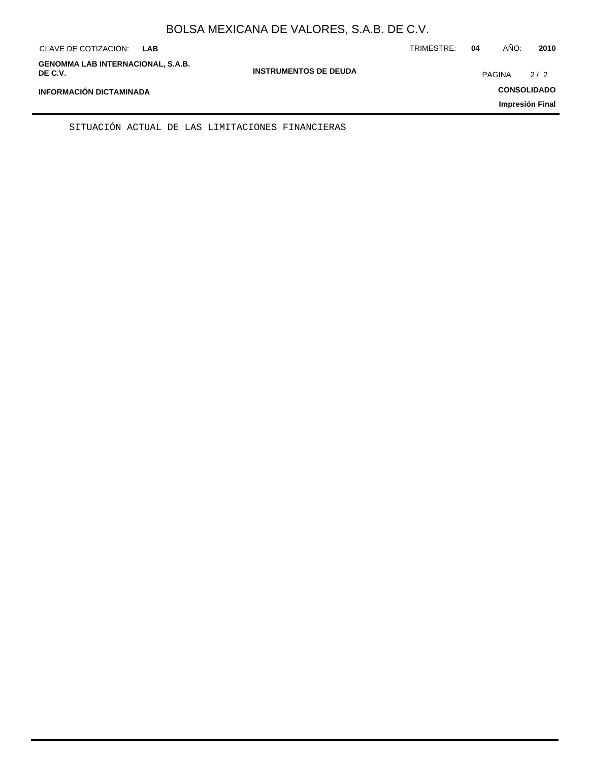SITUACIÓN ACTUAL DE LAS LIMITACIONES FINANCIERAS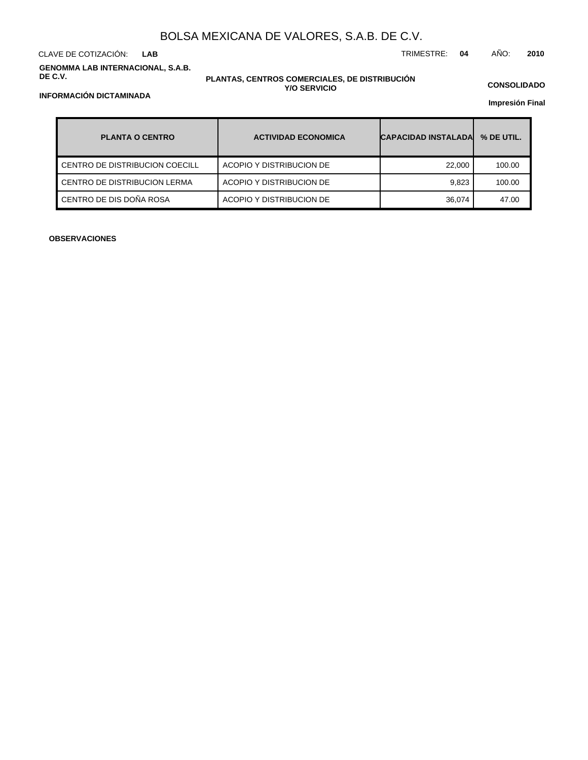# BOLSA MEXICANA DE VALORES, S.A.B. DE C.V.

CLAVE DE COTIZACIÓN: **LAB**

TRIMESTRE: **04** AÑO: **2010**

**GENOMMA LAB INTERNACIONAL, S.A.B. DE C.V.**

**PLANTAS, CENTROS COMERCIALES, DE DISTRIBUCIÓN Y/O SERVICIO**

**CONSOLIDADO**

**INFORMACIÓN DICTAMINADA**

**Impresión Final**

| PLANTA O CENTRO | ACTIVIDAD ECONOMICA | CAPACIDAD INSTALADA | % DE UTIL. |
|---|---|---|---|
| CENTRO DE DISTRIBUCION COECILL | ACOPIO Y DISTRIBUCION DE | 22,000 | 100.00 |
| CENTRO DE DISTRIBUCION LERMA | ACOPIO Y DISTRIBUCION DE | 9,823 | 100.00 |
| CENTRO DE DIS DOÑA ROSA | ACOPIO Y DISTRIBUCION DE | 36,074 | 47.00 |

**OBSERVACIONES**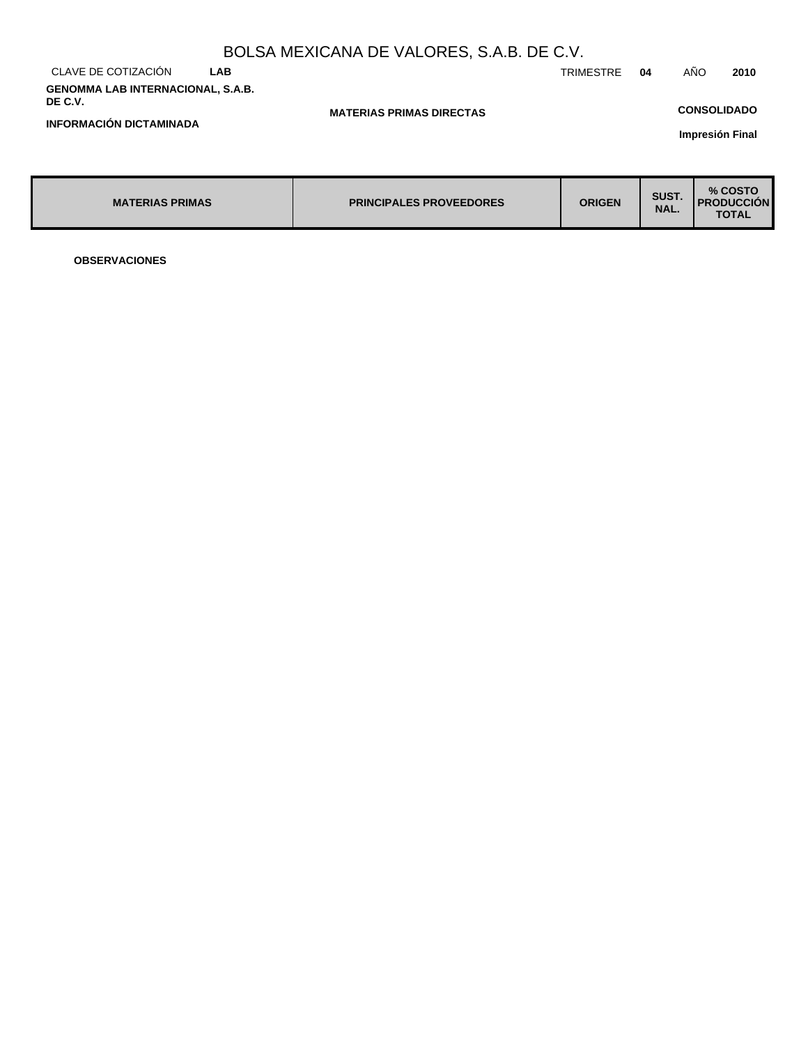# BOLSA MEXICANA DE VALORES, S.A.B. DE C.V.

CLAVE DE COTIZACIÓN **LAB** TRIMESTRE **04** AÑO **2010**

**GENOMMA LAB INTERNACIONAL, S.A.B. DE C.V.**

**MATERIAS PRIMAS DIRECTAS**

**CONSOLIDADO**

**INFORMACIÓN DICTAMINADA**

**Impresión Final**

| MATERIAS PRIMAS | PRINCIPALES PROVEEDORES | ORIGEN | SUST. NAL. | % COSTO PRODUCCIÓN TOTAL |
|---|---|---|---|---|

**OBSERVACIONES**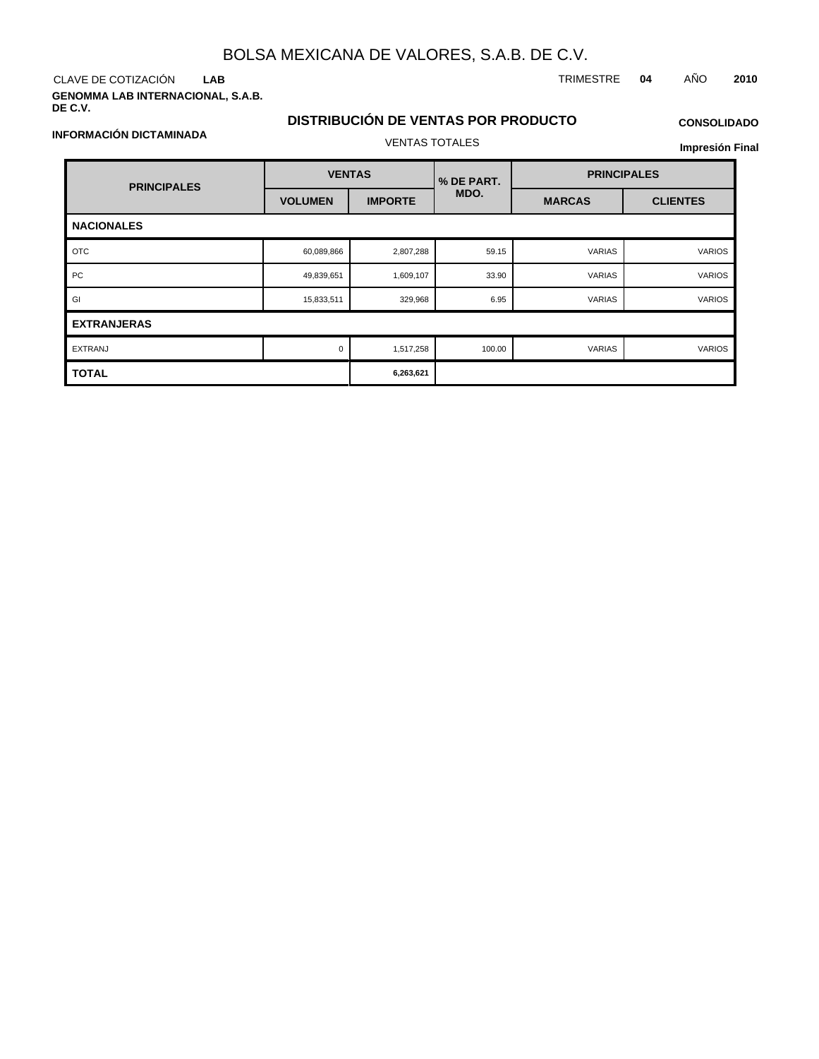# BOLSA MEXICANA DE VALORES, S.A.B. DE C.V.

CLAVE DE COTIZACIÓN **LAB** TRIMESTRE **04** AÑO **2010**

**GENOMMA LAB INTERNACIONAL, S.A.B. DE C.V.**

## DISTRIBUCIÓN DE VENTAS POR PRODUCTO

**CONSOLIDADO**

**INFORMACIÓN DICTAMINADA**

VENTAS TOTALES

**Impresión Final**

| PRINCIPALES | VENTAS | | % DE PART. MDO. | PRINCIPALES | |
|---|---|---|---|---|---|
| | VOLUMEN | IMPORTE | | MARCAS | CLIENTES |
| **NACIONALES** | | | | | |
| OTC | 60,089,866 | 2,807,288 | 59.15 | VARIAS | VARIOS |
| PC | 49,839,651 | 1,609,107 | 33.90 | VARIAS | VARIOS |
| GI | 15,833,511 | 329,968 | 6.95 | VARIAS | VARIOS |
| **EXTRANJERAS** | | | | | |
| EXTRANJ | 0 | 1,517,258 | 100.00 | VARIAS | VARIOS |
| **TOTAL** | | **6,263,621** | | | |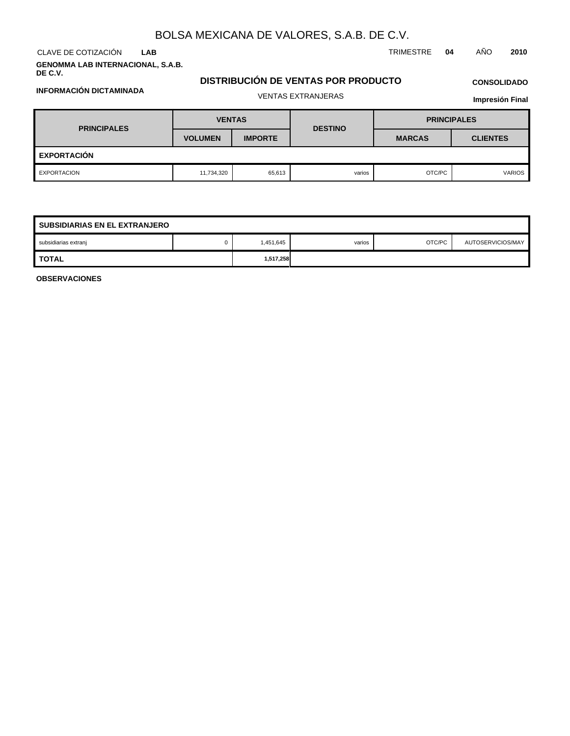# BOLSA MEXICANA DE VALORES, S.A.B. DE C.V.

CLAVE DE COTIZACIÓN **LAB** TRIMESTRE **04** AÑO **2010**

**GENOMMA LAB INTERNACIONAL, S.A.B. DE C.V.**

## DISTRIBUCIÓN DE VENTAS POR PRODUCTO

**CONSOLIDADO**

**INFORMACIÓN DICTAMINADA**

VENTAS EXTRANJERAS

**Impresión Final**

| PRINCIPALES | VENTAS | | DESTINO | PRINCIPALES | |
|---|---|---|---|---|---|
| | VOLUMEN | IMPORTE | | MARCAS | CLIENTES |
| **EXPORTACIÓN** | | | | | |
| EXPORTACION | 11,734,320 | 65,613 | varios | OTC/PC | VARIOS |
| **SUBSIDIARIAS EN EL EXTRANJERO** | | | | | |
| subsidiarias extranj | 0 | 1,451,645 | varios | OTC/PC | AUTOSERVICIOS/MAY |
| **TOTAL** | | **1,517,258** | | | |

**OBSERVACIONES**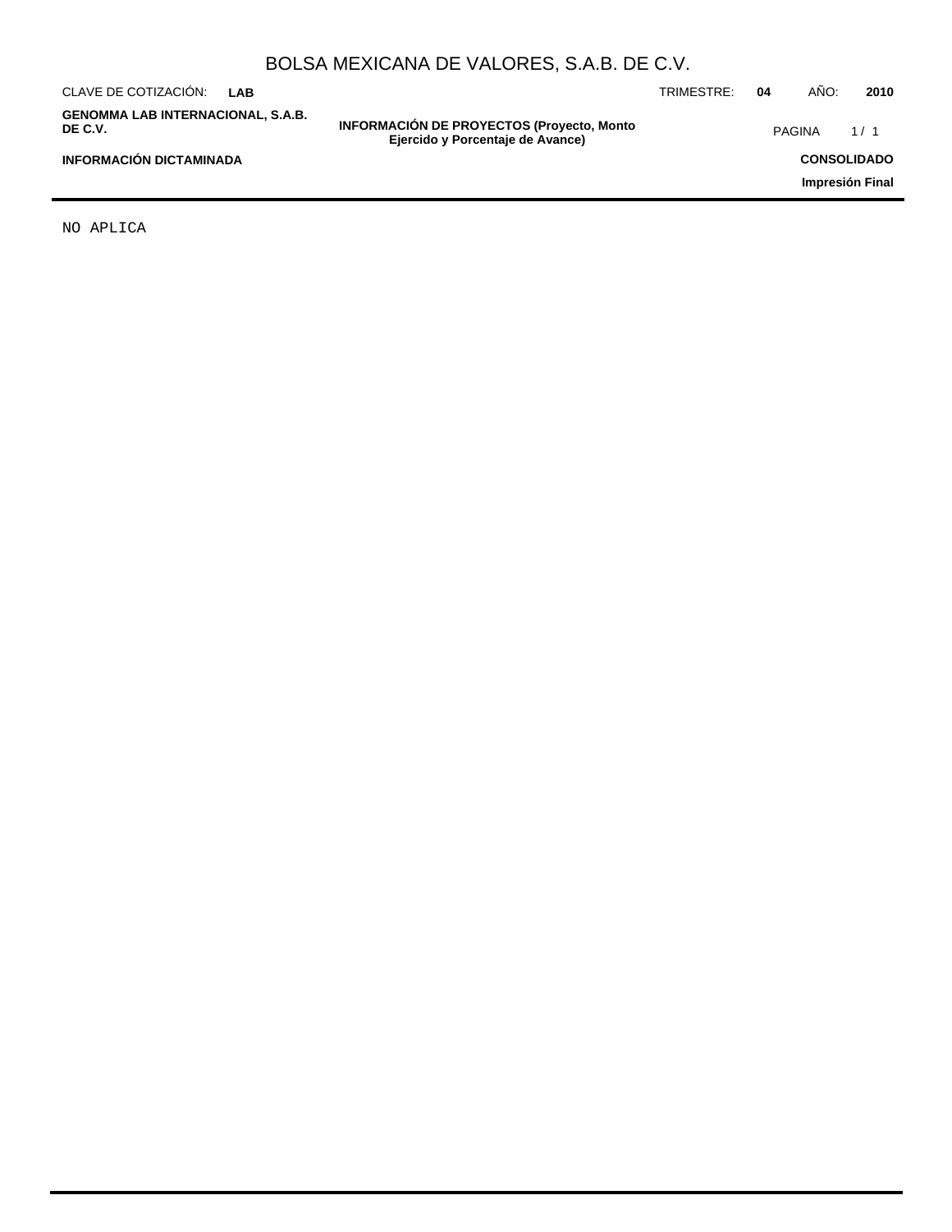NO APLICA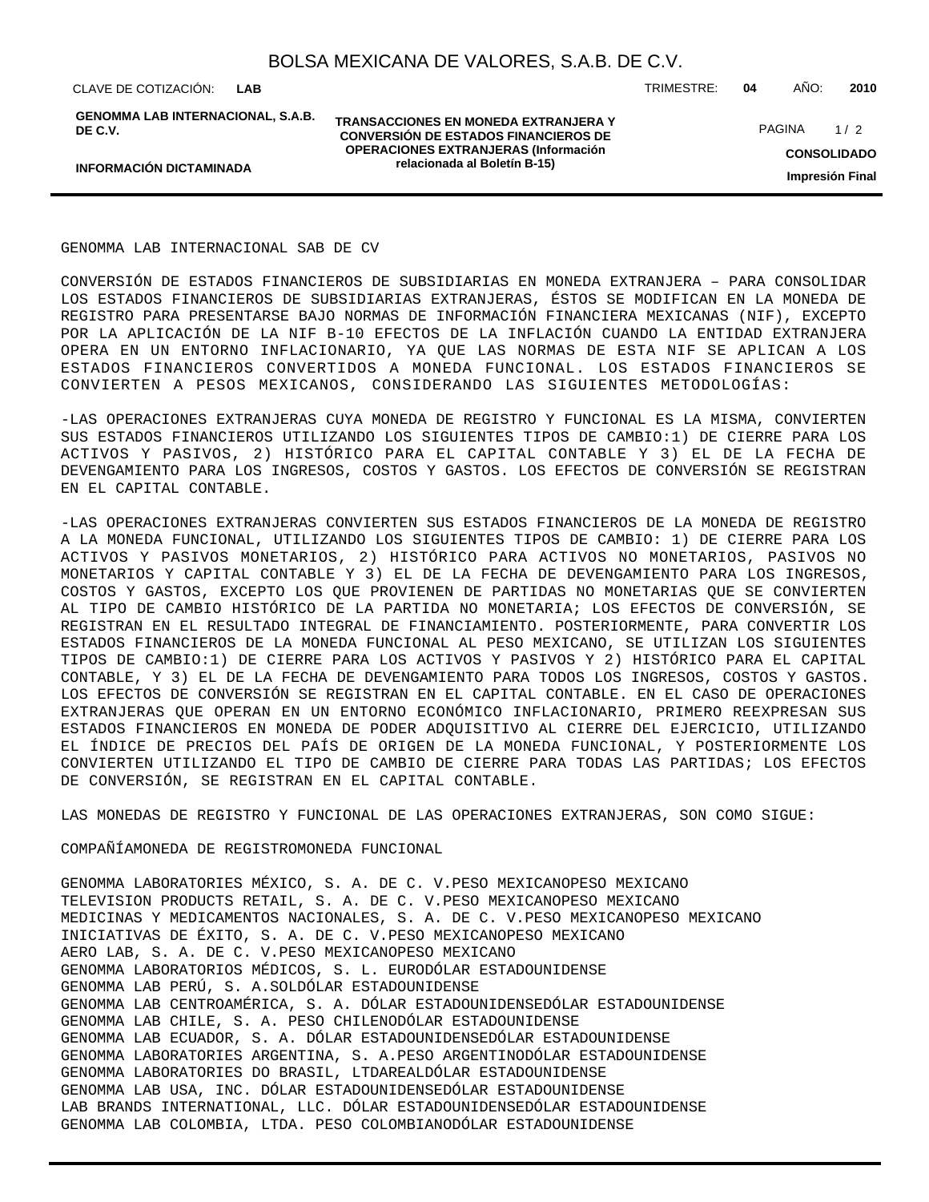GENOMMA LAB INTERNACIONAL SAB DE CV

CONVERSIÓN DE ESTADOS FINANCIEROS DE SUBSIDIARIAS EN MONEDA EXTRANJERA – PARA CONSOLIDAR LOS ESTADOS FINANCIEROS DE SUBSIDIARIAS EXTRANJERAS, ÉSTOS SE MODIFICAN EN LA MONEDA DE REGISTRO PARA PRESENTARSE BAJO NORMAS DE INFORMACIÓN FINANCIERA MEXICANAS (NIF), EXCEPTO POR LA APLICACIÓN DE LA NIF B-10 EFECTOS DE LA INFLACIÓN CUANDO LA ENTIDAD EXTRANJERA OPERA EN UN ENTORNO INFLACIONARIO, YA QUE LAS NORMAS DE ESTA NIF SE APLICAN A LOS ESTADOS FINANCIEROS CONVERTIDOS A MONEDA FUNCIONAL. LOS ESTADOS FINANCIEROS SE CONVIERTEN A PESOS MEXICANOS, CONSIDERANDO LAS SIGUIENTES METODOLOGÍAS:

-LAS OPERACIONES EXTRANJERAS CUYA MONEDA DE REGISTRO Y FUNCIONAL ES LA MISMA, CONVIERTEN SUS ESTADOS FINANCIEROS UTILIZANDO LOS SIGUIENTES TIPOS DE CAMBIO:1) DE CIERRE PARA LOS ACTIVOS Y PASIVOS, 2) HISTÓRICO PARA EL CAPITAL CONTABLE Y 3) EL DE LA FECHA DE DEVENGAMIENTO PARA LOS INGRESOS, COSTOS Y GASTOS. LOS EFECTOS DE CONVERSIÓN SE REGISTRAN EN EL CAPITAL CONTABLE.

-LAS OPERACIONES EXTRANJERAS CONVIERTEN SUS ESTADOS FINANCIEROS DE LA MONEDA DE REGISTRO A LA MONEDA FUNCIONAL, UTILIZANDO LOS SIGUIENTES TIPOS DE CAMBIO: 1) DE CIERRE PARA LOS ACTIVOS Y PASIVOS MONETARIOS, 2) HISTÓRICO PARA ACTIVOS NO MONETARIOS, PASIVOS NO MONETARIOS Y CAPITAL CONTABLE Y 3) EL DE LA FECHA DE DEVENGAMIENTO PARA LOS INGRESOS, COSTOS Y GASTOS, EXCEPTO LOS QUE PROVIENEN DE PARTIDAS NO MONETARIAS QUE SE CONVIERTEN AL TIPO DE CAMBIO HISTÓRICO DE LA PARTIDA NO MONETARIA; LOS EFECTOS DE CONVERSIÓN, SE REGISTRAN EN EL RESULTADO INTEGRAL DE FINANCIAMIENTO. POSTERIORMENTE, PARA CONVERTIR LOS ESTADOS FINANCIEROS DE LA MONEDA FUNCIONAL AL PESO MEXICANO, SE UTILIZAN LOS SIGUIENTES TIPOS DE CAMBIO:1) DE CIERRE PARA LOS ACTIVOS Y PASIVOS Y 2) HISTÓRICO PARA EL CAPITAL CONTABLE, Y 3) EL DE LA FECHA DE DEVENGAMIENTO PARA TODOS LOS INGRESOS, COSTOS Y GASTOS. LOS EFECTOS DE CONVERSIÓN SE REGISTRAN EN EL CAPITAL CONTABLE. EN EL CASO DE OPERACIONES EXTRANJERAS QUE OPERAN EN UN ENTORNO ECONÓMICO INFLACIONARIO, PRIMERO REEXPRESAN SUS ESTADOS FINANCIEROS EN MONEDA DE PODER ADQUISITIVO AL CIERRE DEL EJERCICIO, UTILIZANDO EL ÍNDICE DE PRECIOS DEL PAÍS DE ORIGEN DE LA MONEDA FUNCIONAL, Y POSTERIORMENTE LOS CONVIERTEN UTILIZANDO EL TIPO DE CAMBIO DE CIERRE PARA TODAS LAS PARTIDAS; LOS EFECTOS DE CONVERSIÓN, SE REGISTRAN EN EL CAPITAL CONTABLE.

LAS MONEDAS DE REGISTRO Y FUNCIONAL DE LAS OPERACIONES EXTRANJERAS, SON COMO SIGUE:

| COMPAÑÍA | MONEDA DE REGISTRO | MONEDA FUNCIONAL |
|---|---|---|
| GENOMMA LABORATORIES MÉXICO, S. A. DE C. V. | PESO MEXICANO | PESO MEXICANO |
| TELEVISION PRODUCTS RETAIL, S. A. DE C. V. | PESO MEXICANO | PESO MEXICANO |
| MEDICINAS Y MEDICAMENTOS NACIONALES, S. A. DE C. V. | PESO MEXICANO | PESO MEXICANO |
| INICIATIVAS DE ÉXITO, S. A. DE C. V. | PESO MEXICANO | PESO MEXICANO |
| AERO LAB, S. A. DE C. V. | PESO MEXICANO | PESO MEXICANO |
| GENOMMA LABORATORIOS MÉDICOS, S. L. | EURO | DÓLAR ESTADOUNIDENSE |
| GENOMMA LAB PERÚ, S. A. | SOL | DÓLAR ESTADOUNIDENSE |
| GENOMMA LAB CENTROAMÉRICA, S. A. | DÓLAR ESTADOUNIDENSE | DÓLAR ESTADOUNIDENSE |
| GENOMMA LAB CHILE, S. A. | PESO CHILENO | DÓLAR ESTADOUNIDENSE |
| GENOMMA LAB ECUADOR, S. A. | DÓLAR ESTADOUNIDENSE | DÓLAR ESTADOUNIDENSE |
| GENOMMA LABORATORIES ARGENTINA, S. A. | PESO ARGENTINO | DÓLAR ESTADOUNIDENSE |
| GENOMMA LABORATORIES DO BRASIL, LTDA | REAL | DÓLAR ESTADOUNIDENSE |
| GENOMMA LAB USA, INC. | DÓLAR ESTADOUNIDENSE | DÓLAR ESTADOUNIDENSE |
| LAB BRANDS INTERNATIONAL, LLC. | DÓLAR ESTADOUNIDENSE | DÓLAR ESTADOUNIDENSE |
| GENOMMA LAB COLOMBIA, LTDA. | PESO COLOMBIANO | DÓLAR ESTADOUNIDENSE |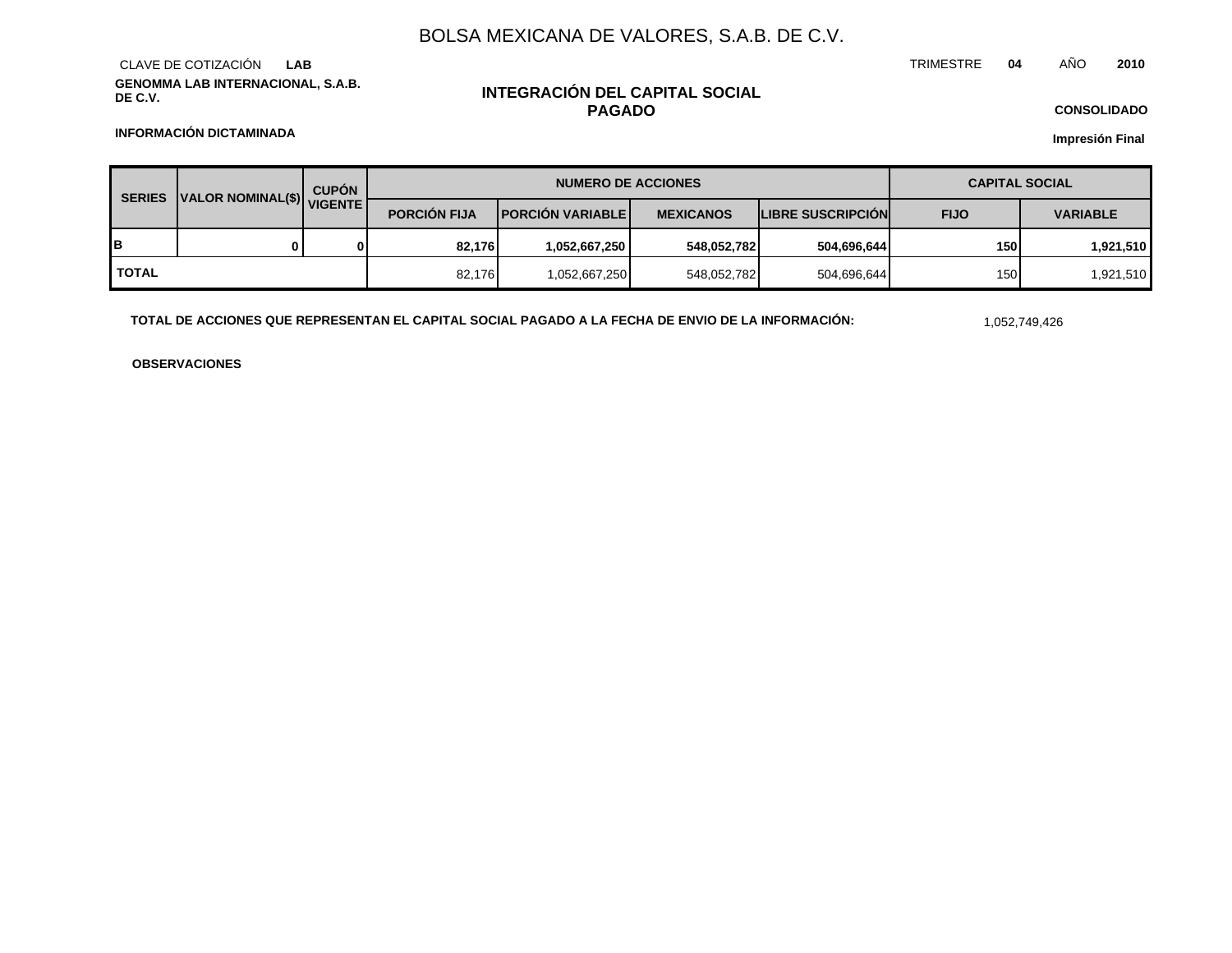# BOLSA MEXICANA DE VALORES, S.A.B. DE C.V.

CLAVE DE COTIZACIÓN **LAB**

TRIMESTRE **04** AÑO **2010**

**GENOMMA LAB INTERNACIONAL, S.A.B. DE C.V.**

## INTEGRACIÓN DEL CAPITAL SOCIAL PAGADO

**CONSOLIDADO**

**INFORMACIÓN DICTAMINADA**

**Impresión Final**

| SERIES | VALOR NOMINAL($) | CUPÓN VIGENTE | NUMERO DE ACCIONES | | | | CAPITAL SOCIAL | |
|---|---|---|---|---|---|---|---|---|
| | | | PORCIÓN FIJA | PORCIÓN VARIABLE | MEXICANOS | LIBRE SUSCRIPCIÓN | FIJO | VARIABLE |
| **B** | **0** | **0** | **82,176** | **1,052,667,250** | **548,052,782** | **504,696,644** | **150** | **1,921,510** |
| **TOTAL** | | | 82,176 | 1,052,667,250 | 548,052,782 | 504,696,644 | 150 | 1,921,510 |

**TOTAL DE ACCIONES QUE REPRESENTAN EL CAPITAL SOCIAL PAGADO A LA FECHA DE ENVIO DE LA INFORMACIÓN:** 1,052,749,426

**OBSERVACIONES**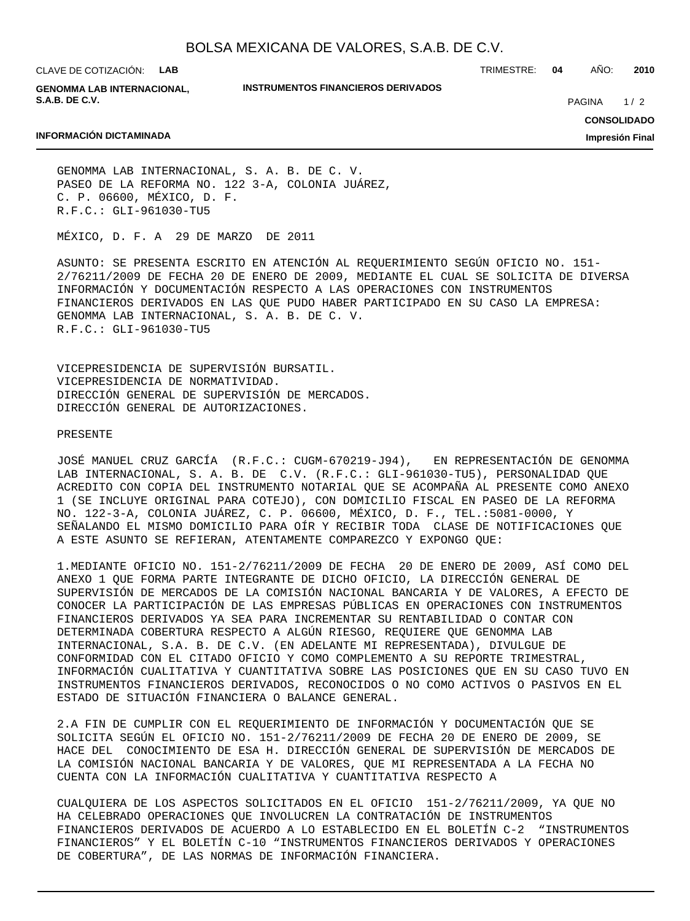GENOMMA LAB INTERNACIONAL, S. A. B. DE C. V.
PASEO DE LA REFORMA NO. 122 3-A, COLONIA JUÁREZ,
C. P. 06600, MÉXICO, D. F.
R.F.C.: GLI-961030-TU5

MÉXICO, D. F. A 29 DE MARZO DE 2011

ASUNTO: SE PRESENTA ESCRITO EN ATENCIÓN AL REQUERIMIENTO SEGÚN OFICIO NO. 151-2/76211/2009 DE FECHA 20 DE ENERO DE 2009, MEDIANTE EL CUAL SE SOLICITA DE DIVERSA INFORMACIÓN Y DOCUMENTACIÓN RESPECTO A LAS OPERACIONES CON INSTRUMENTOS FINANCIEROS DERIVADOS EN LAS QUE PUDO HABER PARTICIPADO EN SU CASO LA EMPRESA: GENOMMA LAB INTERNACIONAL, S. A. B. DE C. V.
R.F.C.: GLI-961030-TU5

VICEPRESIDENCIA DE SUPERVISIÓN BURSATIL.
VICEPRESIDENCIA DE NORMATIVIDAD.
DIRECCIÓN GENERAL DE SUPERVISIÓN DE MERCADOS.
DIRECCIÓN GENERAL DE AUTORIZACIONES.

PRESENTE

JOSÉ MANUEL CRUZ GARCÍA (R.F.C.: CUGM-670219-J94), EN REPRESENTACIÓN DE GENOMMA LAB INTERNACIONAL, S. A. B. DE C.V. (R.F.C.: GLI-961030-TU5), PERSONALIDAD QUE ACREDITO CON COPIA DEL INSTRUMENTO NOTARIAL QUE SE ACOMPAÑA AL PRESENTE COMO ANEXO 1 (SE INCLUYE ORIGINAL PARA COTEJO), CON DOMICILIO FISCAL EN PASEO DE LA REFORMA NO. 122-3-A, COLONIA JUÁREZ, C. P. 06600, MÉXICO, D. F., TEL.:5081-0000, Y SEÑALANDO EL MISMO DOMICILIO PARA OÍR Y RECIBIR TODA CLASE DE NOTIFICACIONES QUE A ESTE ASUNTO SE REFIERAN, ATENTAMENTE COMPAREZCO Y EXPONGO QUE:

1.MEDIANTE OFICIO NO. 151-2/76211/2009 DE FECHA 20 DE ENERO DE 2009, ASÍ COMO DEL ANEXO 1 QUE FORMA PARTE INTEGRANTE DE DICHO OFICIO, LA DIRECCIÓN GENERAL DE SUPERVISIÓN DE MERCADOS DE LA COMISIÓN NACIONAL BANCARIA Y DE VALORES, A EFECTO DE CONOCER LA PARTICIPACIÓN DE LAS EMPRESAS PÚBLICAS EN OPERACIONES CON INSTRUMENTOS FINANCIEROS DERIVADOS YA SEA PARA INCREMENTAR SU RENTABILIDAD O CONTAR CON DETERMINADA COBERTURA RESPECTO A ALGÚN RIESGO, REQUIERE QUE GENOMMA LAB INTERNACIONAL, S.A. B. DE C.V. (EN ADELANTE MI REPRESENTADA), DIVULGUE DE CONFORMIDAD CON EL CITADO OFICIO Y COMO COMPLEMENTO A SU REPORTE TRIMESTRAL, INFORMACIÓN CUALITATIVA Y CUANTITATIVA SOBRE LAS POSICIONES QUE EN SU CASO TUVO EN INSTRUMENTOS FINANCIEROS DERIVADOS, RECONOCIDOS O NO COMO ACTIVOS O PASIVOS EN EL ESTADO DE SITUACIÓN FINANCIERA O BALANCE GENERAL.

2.A FIN DE CUMPLIR CON EL REQUERIMIENTO DE INFORMACIÓN Y DOCUMENTACIÓN QUE SE SOLICITA SEGÚN EL OFICIO NO. 151-2/76211/2009 DE FECHA 20 DE ENERO DE 2009, SE HACE DEL CONOCIMIENTO DE ESA H. DIRECCIÓN GENERAL DE SUPERVISIÓN DE MERCADOS DE LA COMISIÓN NACIONAL BANCARIA Y DE VALORES, QUE MI REPRESENTADA A LA FECHA NO CUENTA CON LA INFORMACIÓN CUALITATIVA Y CUANTITATIVA RESPECTO A

CUALQUIERA DE LOS ASPECTOS SOLICITADOS EN EL OFICIO 151-2/76211/2009, YA QUE NO HA CELEBRADO OPERACIONES QUE INVOLUCREN LA CONTRATACIÓN DE INSTRUMENTOS FINANCIEROS DERIVADOS DE ACUERDO A LO ESTABLECIDO EN EL BOLETÍN C-2 "INSTRUMENTOS FINANCIEROS" Y EL BOLETÍN C-10 "INSTRUMENTOS FINANCIEROS DERIVADOS Y OPERACIONES DE COBERTURA", DE LAS NORMAS DE INFORMACIÓN FINANCIERA.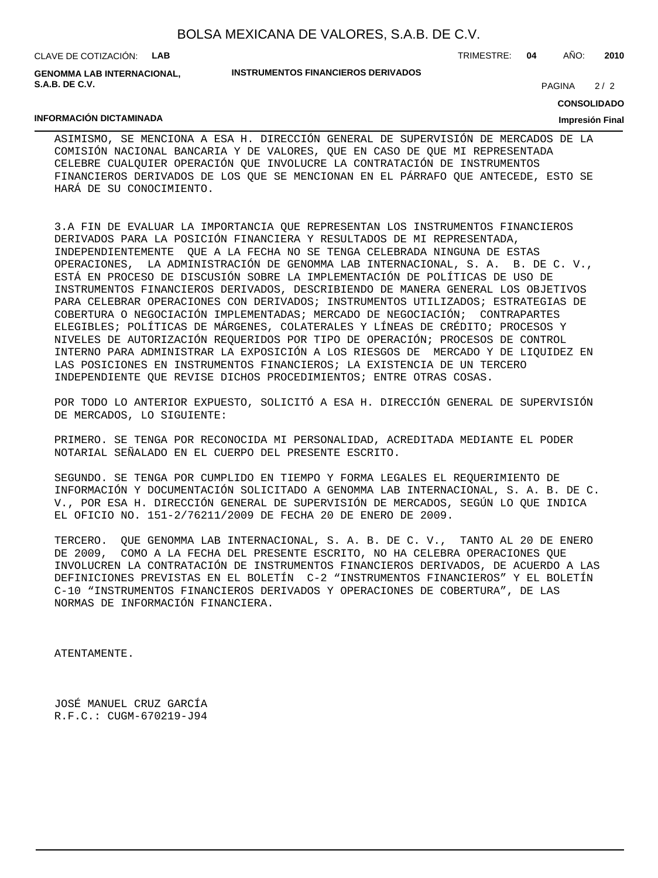ASIMISMO, SE MENCIONA A ESA H. DIRECCIÓN GENERAL DE SUPERVISIÓN DE MERCADOS DE LA COMISIÓN NACIONAL BANCARIA Y DE VALORES, QUE EN CASO DE QUE MI REPRESENTADA CELEBRE CUALQUIER OPERACIÓN QUE INVOLUCRE LA CONTRATACIÓN DE INSTRUMENTOS FINANCIEROS DERIVADOS DE LOS QUE SE MENCIONAN EN EL PÁRRAFO QUE ANTECEDE, ESTO SE HARÁ DE SU CONOCIMIENTO.

3.A FIN DE EVALUAR LA IMPORTANCIA QUE REPRESENTAN LOS INSTRUMENTOS FINANCIEROS DERIVADOS PARA LA POSICIÓN FINANCIERA Y RESULTADOS DE MI REPRESENTADA, INDEPENDIENTEMENTE QUE A LA FECHA NO SE TENGA CELEBRADA NINGUNA DE ESTAS OPERACIONES, LA ADMINISTRACIÓN DE GENOMMA LAB INTERNACIONAL, S. A. B. DE C. V., ESTÁ EN PROCESO DE DISCUSIÓN SOBRE LA IMPLEMENTACIÓN DE POLÍTICAS DE USO DE INSTRUMENTOS FINANCIEROS DERIVADOS, DESCRIBIENDO DE MANERA GENERAL LOS OBJETIVOS PARA CELEBRAR OPERACIONES CON DERIVADOS; INSTRUMENTOS UTILIZADOS; ESTRATEGIAS DE COBERTURA O NEGOCIACIÓN IMPLEMENTADAS; MERCADO DE NEGOCIACIÓN; CONTRAPARTES ELEGIBLES; POLÍTICAS DE MÁRGENES, COLATERALES Y LÍNEAS DE CRÉDITO; PROCESOS Y NIVELES DE AUTORIZACIÓN REQUERIDOS POR TIPO DE OPERACIÓN; PROCESOS DE CONTROL INTERNO PARA ADMINISTRAR LA EXPOSICIÓN A LOS RIESGOS DE MERCADO Y DE LIQUIDEZ EN LAS POSICIONES EN INSTRUMENTOS FINANCIEROS; LA EXISTENCIA DE UN TERCERO INDEPENDIENTE QUE REVISE DICHOS PROCEDIMIENTOS; ENTRE OTRAS COSAS.

POR TODO LO ANTERIOR EXPUESTO, SOLICITÓ A ESA H. DIRECCIÓN GENERAL DE SUPERVISIÓN DE MERCADOS, LO SIGUIENTE:

PRIMERO. SE TENGA POR RECONOCIDA MI PERSONALIDAD, ACREDITADA MEDIANTE EL PODER NOTARIAL SEÑALADO EN EL CUERPO DEL PRESENTE ESCRITO.

SEGUNDO. SE TENGA POR CUMPLIDO EN TIEMPO Y FORMA LEGALES EL REQUERIMIENTO DE INFORMACIÓN Y DOCUMENTACIÓN SOLICITADO A GENOMMA LAB INTERNACIONAL, S. A. B. DE C. V., POR ESA H. DIRECCIÓN GENERAL DE SUPERVISIÓN DE MERCADOS, SEGÚN LO QUE INDICA EL OFICIO NO. 151-2/76211/2009 DE FECHA 20 DE ENERO DE 2009.

TERCERO. QUE GENOMMA LAB INTERNACIONAL, S. A. B. DE C. V., TANTO AL 20 DE ENERO DE 2009, COMO A LA FECHA DEL PRESENTE ESCRITO, NO HA CELEBRA OPERACIONES QUE INVOLUCREN LA CONTRATACIÓN DE INSTRUMENTOS FINANCIEROS DERIVADOS, DE ACUERDO A LAS DEFINICIONES PREVISTAS EN EL BOLETÍN C-2 “INSTRUMENTOS FINANCIEROS” Y EL BOLETÍN C-10 “INSTRUMENTOS FINANCIEROS DERIVADOS Y OPERACIONES DE COBERTURA”, DE LAS NORMAS DE INFORMACIÓN FINANCIERA.

ATENTAMENTE.

JOSÉ MANUEL CRUZ GARCÍA
R.F.C.: CUGM-670219-J94